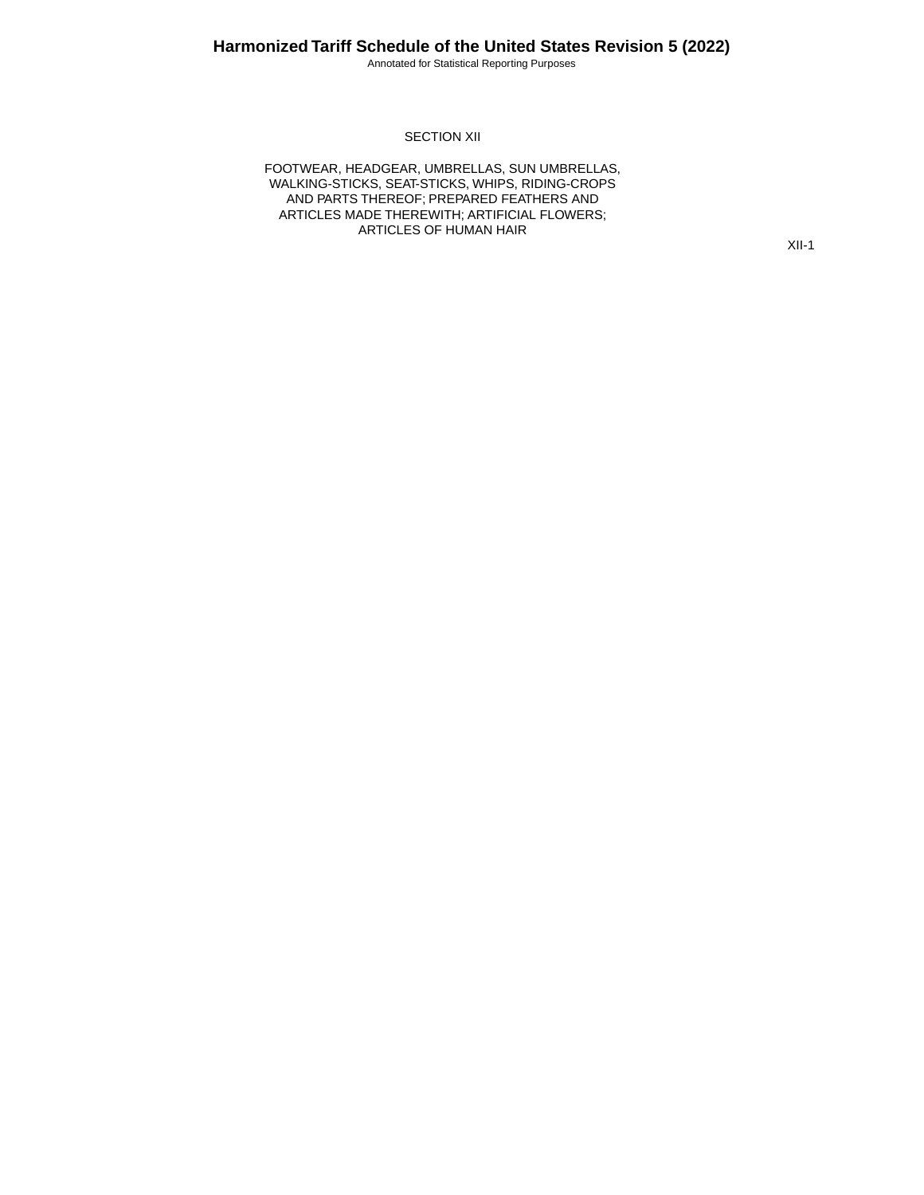# SECTION XII

## FOOTWEAR, HEADGEAR, UMBRELLAS, SUN UMBRELLAS, WALKING-STICKS, SEAT-STICKS, WHIPS, RIDING-CROPS AND PARTS THEREOF; PREPARED FEATHERS AND ARTICLES MADE THEREWITH; ARTIFICIAL FLOWERS; ARTICLES OF HUMAN HAIR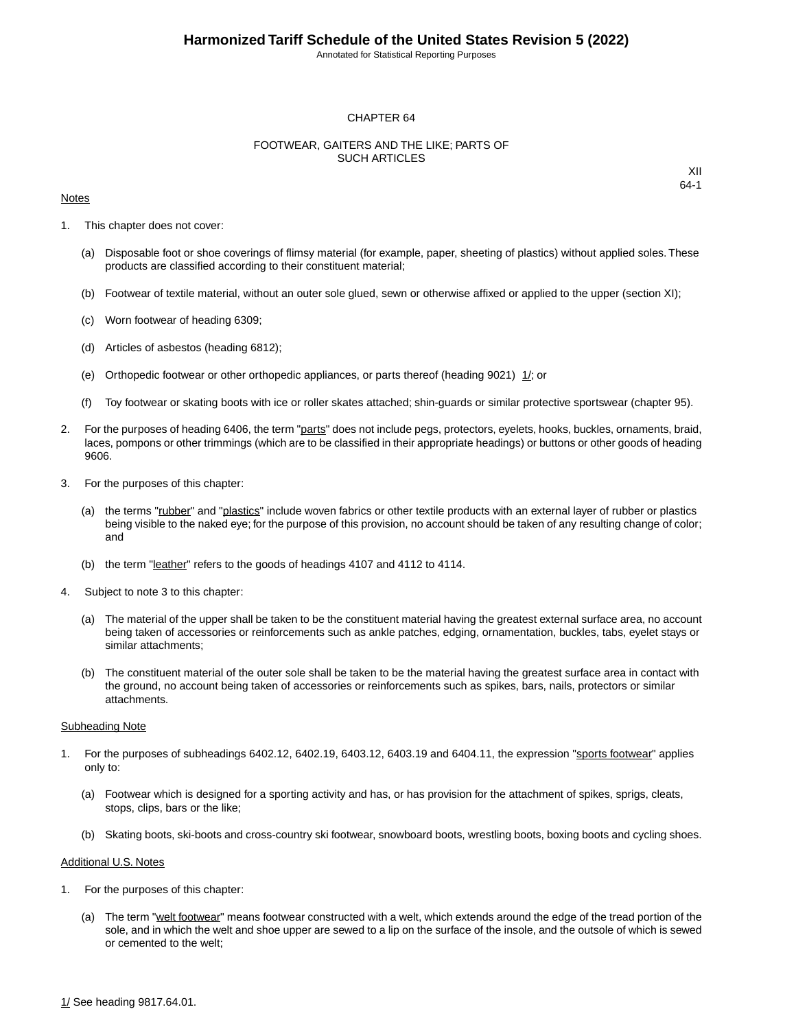# CHAPTER 64

## FOOTWEAR, GAITERS AND THE LIKE; PARTS OF SUCH ARTICLES

XII
64-1

Notes

1. This chapter does not cover:

   (a) Disposable foot or shoe coverings of flimsy material (for example, paper, sheeting of plastics) without applied soles. These products are classified according to their constituent material;

   (b) Footwear of textile material, without an outer sole glued, sewn or otherwise affixed or applied to the upper (section XI);

   (c) Worn footwear of heading 6309;

   (d) Articles of asbestos (heading 6812);

   (e) Orthopedic footwear or other orthopedic appliances, or parts thereof (heading 9021) 1/; or

   (f) Toy footwear or skating boots with ice or roller skates attached; shin-guards or similar protective sportswear (chapter 95).

2. For the purposes of heading 6406, the term "parts" does not include pegs, protectors, eyelets, hooks, buckles, ornaments, braid, laces, pompons or other trimmings (which are to be classified in their appropriate headings) or buttons or other goods of heading 9606.

3. For the purposes of this chapter:

   (a) the terms "rubber" and "plastics" include woven fabrics or other textile products with an external layer of rubber or plastics being visible to the naked eye; for the purpose of this provision, no account should be taken of any resulting change of color; and

   (b) the term "leather" refers to the goods of headings 4107 and 4112 to 4114.

4. Subject to note 3 to this chapter:

   (a) The material of the upper shall be taken to be the constituent material having the greatest external surface area, no account being taken of accessories or reinforcements such as ankle patches, edging, ornamentation, buckles, tabs, eyelet stays or similar attachments;

   (b) The constituent material of the outer sole shall be taken to be the material having the greatest surface area in contact with the ground, no account being taken of accessories or reinforcements such as spikes, bars, nails, protectors or similar attachments.

Subheading Note

1. For the purposes of subheadings 6402.12, 6402.19, 6403.12, 6403.19 and 6404.11, the expression "sports footwear" applies only to:

   (a) Footwear which is designed for a sporting activity and has, or has provision for the attachment of spikes, sprigs, cleats, stops, clips, bars or the like;

   (b) Skating boots, ski-boots and cross-country ski footwear, snowboard boots, wrestling boots, boxing boots and cycling shoes.

Additional U.S. Notes

1. For the purposes of this chapter:

   (a) The term "welt footwear" means footwear constructed with a welt, which extends around the edge of the tread portion of the sole, and in which the welt and shoe upper are sewed to a lip on the surface of the insole, and the outsole of which is sewed or cemented to the welt;

1/ See heading 9817.64.01.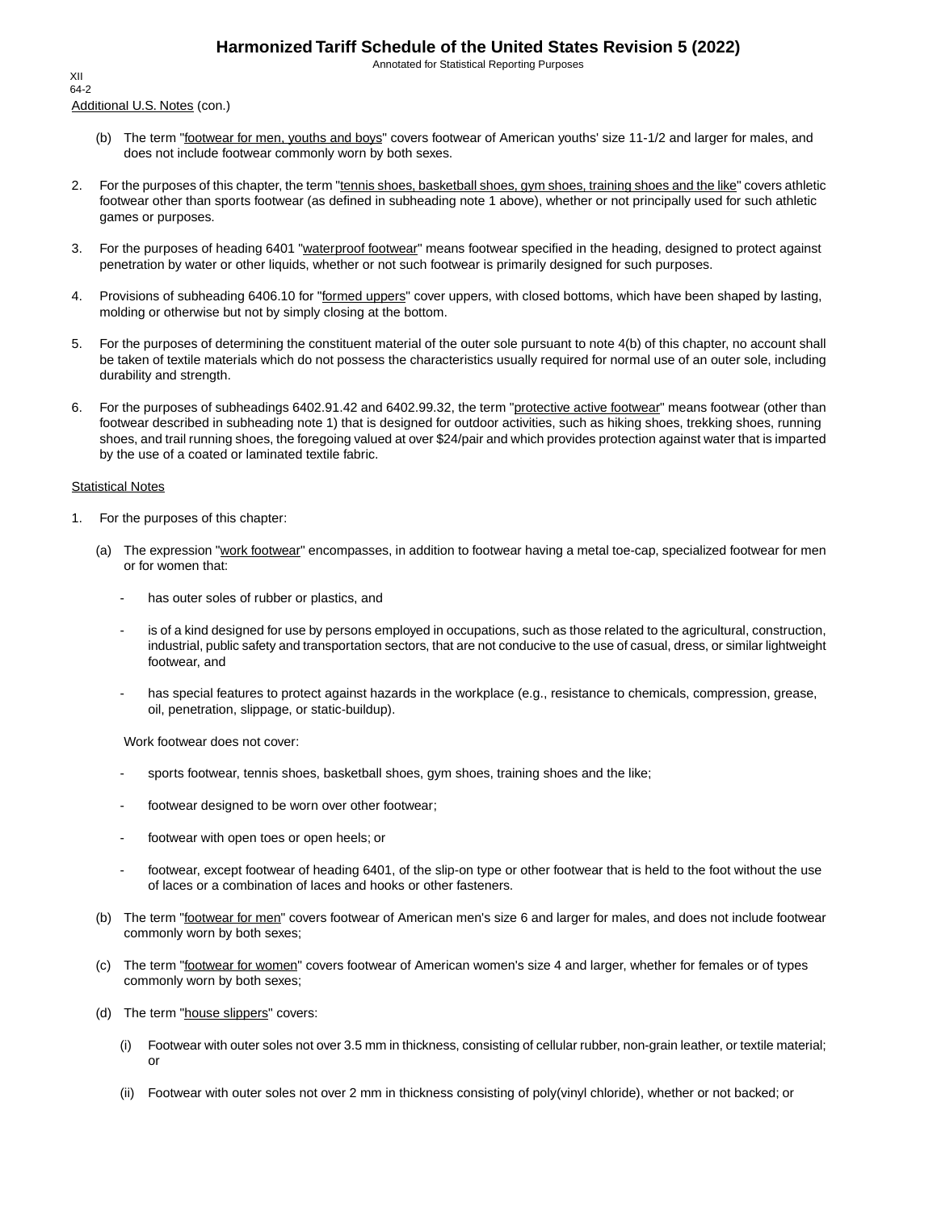Additional U.S. Notes (con.)

(b) The term "footwear for men, youths and boys" covers footwear of American youths' size 11-1/2 and larger for males, and does not include footwear commonly worn by both sexes.

2. For the purposes of this chapter, the term "tennis shoes, basketball shoes, gym shoes, training shoes and the like" covers athletic footwear other than sports footwear (as defined in subheading note 1 above), whether or not principally used for such athletic games or purposes.

3. For the purposes of heading 6401 "waterproof footwear" means footwear specified in the heading, designed to protect against penetration by water or other liquids, whether or not such footwear is primarily designed for such purposes.

4. Provisions of subheading 6406.10 for "formed uppers" cover uppers, with closed bottoms, which have been shaped by lasting, molding or otherwise but not by simply closing at the bottom.

5. For the purposes of determining the constituent material of the outer sole pursuant to note 4(b) of this chapter, no account shall be taken of textile materials which do not possess the characteristics usually required for normal use of an outer sole, including durability and strength.

6. For the purposes of subheadings 6402.91.42 and 6402.99.32, the term "protective active footwear" means footwear (other than footwear described in subheading note 1) that is designed for outdoor activities, such as hiking shoes, trekking shoes, running shoes, and trail running shoes, the foregoing valued at over $24/pair and which provides protection against water that is imparted by the use of a coated or laminated textile fabric.

Statistical Notes

1. For the purposes of this chapter:

(a) The expression "work footwear" encompasses, in addition to footwear having a metal toe-cap, specialized footwear for men or for women that:

- has outer soles of rubber or plastics, and
- is of a kind designed for use by persons employed in occupations, such as those related to the agricultural, construction, industrial, public safety and transportation sectors, that are not conducive to the use of casual, dress, or similar lightweight footwear, and
- has special features to protect against hazards in the workplace (e.g., resistance to chemicals, compression, grease, oil, penetration, slippage, or static-buildup).

Work footwear does not cover:

- sports footwear, tennis shoes, basketball shoes, gym shoes, training shoes and the like;
- footwear designed to be worn over other footwear;
- footwear with open toes or open heels; or
- footwear, except footwear of heading 6401, of the slip-on type or other footwear that is held to the foot without the use of laces or a combination of laces and hooks or other fasteners.

(b) The term "footwear for men" covers footwear of American men's size 6 and larger for males, and does not include footwear commonly worn by both sexes;

(c) The term "footwear for women" covers footwear of American women's size 4 and larger, whether for females or of types commonly worn by both sexes;

(d) The term "house slippers" covers:

(i) Footwear with outer soles not over 3.5 mm in thickness, consisting of cellular rubber, non-grain leather, or textile material; or

(ii) Footwear with outer soles not over 2 mm in thickness consisting of poly(vinyl chloride), whether or not backed; or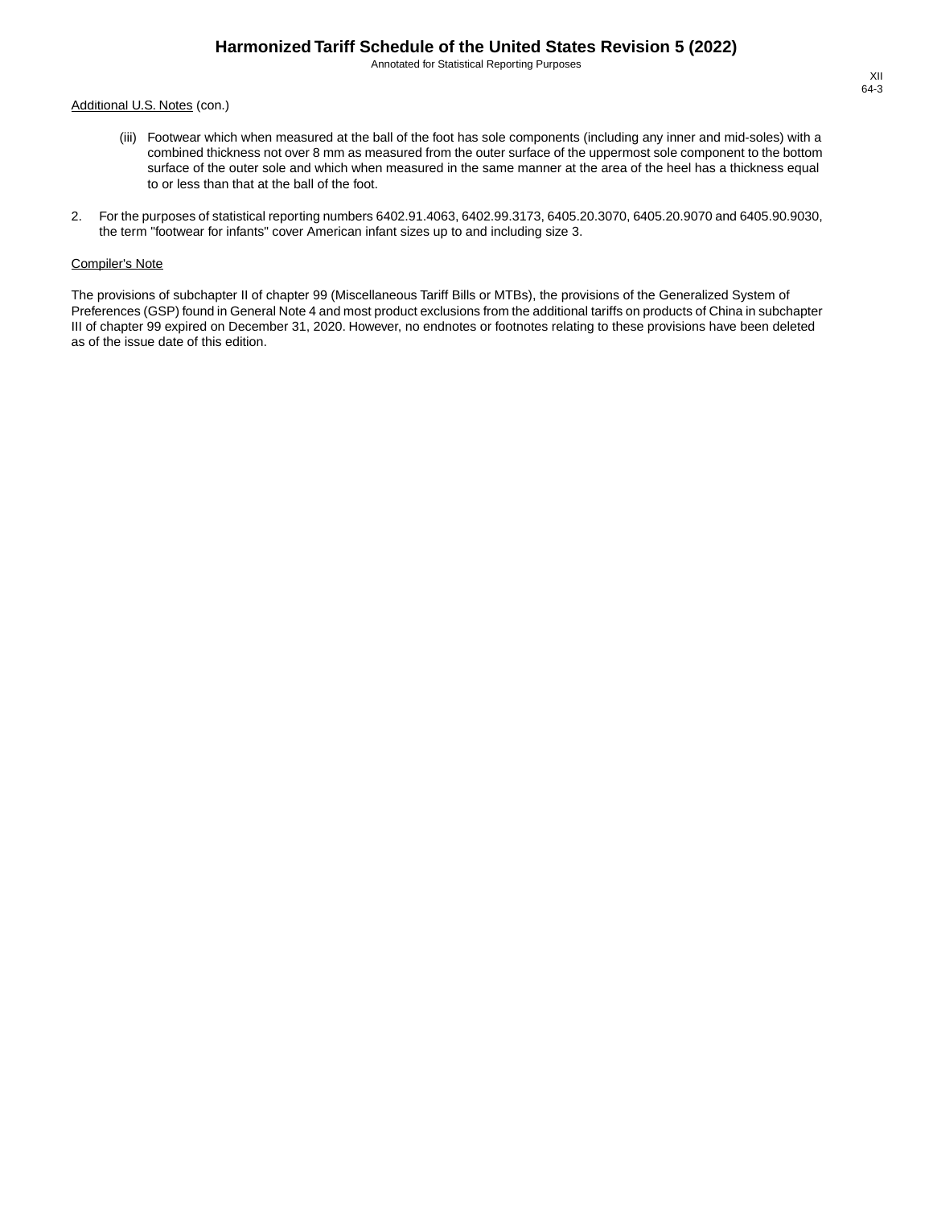Additional U.S. Notes (con.)

(iii) Footwear which when measured at the ball of the foot has sole components (including any inner and mid-soles) with a combined thickness not over 8 mm as measured from the outer surface of the uppermost sole component to the bottom surface of the outer sole and which when measured in the same manner at the area of the heel has a thickness equal to or less than that at the ball of the foot.

2. For the purposes of statistical reporting numbers 6402.91.4063, 6402.99.3173, 6405.20.3070, 6405.20.9070 and 6405.90.9030, the term "footwear for infants" cover American infant sizes up to and including size 3.

Compiler's Note

The provisions of subchapter II of chapter 99 (Miscellaneous Tariff Bills or MTBs), the provisions of the Generalized System of Preferences (GSP) found in General Note 4 and most product exclusions from the additional tariffs on products of China in subchapter III of chapter 99 expired on December 31, 2020. However, no endnotes or footnotes relating to these provisions have been deleted as of the issue date of this edition.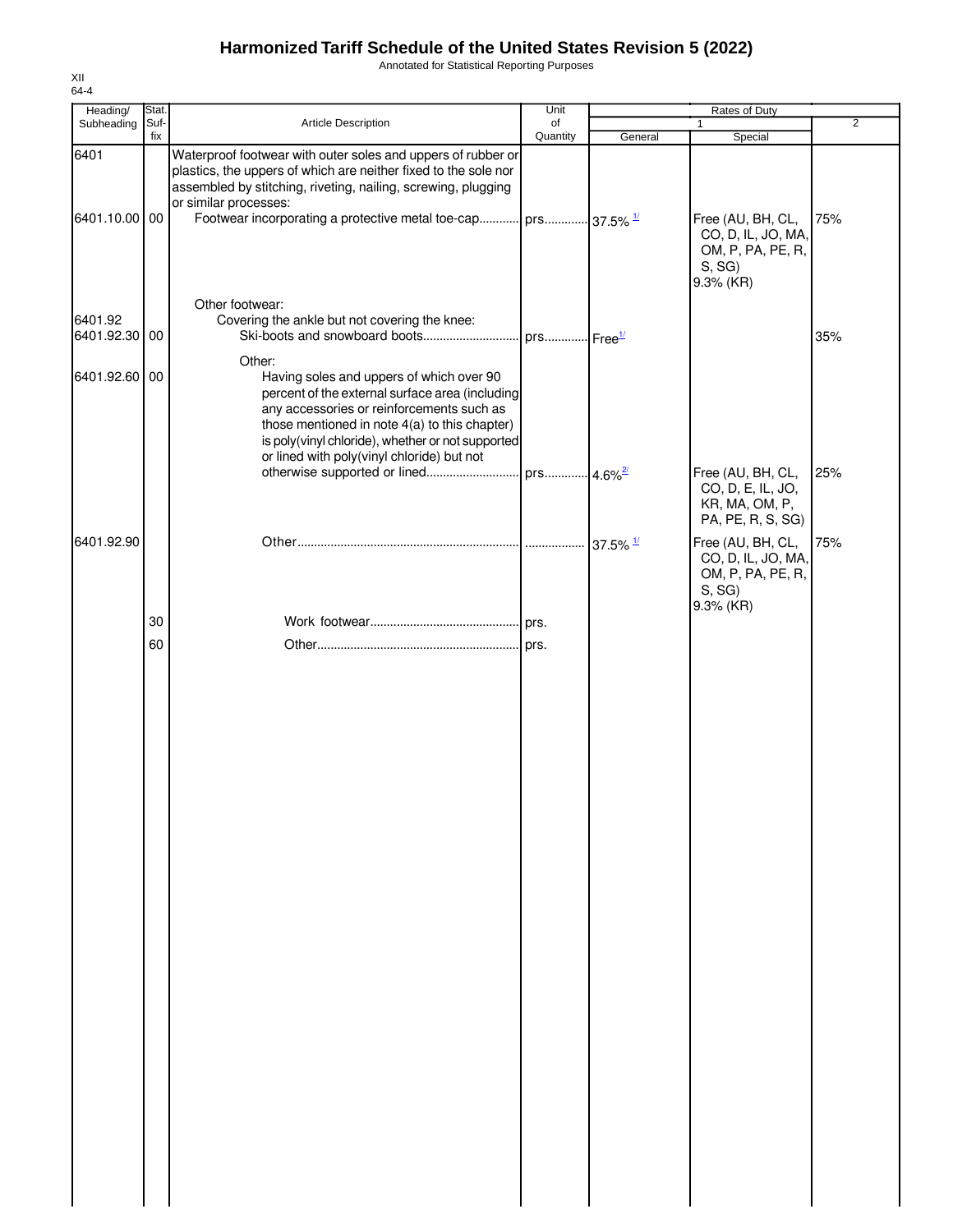# Harmonized Tariff Schedule of the United States Revision 5 (2022)

Annotated for Statistical Reporting Purposes

XII
64-4

| Heading/ Subheading | Stat. Suf- fix | Article Description | Unit of Quantity | Rates of Duty 1 General | Special | 2 |
|---|---|---|---|---|---|---|
| 6401 | | Waterproof footwear with outer soles and uppers of rubber or plastics, the uppers of which are neither fixed to the sole nor assembled by stitching, riveting, nailing, screwing, plugging or similar processes: | | | | |
| 6401.10.00 | 00 | Footwear incorporating a protective metal toe-cap | prs. | 37.5% [1/] | Free (AU, BH, CL, CO, D, IL, JO, MA, OM, P, PA, PE, R, S, SG) 9.3% (KR) | 75% |
| | | Other footwear: | | | | |
| 6401.92 | | Covering the ankle but not covering the knee: | | | | |
| 6401.92.30 | 00 | Ski-boots and snowboard boots | prs. | Free[1/] | | 35% |
| | | Other: | | | | |
| 6401.92.60 | 00 | Having soles and uppers of which over 90 percent of the external surface area (including any accessories or reinforcements such as those mentioned in note 4(a) to this chapter) is poly(vinyl chloride), whether or not supported or lined with poly(vinyl chloride) but not otherwise supported or lined | prs. | 4.6%[2/] | Free (AU, BH, CL, CO, D, E, IL, JO, KR, MA, OM, P, PA, PE, R, S, SG) | 25% |
| 6401.92.90 | | Other | | 37.5% [1/] | Free (AU, BH, CL, CO, D, IL, JO, MA, OM, P, PA, PE, R, S, SG) 9.3% (KR) | 75% |
| | 30 | Work footwear | prs. | | | |
| | 60 | Other | prs. | | | |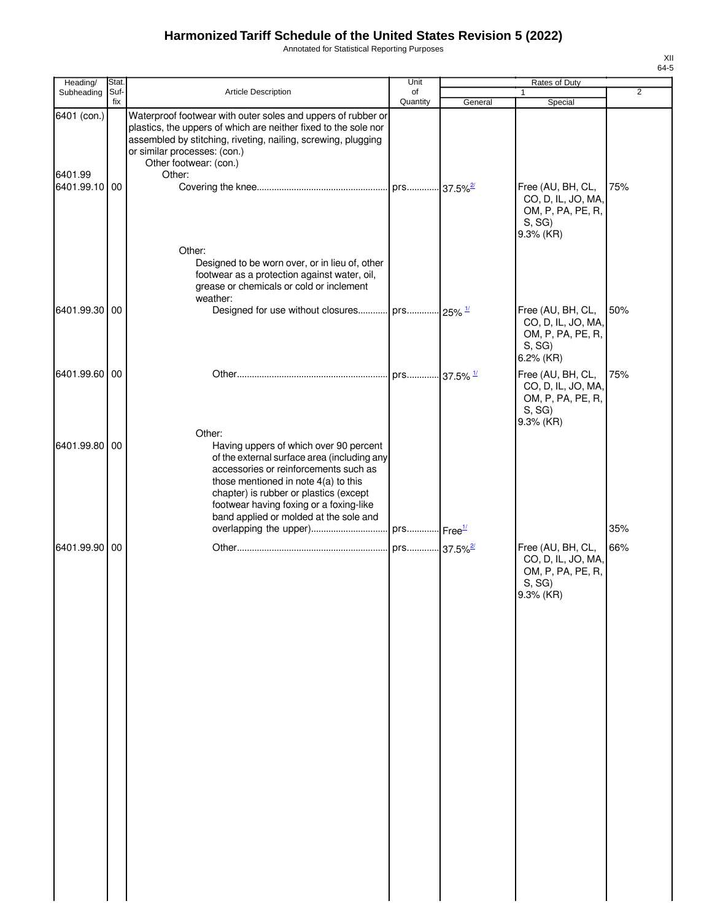# Harmonized Tariff Schedule of the United States Revision 5 (2022)

Annotated for Statistical Reporting Purposes

XII
64-5

| Heading/ Subheading | Stat. Suf- fix | Article Description | Unit of Quantity | Rates of Duty 1 General | Special | 2 |
|---|---|---|---|---|---|---|
| 6401 (con.) | | Waterproof footwear with outer soles and uppers of rubber or plastics, the uppers of which are neither fixed to the sole nor assembled by stitching, riveting, nailing, screwing, plugging or similar processes: (con.) | | | | |
| | | Other footwear: (con.) | | | | |
| 6401.99 | | Other: | | | | |
| 6401.99.10 | 00 | Covering the knee | prs | 37.5%[2/] | Free (AU, BH, CL, CO, D, IL, JO, MA, OM, P, PA, PE, R, S, SG) 9.3% (KR) | 75% |
| | | Other: | | | | |
| | | Designed to be worn over, or in lieu of, other footwear as a protection against water, oil, grease or chemicals or cold or inclement weather: | | | | |
| 6401.99.30 | 00 | Designed for use without closures | prs | 25% [1/] | Free (AU, BH, CL, CO, D, IL, JO, MA, OM, P, PA, PE, R, S, SG) 6.2% (KR) | 50% |
| 6401.99.60 | 00 | Other | prs | 37.5% [1/] | Free (AU, BH, CL, CO, D, IL, JO, MA, OM, P, PA, PE, R, S, SG) 9.3% (KR) | 75% |
| | | Other: | | | | |
| 6401.99.80 | 00 | Having uppers of which over 90 percent of the external surface area (including any accessories or reinforcements such as those mentioned in note 4(a) to this chapter) is rubber or plastics (except footwear having foxing or a foxing-like band applied or molded at the sole and overlapping the upper) | prs | Free[1/] | | 35% |
| 6401.99.90 | 00 | Other | prs | 37.5%[2/] | Free (AU, BH, CL, CO, D, IL, JO, MA, OM, P, PA, PE, R, S, SG) 9.3% (KR) | 66% |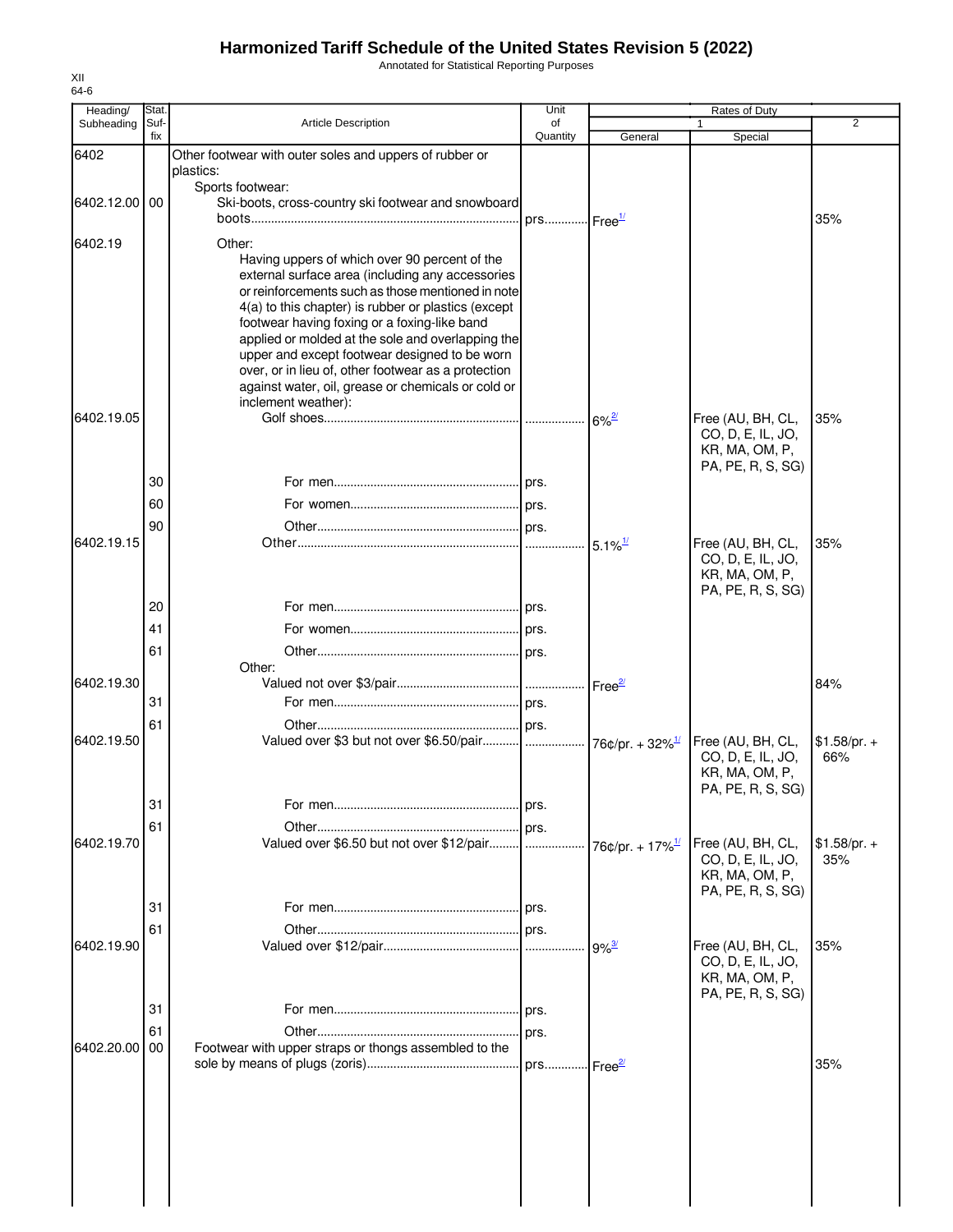# Harmonized Tariff Schedule of the United States Revision 5 (2022)

Annotated for Statistical Reporting Purposes

XII
64-6

| Heading/ Subheading | Stat. Suf- fix | Article Description | Unit of Quantity | Rates of Duty 1 General | Special | 2 |
|---|---|---|---|---|---|---|
| 6402 | | Other footwear with outer soles and uppers of rubber or plastics: | | | | |
| | | Sports footwear: | | | | |
| 6402.12.00 | 00 | Ski-boots, cross-country ski footwear and snowboard boots | prs. | Free[1/] | | 35% |
| 6402.19 | | Other: | | | | |
| | | Having uppers of which over 90 percent of the external surface area (including any accessories or reinforcements such as those mentioned in note 4(a) to this chapter) is rubber or plastics (except footwear having foxing or a foxing-like band applied or molded at the sole and overlapping the upper and except footwear designed to be worn over, or in lieu of, other footwear as a protection against water, oil, grease or chemicals or cold or inclement weather): | | | | |
| 6402.19.05 | | Golf shoes | | 6%[2/] | Free (AU, BH, CL, CO, D, E, IL, JO, KR, MA, OM, P, PA, PE, R, S, SG) | 35% |
| | 30 | For men | prs. | | | |
| | 60 | For women | prs. | | | |
| | 90 | Other | prs. | | | |
| 6402.19.15 | | Other | | 5.1%[1/] | Free (AU, BH, CL, CO, D, E, IL, JO, KR, MA, OM, P, PA, PE, R, S, SG) | 35% |
| | 20 | For men | prs. | | | |
| | 41 | For women | prs. | | | |
| | 61 | Other | prs. | | | |
| | | Other: | | | | |
| 6402.19.30 | | Valued not over $3/pair | | Free[2/] | | 84% |
| | 31 | For men | prs. | | | |
| | 61 | Other | prs. | | | |
| 6402.19.50 | | Valued over $3 but not over $6.50/pair | | 76¢/pr. + 32%[1/] | Free (AU, BH, CL, CO, D, E, IL, JO, KR, MA, OM, P, PA, PE, R, S, SG) | $1.58/pr. + 66% |
| | 31 | For men | prs. | | | |
| | 61 | Other | prs. | | | |
| 6402.19.70 | | Valued over $6.50 but not over $12/pair | | 76¢/pr. + 17%[1/] | Free (AU, BH, CL, CO, D, E, IL, JO, KR, MA, OM, P, PA, PE, R, S, SG) | $1.58/pr. + 35% |
| | 31 | For men | prs. | | | |
| | 61 | Other | prs. | | | |
| 6402.19.90 | | Valued over $12/pair | | 9%[3/] | Free (AU, BH, CL, CO, D, E, IL, JO, KR, MA, OM, P, PA, PE, R, S, SG) | 35% |
| | 31 | For men | prs. | | | |
| | 61 | Other | prs. | | | |
| 6402.20.00 | 00 | Footwear with upper straps or thongs assembled to the sole by means of plugs (zoris) | prs. | Free[2/] | | 35% |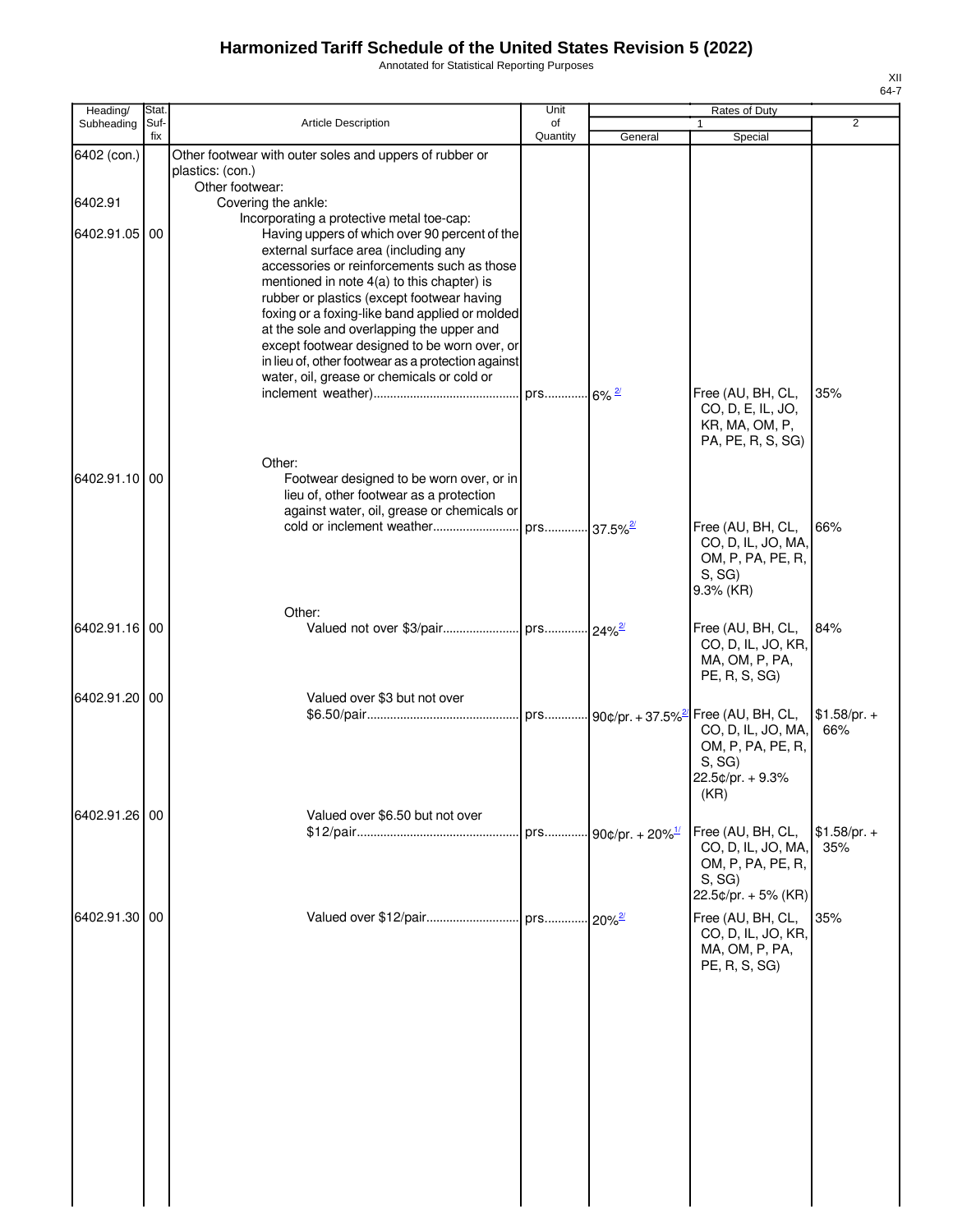# Harmonized Tariff Schedule of the United States Revision 5 (2022)

Annotated for Statistical Reporting Purposes

XII
64-7

| Heading/ Subheading | Stat. Suf- fix | Article Description | Unit of Quantity | Rates of Duty 1 General | Special | 2 |
|---|---|---|---|---|---|---|
| 6402 (con.) | | Other footwear with outer soles and uppers of rubber or plastics: (con.) | | | | |
| | | Other footwear: | | | | |
| 6402.91 | | Covering the ankle: | | | | |
| | | Incorporating a protective metal toe-cap: | | | | |
| 6402.91.05 | 00 | Having uppers of which over 90 percent of the external surface area (including any accessories or reinforcements such as those mentioned in note 4(a) to this chapter) is rubber or plastics (except footwear having foxing or a foxing-like band applied or molded at the sole and overlapping the upper and except footwear designed to be worn over, or in lieu of, other footwear as a protection against water, oil, grease or chemicals or cold or inclement weather) | prs | 6% [2/] | Free (AU, BH, CL, CO, D, E, IL, JO, KR, MA, OM, P, PA, PE, R, S, SG) | 35% |
| | | Other: | | | | |
| 6402.91.10 | 00 | Footwear designed to be worn over, or in lieu of, other footwear as a protection against water, oil, grease or chemicals or cold or inclement weather | prs | 37.5% [2/] | Free (AU, BH, CL, CO, D, IL, JO, MA, OM, P, PA, PE, R, S, SG) 9.3% (KR) | 66% |
| | | Other: | | | | |
| 6402.91.16 | 00 | Valued not over $3/pair | prs | 24% [2/] | Free (AU, BH, CL, CO, D, IL, JO, KR, MA, OM, P, PA, PE, R, S, SG) | 84% |
| 6402.91.20 | 00 | Valued over $3 but not over $6.50/pair | prs | 90¢/pr. + 37.5% [2/] | Free (AU, BH, CL, CO, D, IL, JO, MA, OM, P, PA, PE, R, S, SG) 22.5¢/pr. + 9.3% (KR) | $1.58/pr. + 66% |
| 6402.91.26 | 00 | Valued over $6.50 but not over $12/pair | prs | 90¢/pr. + 20% [1/] | Free (AU, BH, CL, CO, D, IL, JO, MA, OM, P, PA, PE, R, S, SG) 22.5¢/pr. + 5% (KR) | $1.58/pr. + 35% |
| 6402.91.30 | 00 | Valued over $12/pair | prs | 20% [2/] | Free (AU, BH, CL, CO, D, IL, JO, KR, MA, OM, P, PA, PE, R, S, SG) | 35% |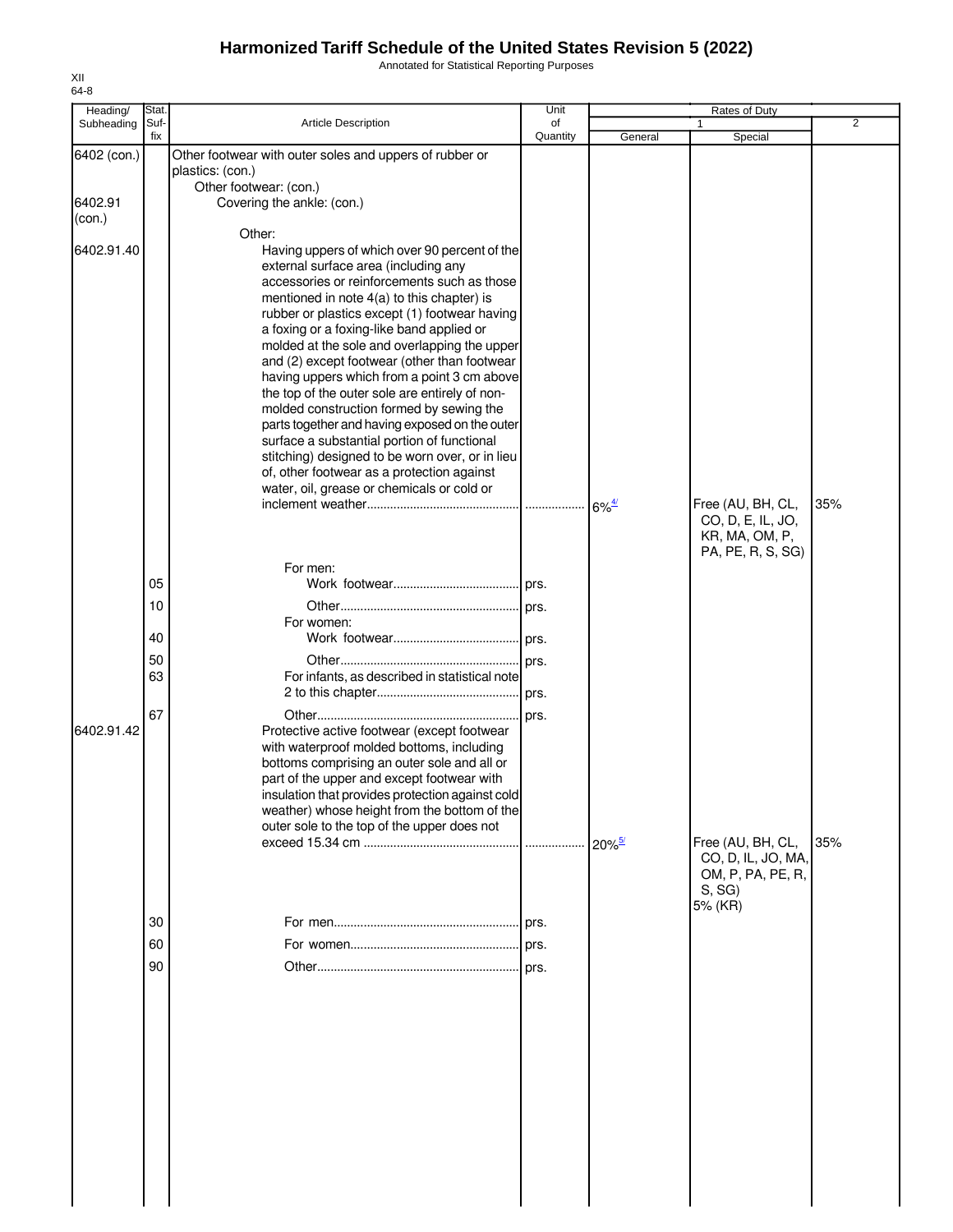# Harmonized Tariff Schedule of the United States Revision 5 (2022)

Annotated for Statistical Reporting Purposes

XII
64-8

| Heading/ Subheading | Stat. Suf- fix | Article Description | Unit of Quantity | Rates of Duty 1 General | Special | 2 |
|---|---|---|---|---|---|---|
| 6402 (con.) | | Other footwear with outer soles and uppers of rubber or plastics: (con.) | | | | |
| | | Other footwear: (con.) | | | | |
| 6402.91 (con.) | | Covering the ankle: (con.) | | | | |
| | | Other: | | | | |
| 6402.91.40 | | Having uppers of which over 90 percent of the external surface area (including any accessories or reinforcements such as those mentioned in note 4(a) to this chapter) is rubber or plastics except (1) footwear having a foxing or a foxing-like band applied or molded at the sole and overlapping the upper and (2) except footwear (other than footwear having uppers which from a point 3 cm above the top of the outer sole are entirely of non-molded construction formed by sewing the parts together and having exposed on the outer surface a substantial portion of functional stitching) designed to be worn over, or in lieu of, other footwear as a protection against water, oil, grease or chemicals or cold or inclement weather | | 6%[4/] | Free (AU, BH, CL, CO, D, E, IL, JO, KR, MA, OM, P, PA, PE, R, S, SG) | 35% |
| | | For men: | | | | |
| | 05 | Work footwear | prs. | | | |
| | 10 | Other | prs. | | | |
| | | For women: | | | | |
| | 40 | Work footwear | prs. | | | |
| | 50 | Other | prs. | | | |
| | 63 | For infants, as described in statistical note 2 to this chapter | prs. | | | |
| | 67 | Other | prs. | | | |
| 6402.91.42 | | Protective active footwear (except footwear with waterproof molded bottoms, including bottoms comprising an outer sole and all or part of the upper and except footwear with insulation that provides protection against cold weather) whose height from the bottom of the outer sole to the top of the upper does not exceed 15.34 cm | | 20%[5/] | Free (AU, BH, CL, CO, D, IL, JO, MA, OM, P, PA, PE, R, S, SG) 5% (KR) | 35% |
| | 30 | For men | prs. | | | |
| | 60 | For women | prs. | | | |
| | 90 | Other | prs. | | | |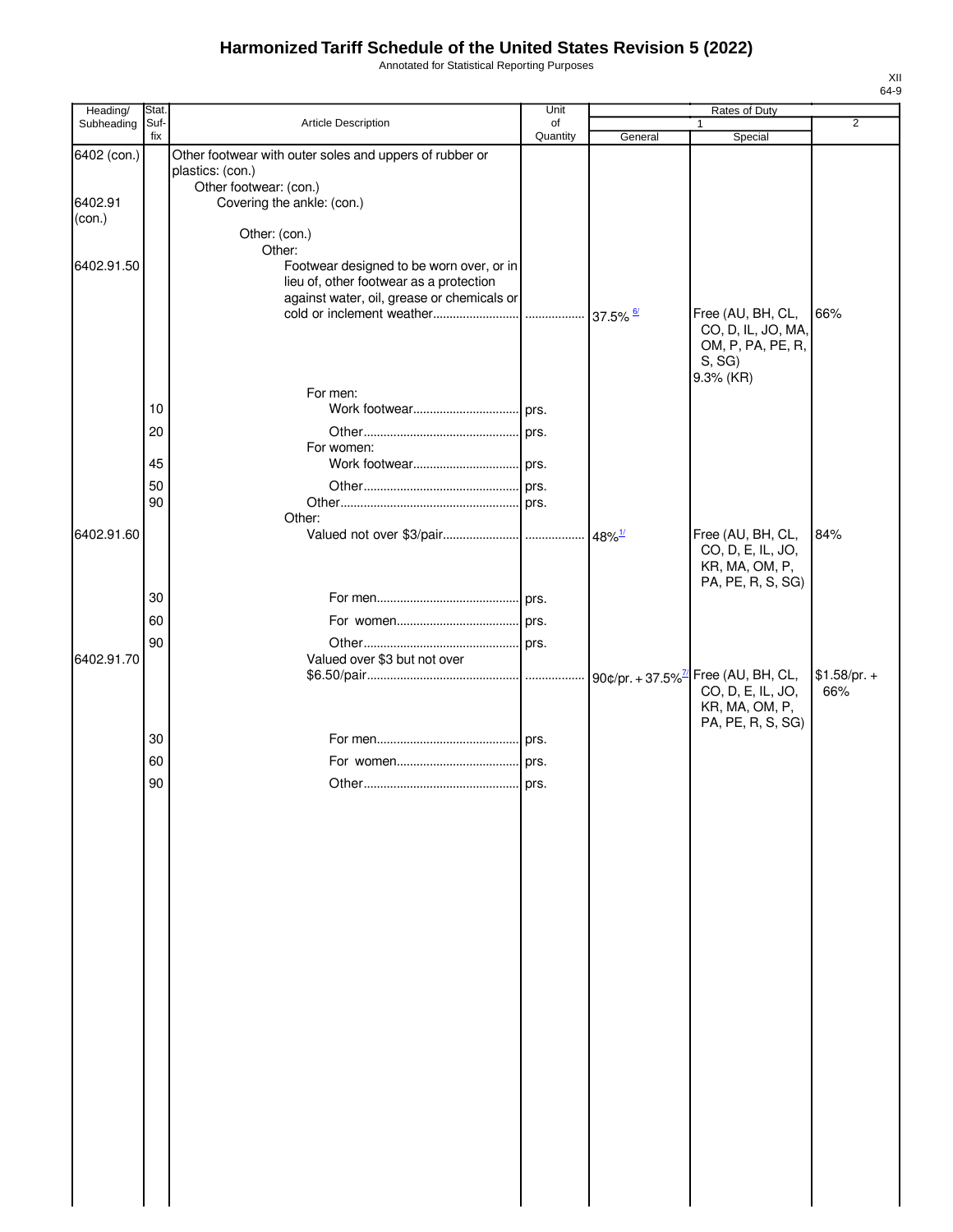# Harmonized Tariff Schedule of the United States Revision 5 (2022)

Annotated for Statistical Reporting Purposes

XII
64-9

| Heading/ Subheading | Stat. Suf-fix | Article Description | Unit of Quantity | Rates of Duty 1 General | Special | 2 |
|---|---|---|---|---|---|---|
| 6402 (con.) | | Other footwear with outer soles and uppers of rubber or plastics: (con.) | | | | |
| | | Other footwear: (con.) | | | | |
| 6402.91 (con.) | | Covering the ankle: (con.) | | | | |
| | | Other: (con.) | | | | |
| | | Other: | | | | |
| 6402.91.50 | | Footwear designed to be worn over, or in lieu of, other footwear as a protection against water, oil, grease or chemicals or cold or inclement weather | | 37.5% [6/] | Free (AU, BH, CL, CO, D, IL, JO, MA, OM, P, PA, PE, R, S, SG) 9.3% (KR) | 66% |
| | | For men: | | | | |
| | 10 | Work footwear | prs. | | | |
| | 20 | Other | prs. | | | |
| | | For women: | | | | |
| | 45 | Work footwear | prs. | | | |
| | 50 | Other | prs. | | | |
| | 90 | Other | prs. | | | |
| | | Other: | | | | |
| 6402.91.60 | | Valued not over $3/pair | | 48% [1/] | Free (AU, BH, CL, CO, D, E, IL, JO, KR, MA, OM, P, PA, PE, R, S, SG) | 84% |
| | 30 | For men | prs. | | | |
| | 60 | For women | prs. | | | |
| | 90 | Other | prs. | | | |
| 6402.91.70 | | Valued over $3 but not over $6.50/pair | | 90¢/pr. + 37.5% [7/] | Free (AU, BH, CL, CO, D, E, IL, JO, KR, MA, OM, P, PA, PE, R, S, SG) | $1.58/pr. + 66% |
| | 30 | For men | prs. | | | |
| | 60 | For women | prs. | | | |
| | 90 | Other | prs. | | | |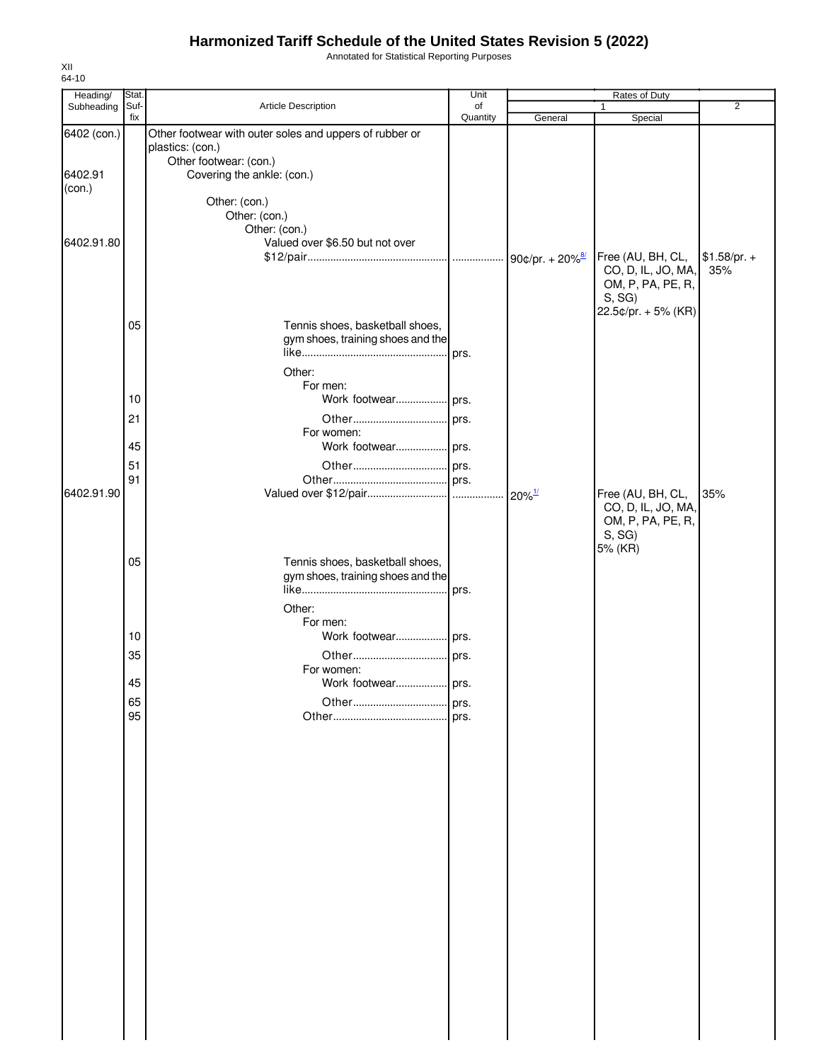# Harmonized Tariff Schedule of the United States Revision 5 (2022)

Annotated for Statistical Reporting Purposes

XII
64-10

| Heading/ Subheading | Stat. Suf- fix | Article Description | Unit of Quantity | Rates of Duty 1 General | Rates of Duty 1 Special | Rates of Duty 2 |
|---|---|---|---|---|---|---|
| 6402 (con.) | | Other footwear with outer soles and uppers of rubber or plastics: (con.) | | | | |
| | | Other footwear: (con.) | | | | |
| 6402.91 (con.) | | Covering the ankle: (con.) | | | | |
| | | Other: (con.) | | | | |
| | | Other: (con.) | | | | |
| | | Other: (con.) | | | | |
| 6402.91.80 | | Valued over $6.50 but not over $12/pair | | 90¢/pr. + 20%[8/] | Free (AU, BH, CL, CO, D, IL, JO, MA, OM, P, PA, PE, R, S, SG) 22.5¢/pr. + 5% (KR) | $1.58/pr. + 35% |
| | 05 | Tennis shoes, basketball shoes, gym shoes, training shoes and the like | prs. | | | |
| | | Other: | | | | |
| | | For men: | | | | |
| | 10 | Work footwear | prs. | | | |
| | 21 | Other | prs. | | | |
| | | For women: | | | | |
| | 45 | Work footwear | prs. | | | |
| | 51 | Other | prs. | | | |
| | 91 | Other | prs. | | | |
| 6402.91.90 | | Valued over $12/pair | | 20%[1/] | Free (AU, BH, CL, CO, D, IL, JO, MA, OM, P, PA, PE, R, S, SG) 5% (KR) | 35% |
| | 05 | Tennis shoes, basketball shoes, gym shoes, training shoes and the like | prs. | | | |
| | | Other: | | | | |
| | | For men: | | | | |
| | 10 | Work footwear | prs. | | | |
| | 35 | Other | prs. | | | |
| | | For women: | | | | |
| | 45 | Work footwear | prs. | | | |
| | 65 | Other | prs. | | | |
| | 95 | Other | prs. | | | |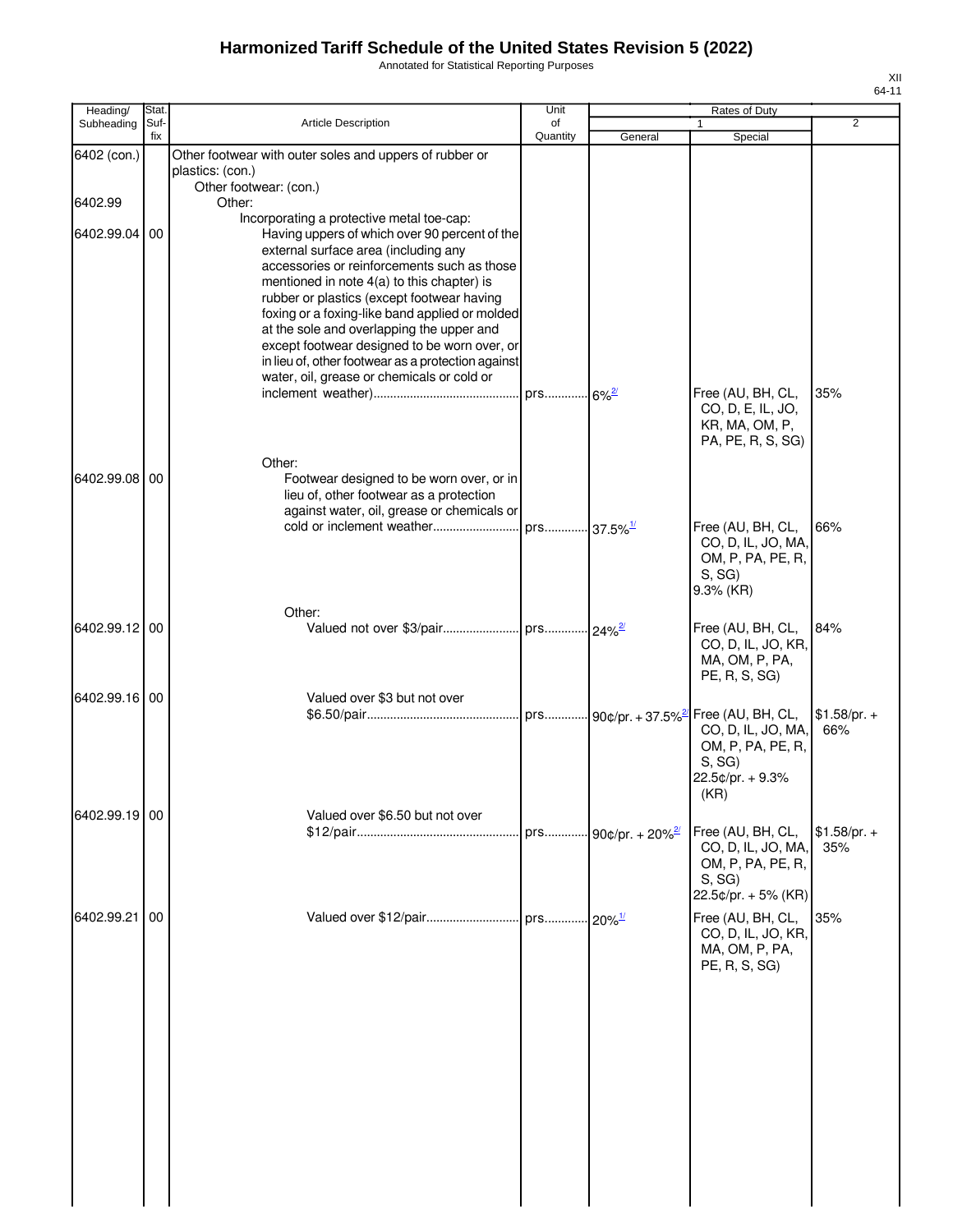# Harmonized Tariff Schedule of the United States Revision 5 (2022)

Annotated for Statistical Reporting Purposes

XII
64-11

| Heading/ Subheading | Stat. Suf- fix | Article Description | Unit of Quantity | Rates of Duty 1 General | Special | 2 |
|---|---|---|---|---|---|---|
| 6402 (con.) | | Other footwear with outer soles and uppers of rubber or plastics: (con.) | | | | |
| | | Other footwear: (con.) | | | | |
| 6402.99 | | Other: | | | | |
| | | Incorporating a protective metal toe-cap: | | | | |
| 6402.99.04 | 00 | Having uppers of which over 90 percent of the external surface area (including any accessories or reinforcements such as those mentioned in note 4(a) to this chapter) is rubber or plastics (except footwear having foxing or a foxing-like band applied or molded at the sole and overlapping the upper and except footwear designed to be worn over, or in lieu of, other footwear as a protection against water, oil, grease or chemicals or cold or inclement weather) | prs. | 6%[2/] | Free (AU, BH, CL, CO, D, E, IL, JO, KR, MA, OM, P, PA, PE, R, S, SG) | 35% |
| | | Other: | | | | |
| 6402.99.08 | 00 | Footwear designed to be worn over, or in lieu of, other footwear as a protection against water, oil, grease or chemicals or cold or inclement weather | prs. | 37.5%[1/] | Free (AU, BH, CL, CO, D, IL, JO, MA, OM, P, PA, PE, R, S, SG) 9.3% (KR) | 66% |
| | | Other: | | | | |
| 6402.99.12 | 00 | Valued not over $3/pair | prs. | 24%[2/] | Free (AU, BH, CL, CO, D, IL, JO, KR, MA, OM, P, PA, PE, R, S, SG) | 84% |
| 6402.99.16 | 00 | Valued over $3 but not over $6.50/pair | prs. | 90¢/pr. + 37.5%[2/] | Free (AU, BH, CL, CO, D, IL, JO, MA, OM, P, PA, PE, R, S, SG) 22.5¢/pr. + 9.3% (KR) | $1.58/pr. + 66% |
| 6402.99.19 | 00 | Valued over $6.50 but not over $12/pair | prs. | 90¢/pr. + 20%[2/] | Free (AU, BH, CL, CO, D, IL, JO, MA, OM, P, PA, PE, R, S, SG) 22.5¢/pr. + 5% (KR) | $1.58/pr. + 35% |
| 6402.99.21 | 00 | Valued over $12/pair | prs. | 20%[1/] | Free (AU, BH, CL, CO, D, IL, JO, KR, MA, OM, P, PA, PE, R, S, SG) | 35% |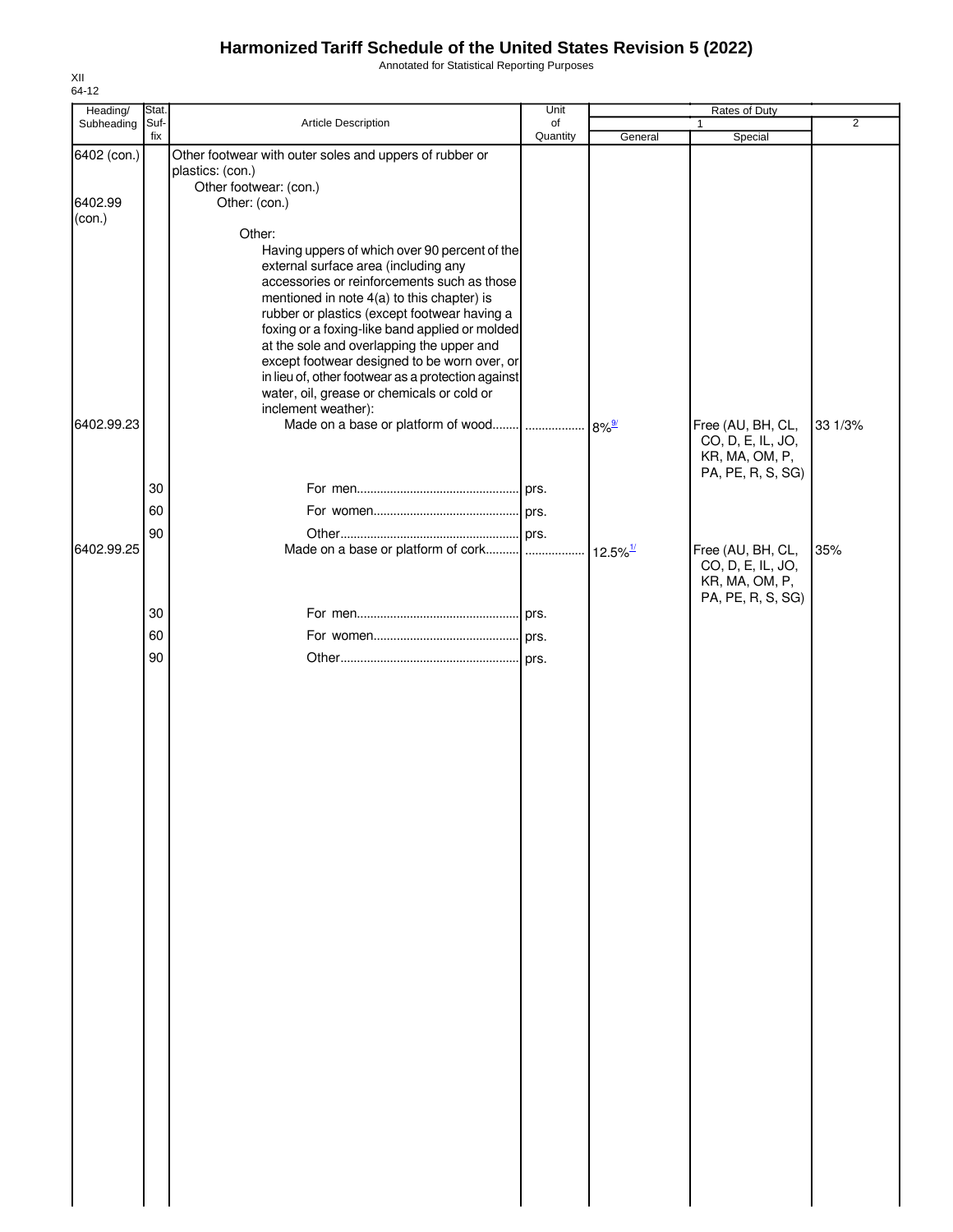# Harmonized Tariff Schedule of the United States Revision 5 (2022)

Annotated for Statistical Reporting Purposes

XII
64-12

| Heading/ Subheading | Stat. Suf- fix | Article Description | Unit of Quantity | Rates of Duty 1 General | Rates of Duty 1 Special | Rates of Duty 2 |
|---|---|---|---|---|---|---|
| 6402 (con.) | | Other footwear with outer soles and uppers of rubber or plastics: (con.) | | | | |
| | | Other footwear: (con.) | | | | |
| 6402.99 (con.) | | Other: (con.) | | | | |
| | | Other: | | | | |
| | | Having uppers of which over 90 percent of the external surface area (including any accessories or reinforcements such as those mentioned in note 4(a) to this chapter) is rubber or plastics (except footwear having a foxing or a foxing-like band applied or molded at the sole and overlapping the upper and except footwear designed to be worn over, or in lieu of, other footwear as a protection against water, oil, grease or chemicals or cold or inclement weather): | | | | |
| 6402.99.23 | | Made on a base or platform of wood | | 8%[9/] | Free (AU, BH, CL, CO, D, E, IL, JO, KR, MA, OM, P, PA, PE, R, S, SG) | 33 1/3% |
| | 30 | For men | prs. | | | |
| | 60 | For women | prs. | | | |
| | 90 | Other | prs. | | | |
| 6402.99.25 | | Made on a base or platform of cork | | 12.5%[1/] | Free (AU, BH, CL, CO, D, E, IL, JO, KR, MA, OM, P, PA, PE, R, S, SG) | 35% |
| | 30 | For men | prs. | | | |
| | 60 | For women | prs. | | | |
| | 90 | Other | prs. | | | |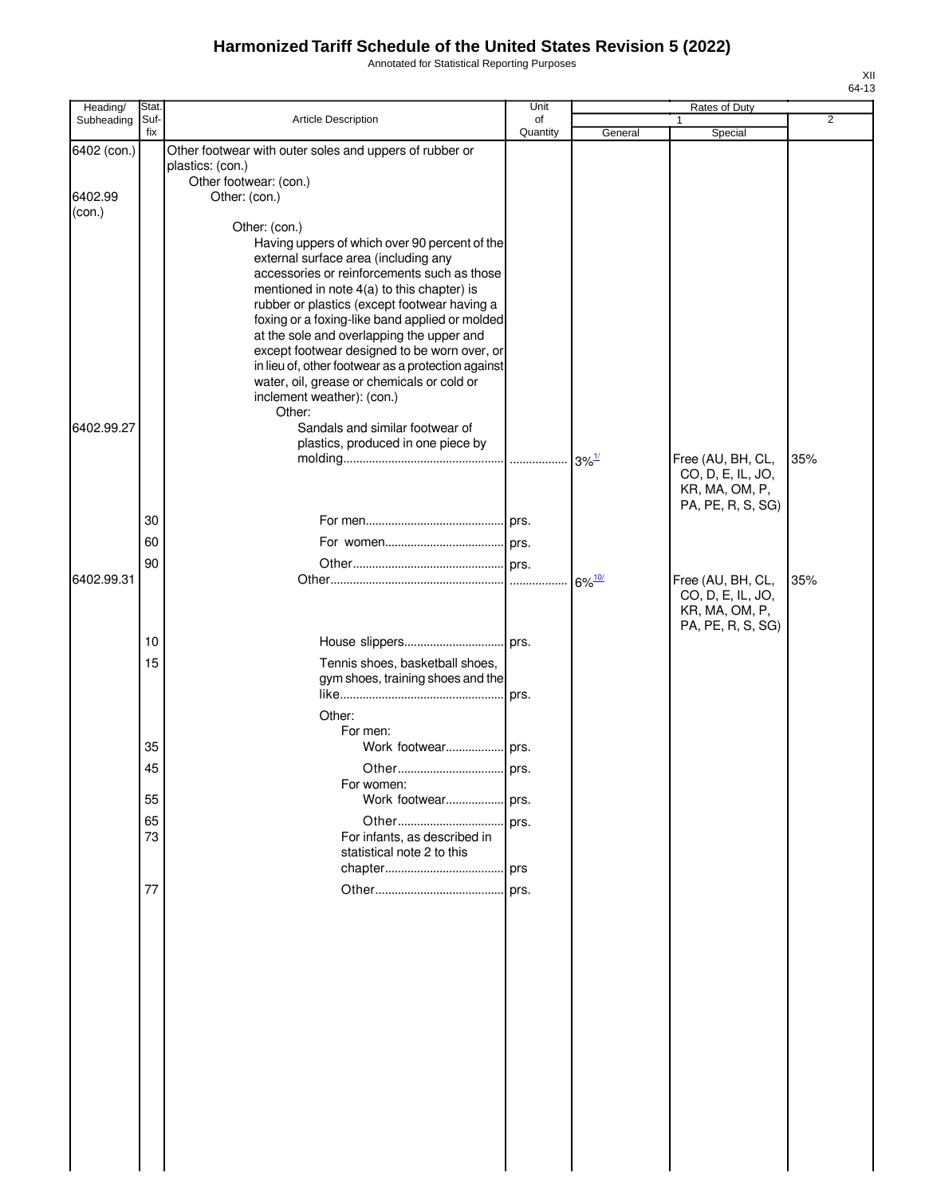# Harmonized Tariff Schedule of the United States Revision 5 (2022)

Annotated for Statistical Reporting Purposes

XII
64-13

| Heading/ Subheading | Stat. Suf- fix | Article Description | Unit of Quantity | Rates of Duty 1 General | Rates of Duty 1 Special | Rates of Duty 2 |
|---|---|---|---|---|---|---|
| 6402 (con.) | | Other footwear with outer soles and uppers of rubber or plastics: (con.) | | | | |
| | | Other footwear: (con.) | | | | |
| 6402.99 (con.) | | Other: (con.) | | | | |
| | | Other: (con.) | | | | |
| | | Having uppers of which over 90 percent of the external surface area (including any accessories or reinforcements such as those mentioned in note 4(a) to this chapter) is rubber or plastics (except footwear having a foxing or a foxing-like band applied or molded at the sole and overlapping the upper and except footwear designed to be worn over, or in lieu of, other footwear as a protection against water, oil, grease or chemicals or cold or inclement weather): (con.) | | | | |
| | | Other: | | | | |
| 6402.99.27 | | Sandals and similar footwear of plastics, produced in one piece by molding | | 3%[1/] | Free (AU, BH, CL, CO, D, E, IL, JO, KR, MA, OM, P, PA, PE, R, S, SG) | 35% |
| | 30 | For men | prs. | | | |
| | 60 | For women | prs. | | | |
| | 90 | Other | prs. | | | |
| 6402.99.31 | | Other | | 6%[10/] | Free (AU, BH, CL, CO, D, E, IL, JO, KR, MA, OM, P, PA, PE, R, S, SG) | 35% |
| | 10 | House slippers | prs. | | | |
| | 15 | Tennis shoes, basketball shoes, gym shoes, training shoes and the like | prs. | | | |
| | | Other: | | | | |
| | | For men: | | | | |
| | 35 | Work footwear | prs. | | | |
| | 45 | Other | prs. | | | |
| | | For women: | | | | |
| | 55 | Work footwear | prs. | | | |
| | 65 | Other | prs. | | | |
| | 73 | For infants, as described in statistical note 2 to this chapter | prs | | | |
| | 77 | Other | prs. | | | |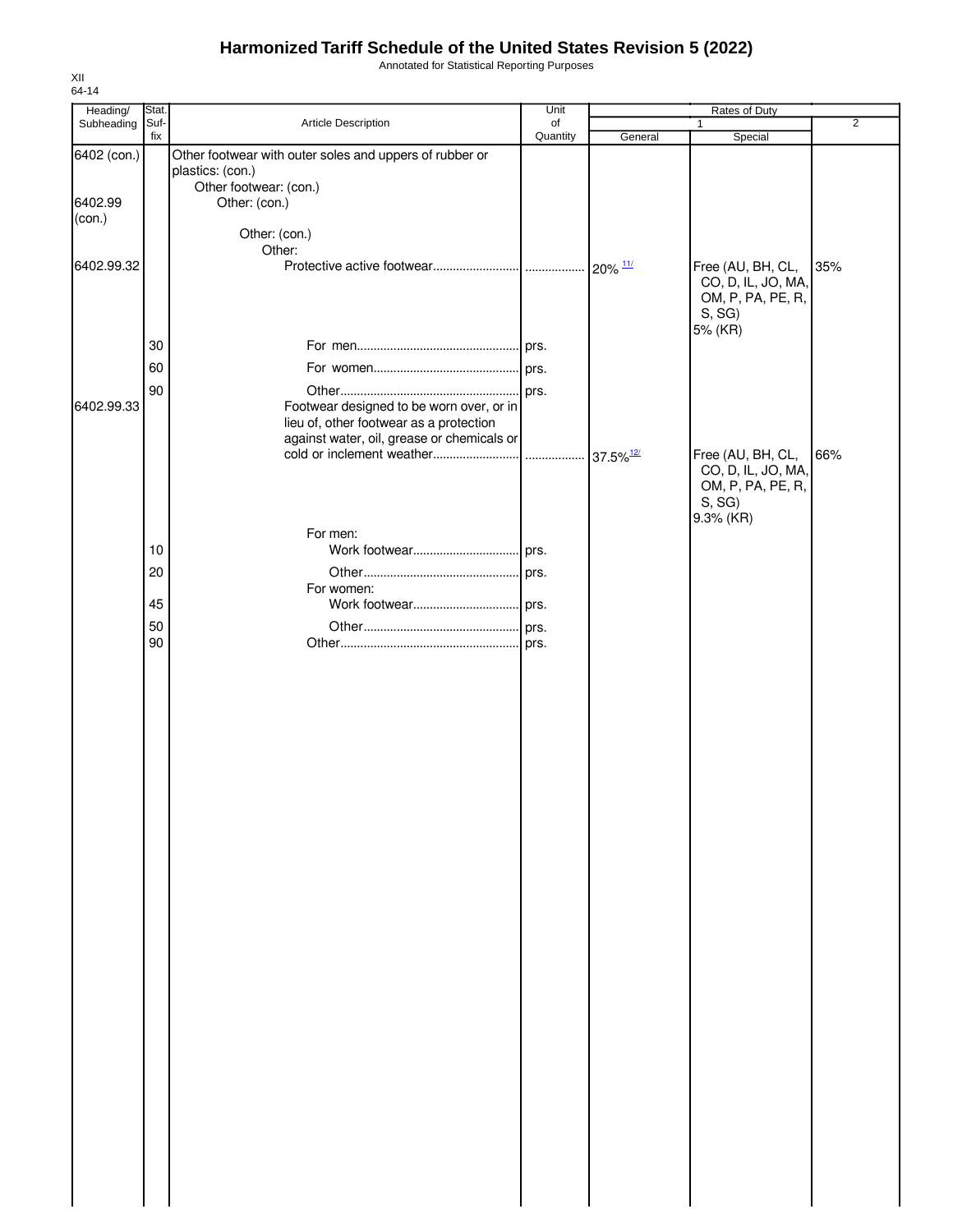# Harmonized Tariff Schedule of the United States Revision 5 (2022)

Annotated for Statistical Reporting Purposes

XII
64-14

| Heading/ Subheading | Stat. Suf-fix | Article Description | Unit of Quantity | Rates of Duty 1 General | Rates of Duty 1 Special | 2 |
|---|---|---|---|---|---|---|
| 6402 (con.) | | Other footwear with outer soles and uppers of rubber or plastics: (con.) | | | | |
| | | Other footwear: (con.) | | | | |
| 6402.99 (con.) | | Other: (con.) | | | | |
| | | Other: (con.) | | | | |
| | | Other: | | | | |
| 6402.99.32 | | Protective active footwear | | 20% [11/] | Free (AU, BH, CL, CO, D, IL, JO, MA, OM, P, PA, PE, R, S, SG) 5% (KR) | 35% |
| | 30 | For men | prs. | | | |
| | 60 | For women | prs. | | | |
| | 90 | Other | prs. | | | |
| 6402.99.33 | | Footwear designed to be worn over, or in lieu of, other footwear as a protection against water, oil, grease or chemicals or cold or inclement weather | | 37.5% [12/] | Free (AU, BH, CL, CO, D, IL, JO, MA, OM, P, PA, PE, R, S, SG) 9.3% (KR) | 66% |
| | | For men: | | | | |
| | 10 | Work footwear | prs. | | | |
| | 20 | Other | prs. | | | |
| | | For women: | | | | |
| | 45 | Work footwear | prs. | | | |
| | 50 | Other | prs. | | | |
| | 90 | Other | prs. | | | |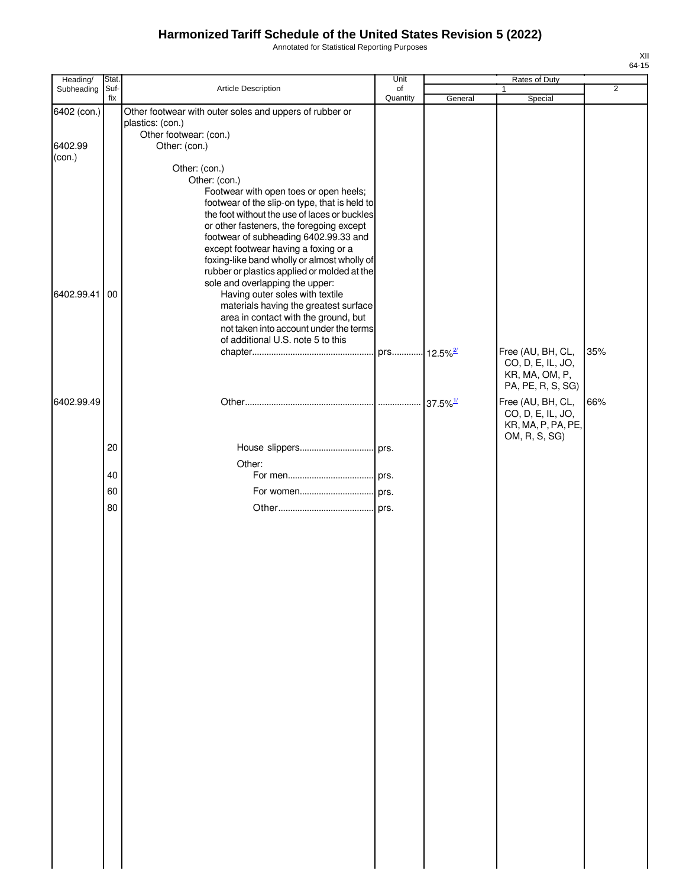# Harmonized Tariff Schedule of the United States Revision 5 (2022)

Annotated for Statistical Reporting Purposes

XII
64-15

| Heading/ Subheading | Stat. Suf-fix | Article Description | Unit of Quantity | Rates of Duty 1 General | Special | 2 |
|---|---|---|---|---|---|---|
| 6402 (con.) | | Other footwear with outer soles and uppers of rubber or plastics: (con.) | | | | |
| | | Other footwear: (con.) | | | | |
| 6402.99 (con.) | | Other: (con.) | | | | |
| | | Other: (con.) | | | | |
| | | Other: (con.) | | | | |
| | | Footwear with open toes or open heels; footwear of the slip-on type, that is held to the foot without the use of laces or buckles or other fasteners, the foregoing except footwear of subheading 6402.99.33 and except footwear having a foxing or a foxing-like band wholly or almost wholly of rubber or plastics applied or molded at the sole and overlapping the upper: | | | | |
| 6402.99.41 | 00 | Having outer soles with textile materials having the greatest surface area in contact with the ground, but not taken into account under the terms of additional U.S. note 5 to this chapter | prs. | 12.5%[2/] | Free (AU, BH, CL, CO, D, E, IL, JO, KR, MA, OM, P, PA, PE, R, S, SG) | 35% |
| 6402.99.49 | | Other | | 37.5%[1/] | Free (AU, BH, CL, CO, D, E, IL, JO, KR, MA, P, PA, PE, OM, R, S, SG) | 66% |
| | 20 | House slippers | prs. | | | |
| | | Other: | | | | |
| | 40 | For men | prs. | | | |
| | 60 | For women | prs. | | | |
| | 80 | Other | prs. | | | |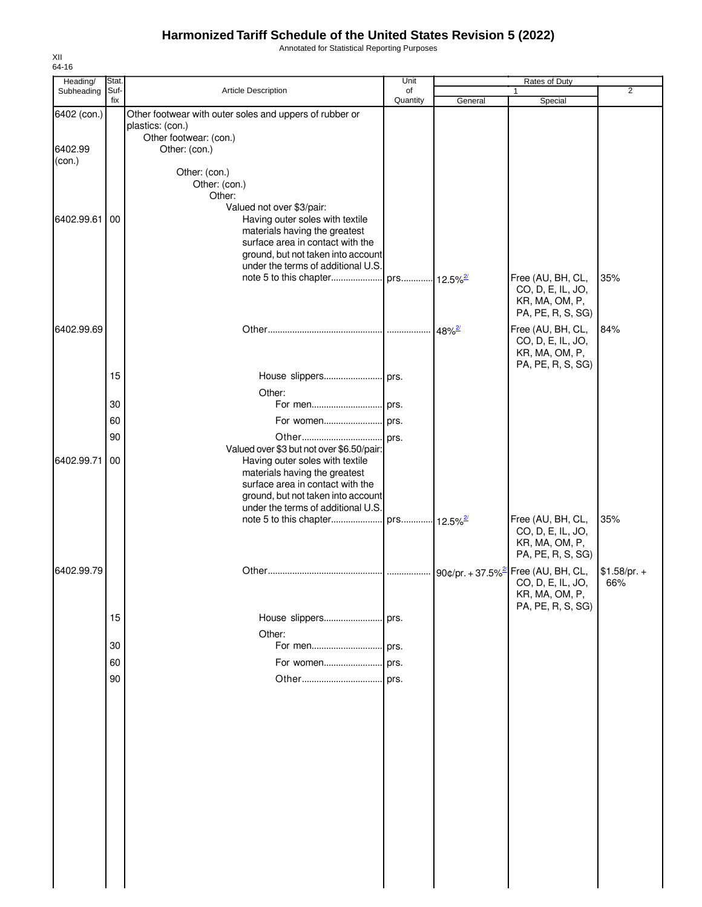# Harmonized Tariff Schedule of the United States Revision 5 (2022)

Annotated for Statistical Reporting Purposes

XII
64-16

| Heading/ Subheading | Stat. Suf- fix | Article Description | Unit of Quantity | Rates of Duty 1 General | Special | 2 |
|---|---|---|---|---|---|---|
| 6402 (con.) | | Other footwear with outer soles and uppers of rubber or plastics: (con.) | | | | |
| | | Other footwear: (con.) | | | | |
| 6402.99 (con.) | | Other: (con.) | | | | |
| | | Other: (con.) | | | | |
| | | Other: (con.) | | | | |
| | | Other: | | | | |
| | | Valued not over $3/pair: | | | | |
| 6402.99.61 | 00 | Having outer soles with textile materials having the greatest surface area in contact with the ground, but not taken into account under the terms of additional U.S. note 5 to this chapter | prs. | 12.5%[2/] | Free (AU, BH, CL, CO, D, E, IL, JO, KR, MA, OM, P, PA, PE, R, S, SG) | 35% |
| 6402.99.69 | | Other | | 48%[2/] | Free (AU, BH, CL, CO, D, E, IL, JO, KR, MA, OM, P, PA, PE, R, S, SG) | 84% |
| | 15 | House slippers | prs. | | | |
| | | Other: | | | | |
| | 30 | For men | prs. | | | |
| | 60 | For women | prs. | | | |
| | 90 | Other | prs. | | | |
| | | Valued over $3 but not over $6.50/pair: | | | | |
| 6402.99.71 | 00 | Having outer soles with textile materials having the greatest surface area in contact with the ground, but not taken into account under the terms of additional U.S. note 5 to this chapter | prs. | 12.5%[2/] | Free (AU, BH, CL, CO, D, E, IL, JO, KR, MA, OM, P, PA, PE, R, S, SG) | 35% |
| 6402.99.79 | | Other | | 90¢/pr. + 37.5%[2/] | Free (AU, BH, CL, CO, D, E, IL, JO, KR, MA, OM, P, PA, PE, R, S, SG) | $1.58/pr. + 66% |
| | 15 | House slippers | prs. | | | |
| | | Other: | | | | |
| | 30 | For men | prs. | | | |
| | 60 | For women | prs. | | | |
| | 90 | Other | prs. | | | |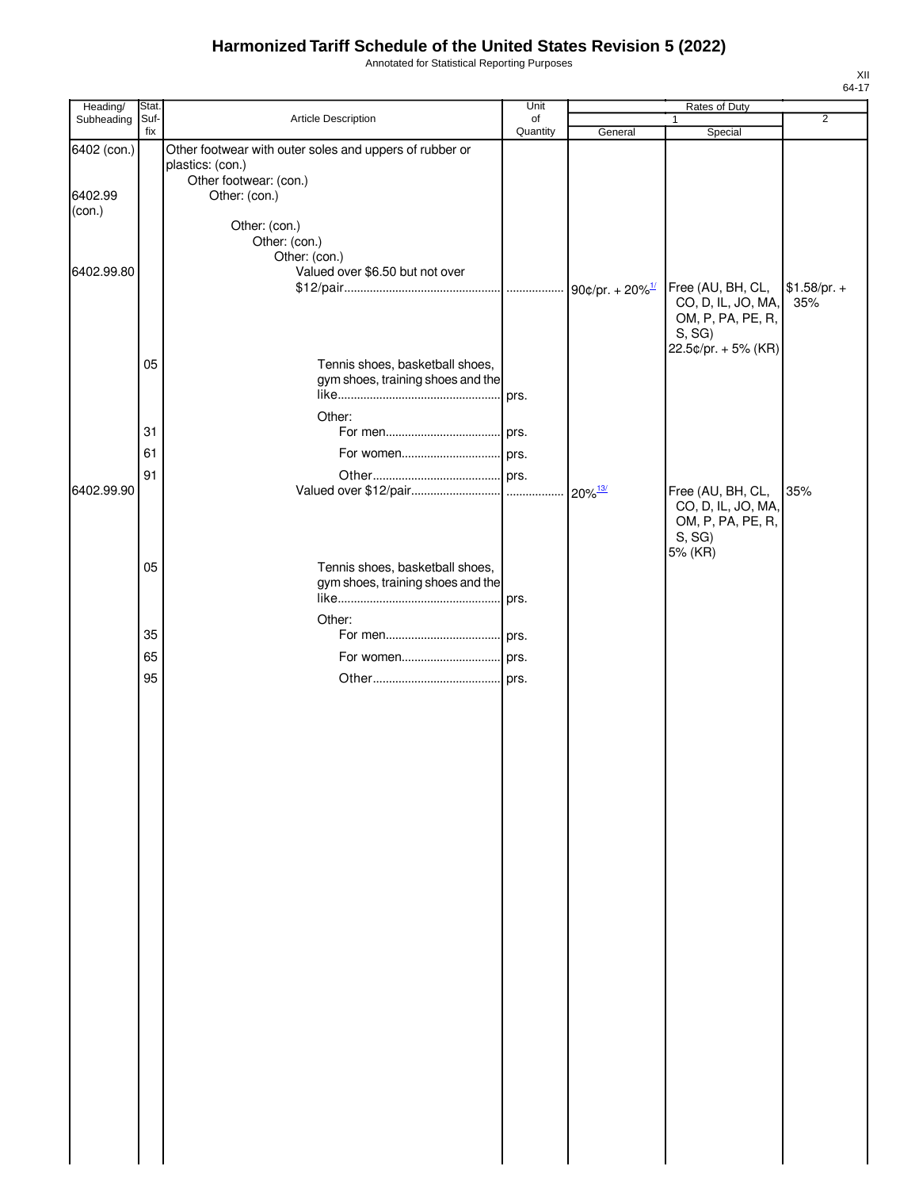# Harmonized Tariff Schedule of the United States Revision 5 (2022)

Annotated for Statistical Reporting Purposes

| Heading/ Subheading | Stat. Suf-fix | Article Description | Unit of Quantity | Rates of Duty 1 General | Rates of Duty 1 Special | Rates of Duty 2 |
|---|---|---|---|---|---|---|
| 6402 (con.) | | Other footwear with outer soles and uppers of rubber or plastics: (con.) | | | | |
| | | Other footwear: (con.) | | | | |
| 6402.99 (con.) | | Other: (con.) | | | | |
| | | Other: (con.) | | | | |
| | | Other: (con.) | | | | |
| | | Other: (con.) | | | | |
| 6402.99.80 | | Valued over $6.50 but not over $12/pair | | 90¢/pr. + 20%[1/] | Free (AU, BH, CL, CO, D, IL, JO, MA, OM, P, PA, PE, R, S, SG) 22.5¢/pr. + 5% (KR) | $1.58/pr. + 35% |
| | 05 | Tennis shoes, basketball shoes, gym shoes, training shoes and the like | prs. | | | |
| | | Other: | | | | |
| | 31 | For men | prs. | | | |
| | 61 | For women | prs. | | | |
| | 91 | Other | prs. | | | |
| 6402.99.90 | | Valued over $12/pair | | 20%[13/] | Free (AU, BH, CL, CO, D, IL, JO, MA, OM, P, PA, PE, R, S, SG) 5% (KR) | 35% |
| | 05 | Tennis shoes, basketball shoes, gym shoes, training shoes and the like | prs. | | | |
| | | Other: | | | | |
| | 35 | For men | prs. | | | |
| | 65 | For women | prs. | | | |
| | 95 | Other | prs. | | | |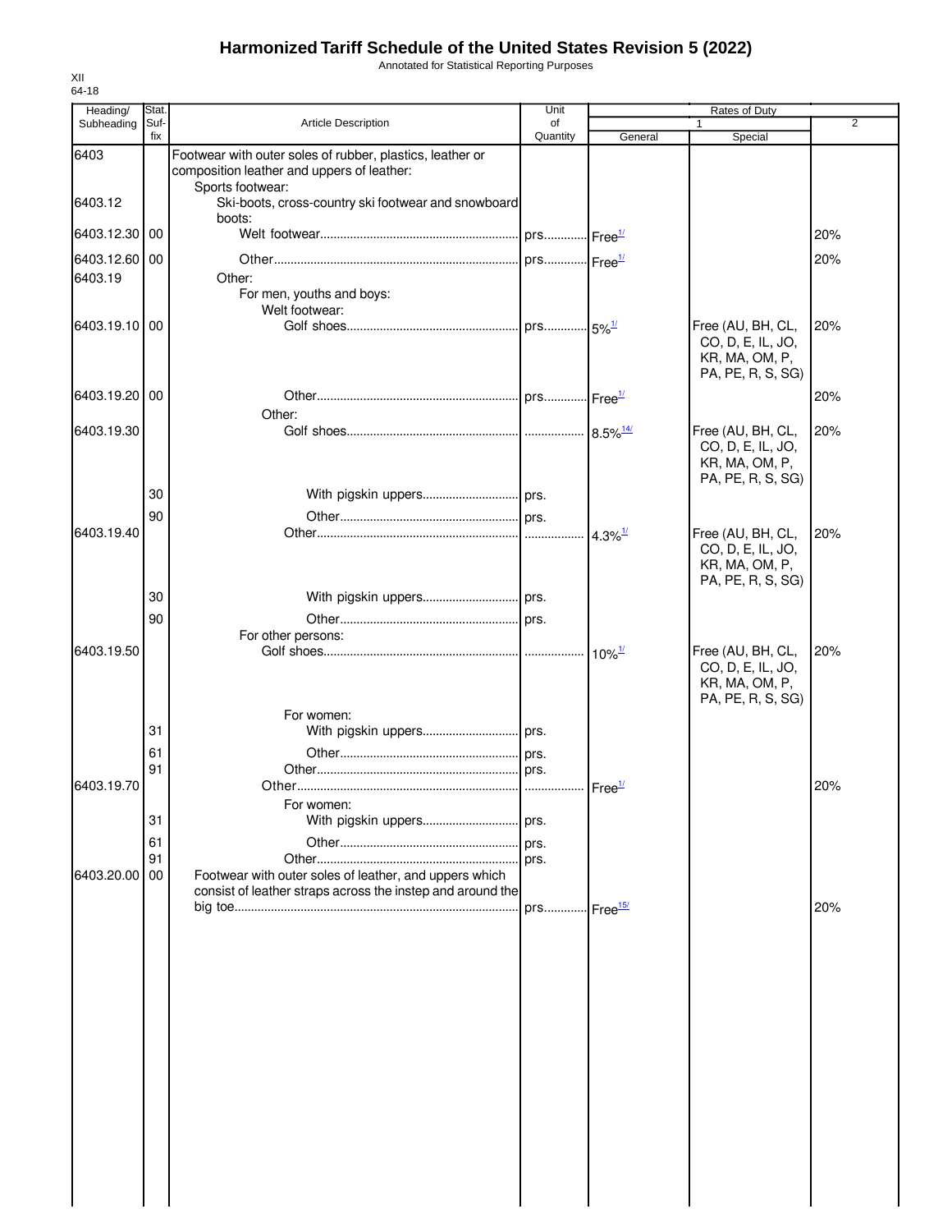# Harmonized Tariff Schedule of the United States Revision 5 (2022)

Annotated for Statistical Reporting Purposes

XII
64-18

| Heading/ Subheading | Stat. Suf- fix | Article Description | Unit of Quantity | Rates of Duty 1 General | Special | 2 |
|---|---|---|---|---|---|---|
| 6403 | | Footwear with outer soles of rubber, plastics, leather or composition leather and uppers of leather: | | | | |
| | | Sports footwear: | | | | |
| 6403.12 | | Ski-boots, cross-country ski footwear and snowboard boots: | | | | |
| 6403.12.30 | 00 | Welt footwear | prs. | Free[1/] | | 20% |
| 6403.12.60 | 00 | Other | prs. | Free[1/] | | 20% |
| 6403.19 | | Other: | | | | |
| | | For men, youths and boys: | | | | |
| | | Welt footwear: | | | | |
| 6403.19.10 | 00 | Golf shoes | prs. | 5%[1/] | Free (AU, BH, CL, CO, D, E, IL, JO, KR, MA, OM, P, PA, PE, R, S, SG) | 20% |
| 6403.19.20 | 00 | Other | prs. | Free[1/] | | 20% |
| | | Other: | | | | |
| 6403.19.30 | | Golf shoes | | 8.5%[14/] | Free (AU, BH, CL, CO, D, E, IL, JO, KR, MA, OM, P, PA, PE, R, S, SG) | 20% |
| | 30 | With pigskin uppers | prs. | | | |
| | 90 | Other | prs. | | | |
| 6403.19.40 | | Other | | 4.3%[1/] | Free (AU, BH, CL, CO, D, E, IL, JO, KR, MA, OM, P, PA, PE, R, S, SG) | 20% |
| | 30 | With pigskin uppers | prs. | | | |
| | 90 | Other | prs. | | | |
| | | For other persons: | | | | |
| 6403.19.50 | | Golf shoes | | 10%[1/] | Free (AU, BH, CL, CO, D, E, IL, JO, KR, MA, OM, P, PA, PE, R, S, SG) | 20% |
| | | For women: | | | | |
| | 31 | With pigskin uppers | prs. | | | |
| | 61 | Other | prs. | | | |
| | 91 | Other | prs. | | | |
| 6403.19.70 | | Other | | Free[1/] | | 20% |
| | | For women: | | | | |
| | 31 | With pigskin uppers | prs. | | | |
| | 61 | Other | prs. | | | |
| | 91 | Other | prs. | | | |
| 6403.20.00 | 00 | Footwear with outer soles of leather, and uppers which consist of leather straps across the instep and around the big toe | prs. | Free[15/] | | 20% |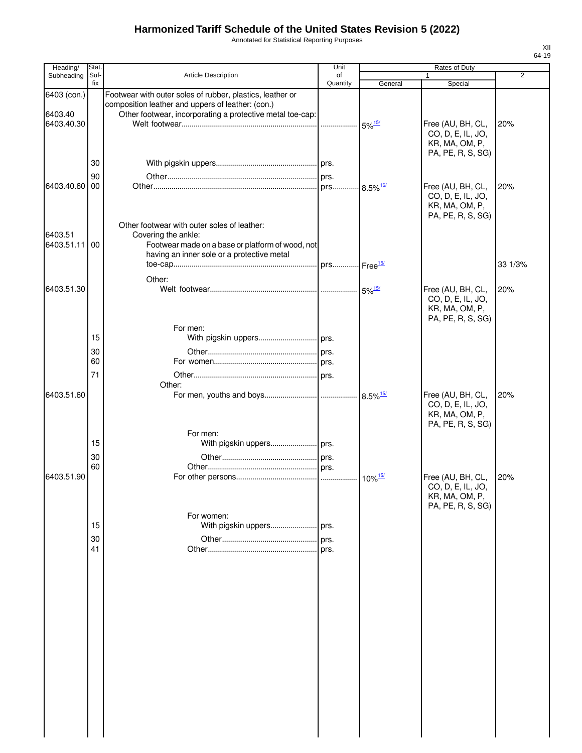# Harmonized Tariff Schedule of the United States Revision 5 (2022)

Annotated for Statistical Reporting Purposes

XII
64-19

| Heading/ Subheading | Stat. Suf- fix | Article Description | Unit of Quantity | Rates of Duty 1 General | Special | 2 |
|---|---|---|---|---|---|---|
| 6403 (con.) | | Footwear with outer soles of rubber, plastics, leather or composition leather and uppers of leather: (con.) | | | | |
| 6403.40 | | Other footwear, incorporating a protective metal toe-cap: | | | | |
| 6403.40.30 | | Welt footwear | | 5%[15/] | Free (AU, BH, CL, CO, D, E, IL, JO, KR, MA, OM, P, PA, PE, R, S, SG) | 20% |
| | 30 | With pigskin uppers | prs. | | | |
| | 90 | Other | prs. | | | |
| 6403.40.60 | 00 | Other | prs. | 8.5%[16/] | Free (AU, BH, CL, CO, D, E, IL, JO, KR, MA, OM, P, PA, PE, R, S, SG) | 20% |
| | | Other footwear with outer soles of leather: | | | | |
| 6403.51 | | Covering the ankle: | | | | |
| 6403.51.11 | 00 | Footwear made on a base or platform of wood, not having an inner sole or a protective metal toe-cap | prs. | Free[15/] | | 33 1/3% |
| | | Other: | | | | |
| 6403.51.30 | | Welt footwear | | 5%[15/] | Free (AU, BH, CL, CO, D, E, IL, JO, KR, MA, OM, P, PA, PE, R, S, SG) | 20% |
| | | For men: | | | | |
| | 15 | With pigskin uppers | prs. | | | |
| | 30 | Other | prs. | | | |
| | 60 | For women | prs. | | | |
| | 71 | Other | prs. | | | |
| | | Other: | | | | |
| 6403.51.60 | | For men, youths and boys | | 8.5%[15/] | Free (AU, BH, CL, CO, D, E, IL, JO, KR, MA, OM, P, PA, PE, R, S, SG) | 20% |
| | | For men: | | | | |
| | 15 | With pigskin uppers | prs. | | | |
| | 30 | Other | prs. | | | |
| | 60 | Other | prs. | | | |
| 6403.51.90 | | For other persons | | 10%[15/] | Free (AU, BH, CL, CO, D, E, IL, JO, KR, MA, OM, P, PA, PE, R, S, SG) | 20% |
| | | For women: | | | | |
| | 15 | With pigskin uppers | prs. | | | |
| | 30 | Other | prs. | | | |
| | 41 | Other | prs. | | | |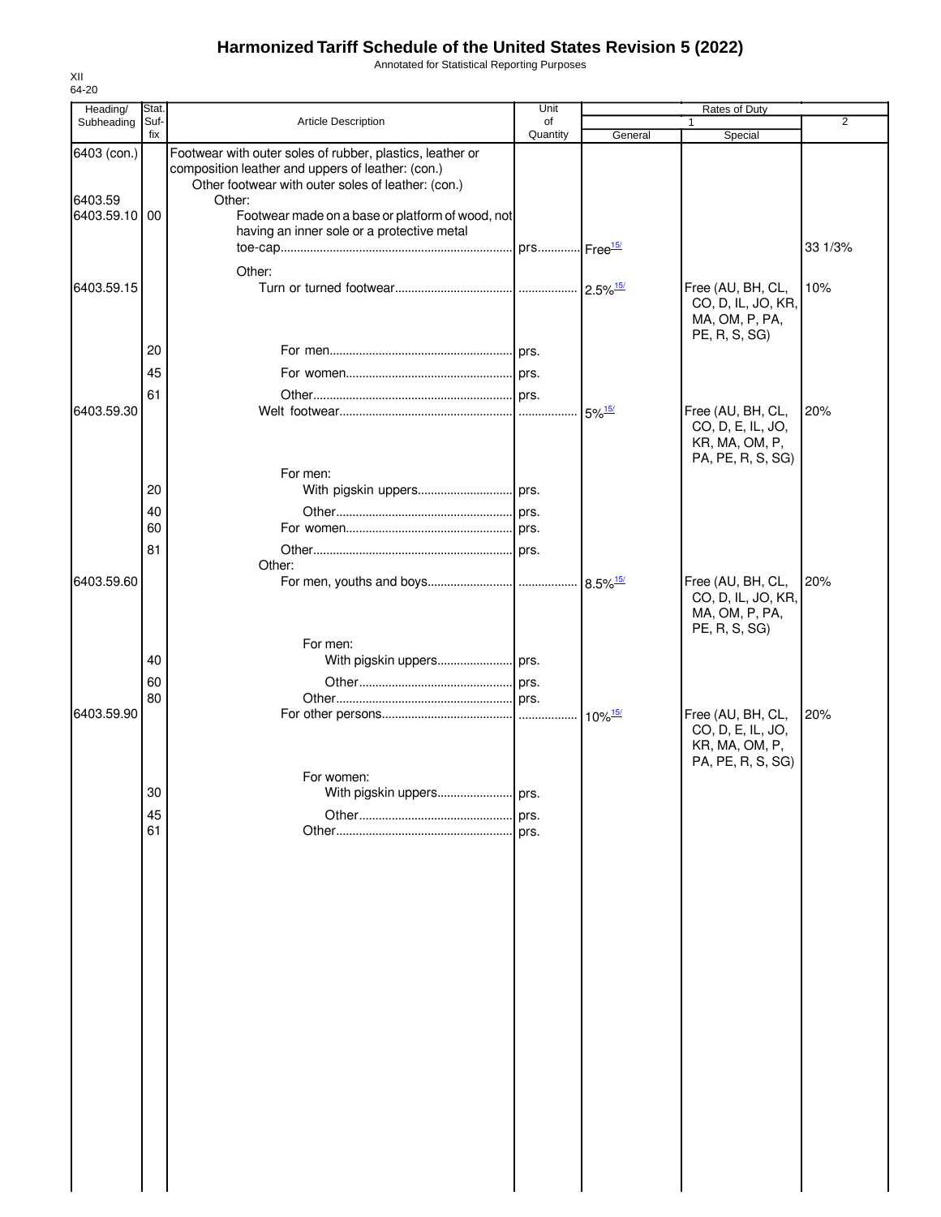# Harmonized Tariff Schedule of the United States Revision 5 (2022)

Annotated for Statistical Reporting Purposes

XII
64-20

| Heading/ Subheading | Stat. Suf- fix | Article Description | Unit of Quantity | Rates of Duty 1 General | Rates of Duty 1 Special | Rates of Duty 2 |
|---|---|---|---|---|---|---|
| 6403 (con.) | | Footwear with outer soles of rubber, plastics, leather or composition leather and uppers of leather: (con.) | | | | |
| | | Other footwear with outer soles of leather: (con.) | | | | |
| 6403.59 | | Other: | | | | |
| 6403.59.10 | 00 | Footwear made on a base or platform of wood, not having an inner sole or a protective metal toe-cap | prs. | Free[15/] | | 33 1/3% |
| | | Other: | | | | |
| 6403.59.15 | | Turn or turned footwear | | 2.5%[15/] | Free (AU, BH, CL, CO, D, IL, JO, KR, MA, OM, P, PA, PE, R, S, SG) | 10% |
| | 20 | For men | prs. | | | |
| | 45 | For women | prs. | | | |
| | 61 | Other | prs. | | | |
| 6403.59.30 | | Welt footwear | | 5%[15/] | Free (AU, BH, CL, CO, D, E, IL, JO, KR, MA, OM, P, PA, PE, R, S, SG) | 20% |
| | | For men: | | | | |
| | 20 | With pigskin uppers | prs. | | | |
| | 40 | Other | prs. | | | |
| | 60 | For women | prs. | | | |
| | 81 | Other | prs. | | | |
| | | Other: | | | | |
| 6403.59.60 | | For men, youths and boys | | 8.5%[15/] | Free (AU, BH, CL, CO, D, IL, JO, KR, MA, OM, P, PA, PE, R, S, SG) | 20% |
| | | For men: | | | | |
| | 40 | With pigskin uppers | prs. | | | |
| | 60 | Other | prs. | | | |
| | 80 | Other | prs. | | | |
| 6403.59.90 | | For other persons | | 10%[15/] | Free (AU, BH, CL, CO, D, E, IL, JO, KR, MA, OM, P, PA, PE, R, S, SG) | 20% |
| | | For women: | | | | |
| | 30 | With pigskin uppers | prs. | | | |
| | 45 | Other | prs. | | | |
| | 61 | Other | prs. | | | |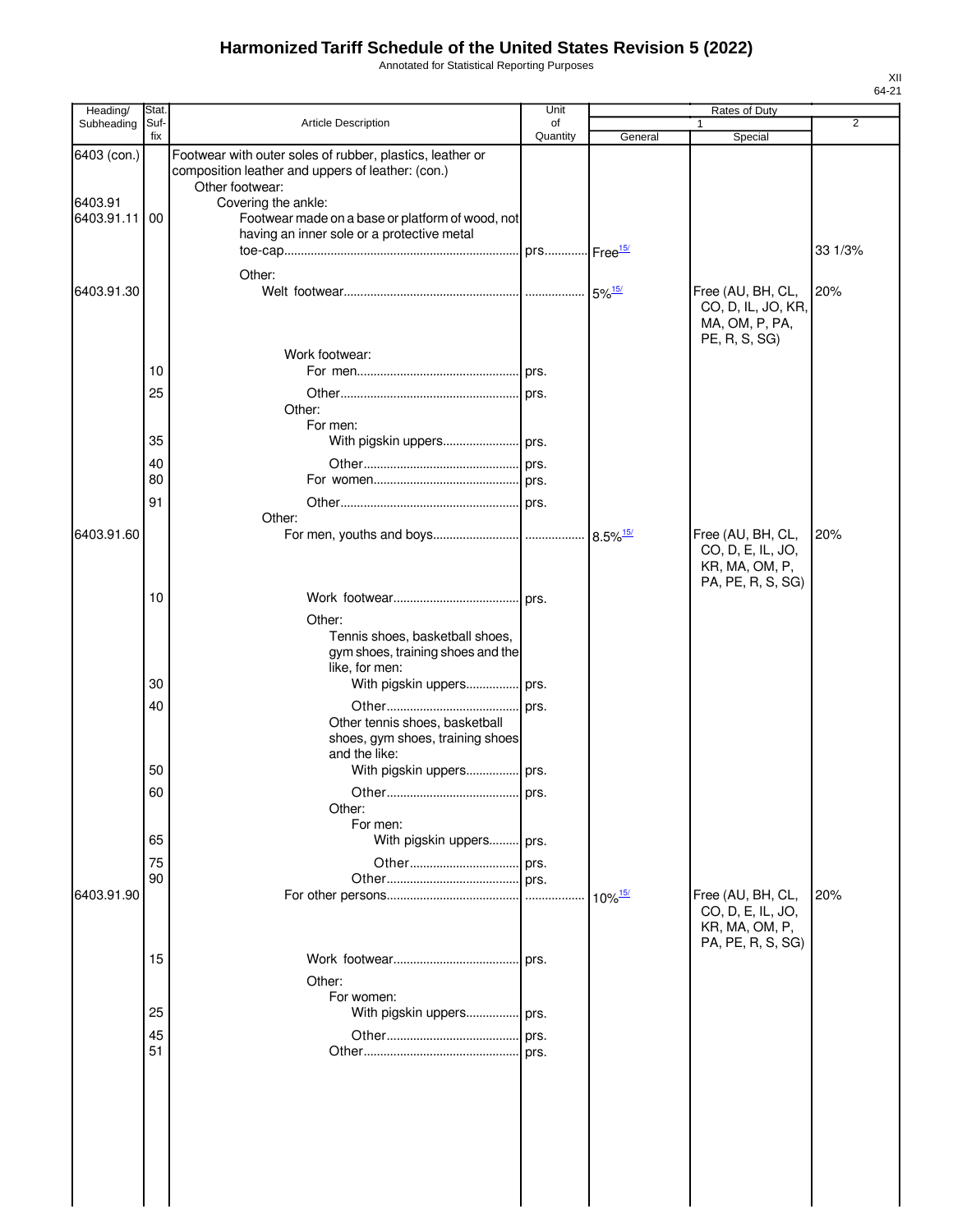# Harmonized Tariff Schedule of the United States Revision 5 (2022)

Annotated for Statistical Reporting Purposes

XII
64-21

| Heading/ Subheading | Stat. Suf- fix | Article Description | Unit of Quantity | Rates of Duty 1 General | Special | 2 |
|---|---|---|---|---|---|---|
| 6403 (con.) | | Footwear with outer soles of rubber, plastics, leather or composition leather and uppers of leather: (con.) | | | | |
| | | Other footwear: | | | | |
| 6403.91 | | Covering the ankle: | | | | |
| 6403.91.11 | 00 | Footwear made on a base or platform of wood, not having an inner sole or a protective metal toe-cap | prs. | Free[15/] | | 33 1/3% |
| | | Other: | | | | |
| 6403.91.30 | | Welt footwear | | 5%[15/] | Free (AU, BH, CL, CO, D, IL, JO, KR, MA, OM, P, PA, PE, R, S, SG) | 20% |
| | | Work footwear: | | | | |
| | 10 | For men | prs. | | | |
| | 25 | Other | prs. | | | |
| | | Other: | | | | |
| | | For men: | | | | |
| | 35 | With pigskin uppers | prs. | | | |
| | 40 | Other | prs. | | | |
| | 80 | For women | prs. | | | |
| | 91 | Other | prs. | | | |
| | | Other: | | | | |
| 6403.91.60 | | For men, youths and boys | | 8.5%[15/] | Free (AU, BH, CL, CO, D, E, IL, JO, KR, MA, OM, P, PA, PE, R, S, SG) | 20% |
| | 10 | Work footwear | prs. | | | |
| | | Other: | | | | |
| | | Tennis shoes, basketball shoes, gym shoes, training shoes and the like, for men: | | | | |
| | 30 | With pigskin uppers | prs. | | | |
| | 40 | Other | prs. | | | |
| | | Other tennis shoes, basketball shoes, gym shoes, training shoes and the like: | | | | |
| | 50 | With pigskin uppers | prs. | | | |
| | 60 | Other | prs. | | | |
| | | Other: | | | | |
| | | For men: | | | | |
| | 65 | With pigskin uppers | prs. | | | |
| | 75 | Other | prs. | | | |
| | 90 | Other | prs. | | | |
| 6403.91.90 | | For other persons | | 10%[15/] | Free (AU, BH, CL, CO, D, E, IL, JO, KR, MA, OM, P, PA, PE, R, S, SG) | 20% |
| | 15 | Work footwear | prs. | | | |
| | | Other: | | | | |
| | | For women: | | | | |
| | 25 | With pigskin uppers | prs. | | | |
| | 45 | Other | prs. | | | |
| | 51 | Other | prs. | | | |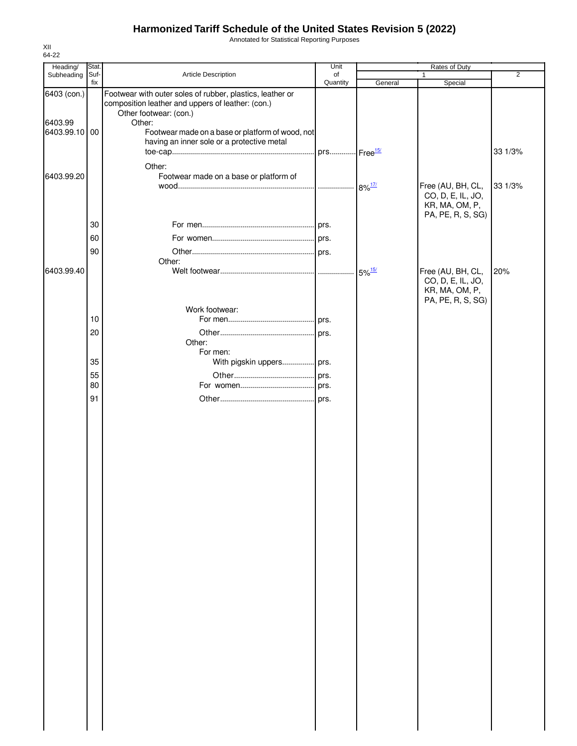# Harmonized Tariff Schedule of the United States Revision 5 (2022)

Annotated for Statistical Reporting Purposes

XII
64-22

| Heading/ Subheading | Stat. Suf- fix | Article Description | Unit of Quantity | Rates of Duty 1 General | Special | 2 |
|---|---|---|---|---|---|---|
| 6403 (con.) | | Footwear with outer soles of rubber, plastics, leather or composition leather and uppers of leather: (con.) | | | | |
| | | Other footwear: (con.) | | | | |
| 6403.99 | | Other: | | | | |
| 6403.99.10 | 00 | Footwear made on a base or platform of wood, not having an inner sole or a protective metal toe-cap | prs. | Free[15/] | | 33 1/3% |
| | | Other: | | | | |
| 6403.99.20 | | Footwear made on a base or platform of wood | | 8%[17/] | Free (AU, BH, CL, CO, D, E, IL, JO, KR, MA, OM, P, PA, PE, R, S, SG) | 33 1/3% |
| | 30 | For men | prs. | | | |
| | 60 | For women | prs. | | | |
| | 90 | Other | prs. | | | |
| | | Other: | | | | |
| 6403.99.40 | | Welt footwear | | 5%[15/] | Free (AU, BH, CL, CO, D, E, IL, JO, KR, MA, OM, P, PA, PE, R, S, SG) | 20% |
| | | Work footwear: | | | | |
| | 10 | For men | prs. | | | |
| | 20 | Other | prs. | | | |
| | | Other: | | | | |
| | | For men: | | | | |
| | 35 | With pigskin uppers | prs. | | | |
| | 55 | Other | prs. | | | |
| | 80 | For women | prs. | | | |
| | 91 | Other | prs. | | | |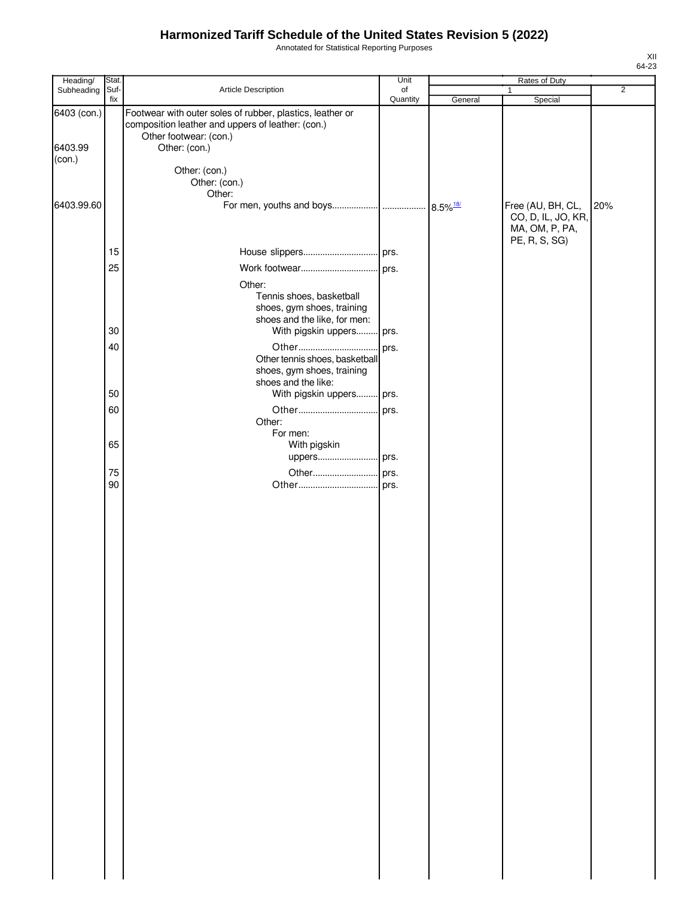# Harmonized Tariff Schedule of the United States Revision 5 (2022)

Annotated for Statistical Reporting Purposes

XII
64-23

| Heading/ Subheading | Stat. Suf- fix | Article Description | Unit of Quantity | Rates of Duty 1 General | Special | 2 |
|---|---|---|---|---|---|---|
| 6403 (con.) | | Footwear with outer soles of rubber, plastics, leather or composition leather and uppers of leather: (con.) | | | | |
| | | Other footwear: (con.) | | | | |
| 6403.99 (con.) | | Other: (con.) | | | | |
| | | Other: (con.) | | | | |
| | | Other: (con.) | | | | |
| | | Other: | | | | |
| 6403.99.60 | | For men, youths and boys | | 8.5%[18/] | Free (AU, BH, CL, CO, D, IL, JO, KR, MA, OM, P, PA, PE, R, S, SG) | 20% |
| | 15 | House slippers | prs. | | | |
| | 25 | Work footwear | prs. | | | |
| | | Other: | | | | |
| | | Tennis shoes, basketball shoes, gym shoes, training shoes and the like, for men: | | | | |
| | 30 | With pigskin uppers | prs. | | | |
| | 40 | Other | prs. | | | |
| | | Other tennis shoes, basketball shoes, gym shoes, training shoes and the like: | | | | |
| | 50 | With pigskin uppers | prs. | | | |
| | 60 | Other | prs. | | | |
| | | Other: | | | | |
| | | For men: | | | | |
| | 65 | With pigskin uppers | prs. | | | |
| | 75 | Other | prs. | | | |
| | 90 | Other | prs. | | | |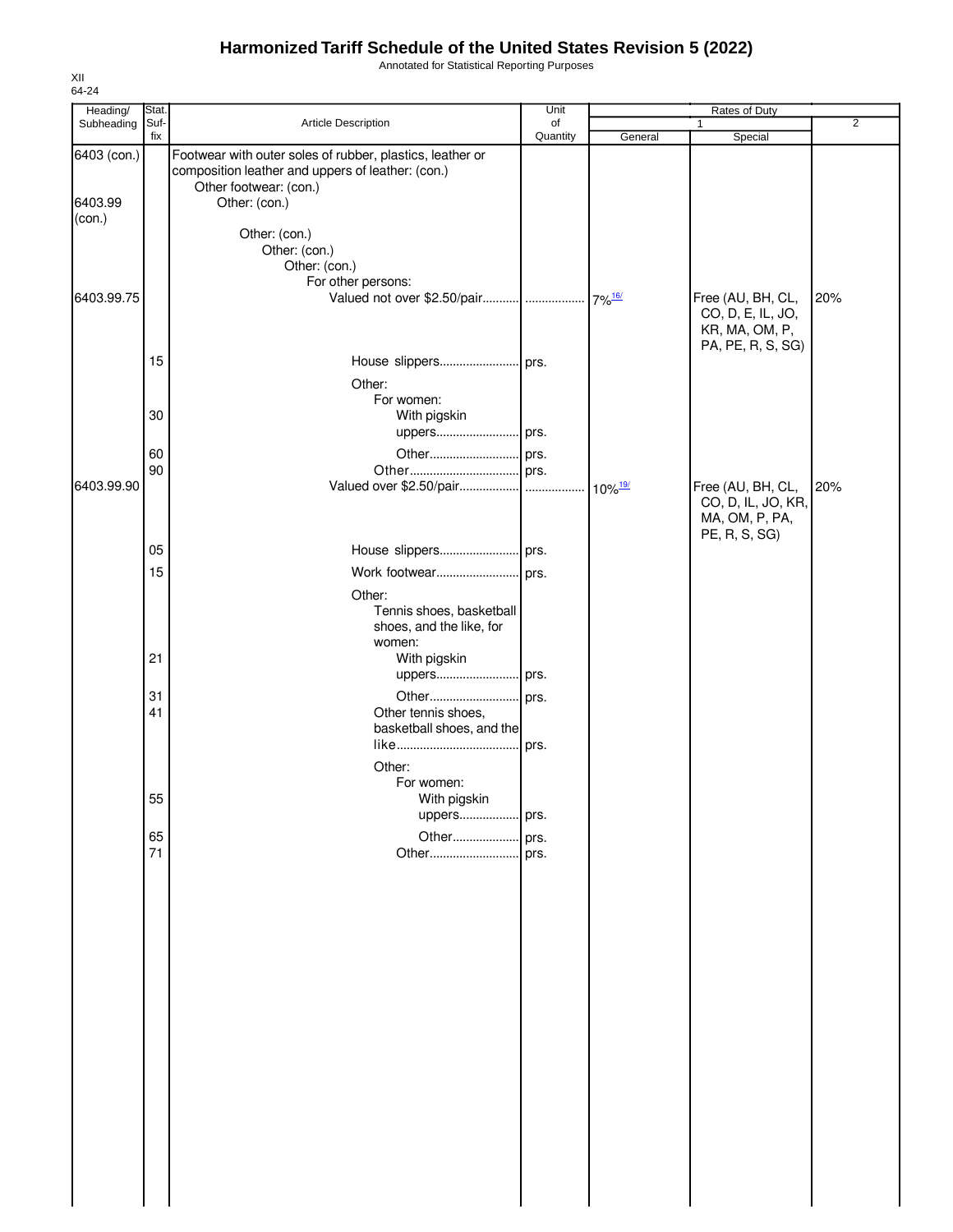# Harmonized Tariff Schedule of the United States Revision 5 (2022)

Annotated for Statistical Reporting Purposes

XII
64-24

| Heading/ Subheading | Stat. Suf- fix | Article Description | Unit of Quantity | Rates of Duty 1 General | Special | 2 |
|---|---|---|---|---|---|---|
| 6403 (con.) | | Footwear with outer soles of rubber, plastics, leather or composition leather and uppers of leather: (con.) | | | | |
| | | Other footwear: (con.) | | | | |
| 6403.99 (con.) | | Other: (con.) | | | | |
| | | Other: (con.) | | | | |
| | | Other: (con.) | | | | |
| | | Other: (con.) | | | | |
| | | For other persons: | | | | |
| 6403.99.75 | | Valued not over $2.50/pair | | 7%[16/] | Free (AU, BH, CL, CO, D, E, IL, JO, KR, MA, OM, P, PA, PE, R, S, SG) | 20% |
| | 15 | House slippers | prs. | | | |
| | | Other: | | | | |
| | | For women: | | | | |
| | 30 | With pigskin uppers | prs. | | | |
| | 60 | Other | prs. | | | |
| | 90 | Other | prs. | | | |
| 6403.99.90 | | Valued over $2.50/pair | | 10%[19/] | Free (AU, BH, CL, CO, D, IL, JO, KR, MA, OM, P, PA, PE, R, S, SG) | 20% |
| | 05 | House slippers | prs. | | | |
| | 15 | Work footwear | prs. | | | |
| | | Other: | | | | |
| | | Tennis shoes, basketball shoes, and the like, for women: | | | | |
| | 21 | With pigskin uppers | prs. | | | |
| | 31 | Other | prs. | | | |
| | 41 | Other tennis shoes, basketball shoes, and the like | prs. | | | |
| | | Other: | | | | |
| | | For women: | | | | |
| | 55 | With pigskin uppers | prs. | | | |
| | 65 | Other | prs. | | | |
| | 71 | Other | prs. | | | |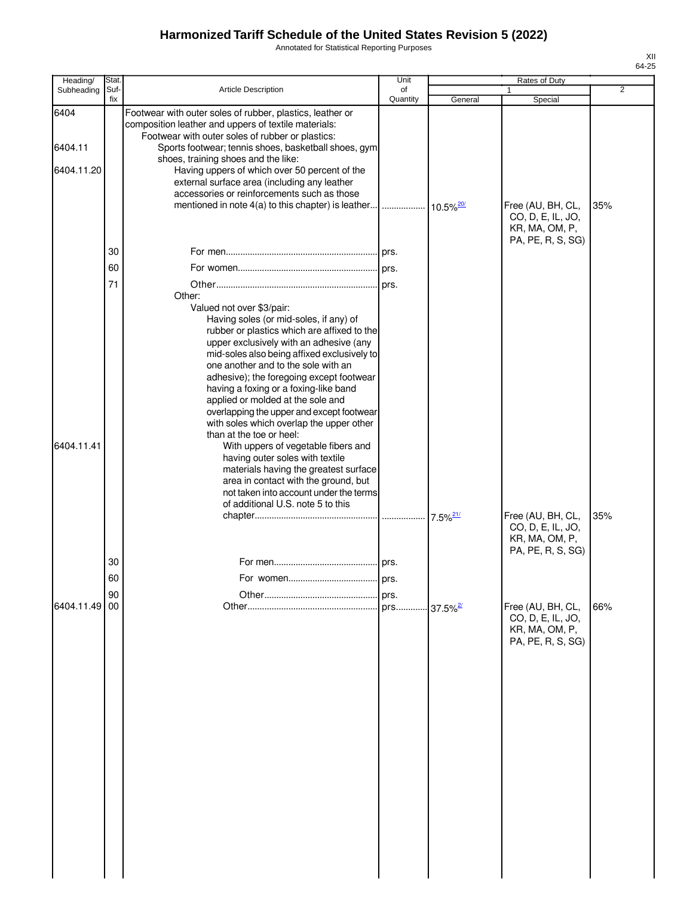# Harmonized Tariff Schedule of the United States Revision 5 (2022)

Annotated for Statistical Reporting Purposes

XII
64-25

| Heading/ Subheading | Stat. Suf-fix | Article Description | Unit of Quantity | Rates of Duty 1 General | Special | 2 |
|---|---|---|---|---|---|---|
| 6404 | | Footwear with outer soles of rubber, plastics, leather or composition leather and uppers of textile materials: | | | | |
| | | Footwear with outer soles of rubber or plastics: | | | | |
| 6404.11 | | Sports footwear; tennis shoes, basketball shoes, gym shoes, training shoes and the like: | | | | |
| 6404.11.20 | | Having uppers of which over 50 percent of the external surface area (including any leather accessories or reinforcements such as those mentioned in note 4(a) to this chapter) is leather | ................. | 10.5%[20/] | Free (AU, BH, CL, CO, D, E, IL, JO, KR, MA, OM, P, PA, PE, R, S, SG) | 35% |
| | 30 | For men | prs. | | | |
| | 60 | For women | prs. | | | |
| | 71 | Other | prs. | | | |
| | | Other: | | | | |
| | | Valued not over $3/pair: | | | | |
| | | Having soles (or mid-soles, if any) of rubber or plastics which are affixed to the upper exclusively with an adhesive (any mid-soles also being affixed exclusively to one another and to the sole with an adhesive); the foregoing except footwear having a foxing or a foxing-like band applied or molded at the sole and overlapping the upper and except footwear with soles which overlap the upper other than at the toe or heel: | | | | |
| 6404.11.41 | | With uppers of vegetable fibers and having outer soles with textile materials having the greatest surface area in contact with the ground, but not taken into account under the terms of additional U.S. note 5 to this chapter | ................. | 7.5%[21/] | Free (AU, BH, CL, CO, D, E, IL, JO, KR, MA, OM, P, PA, PE, R, S, SG) | 35% |
| | 30 | For men | prs. | | | |
| | 60 | For women | prs. | | | |
| | 90 | Other | prs. | | | |
| 6404.11.49 | 00 | Other | prs. | 37.5%[2/] | Free (AU, BH, CL, CO, D, E, IL, JO, KR, MA, OM, P, PA, PE, R, S, SG) | 66% |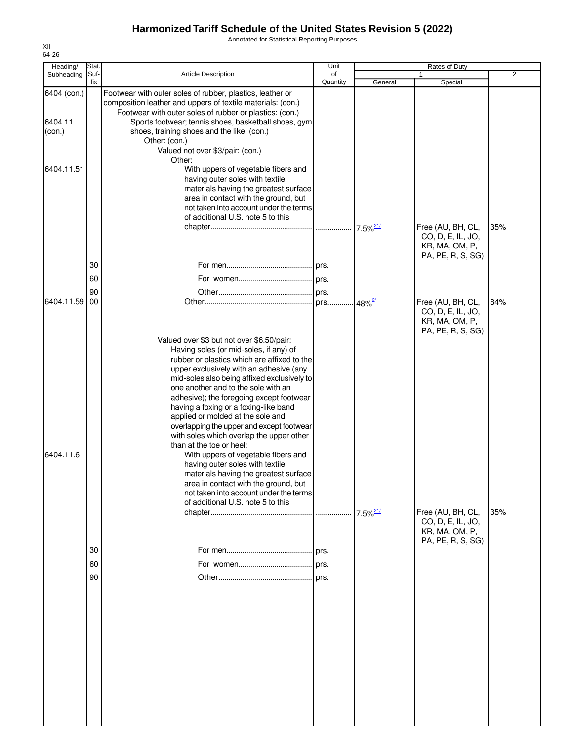# Harmonized Tariff Schedule of the United States Revision 5 (2022)

Annotated for Statistical Reporting Purposes

XII
64-26

| Heading/ Subheading | Stat. Suf- fix | Article Description | Unit of Quantity | Rates of Duty 1 General | Special | 2 |
|---|---|---|---|---|---|---|
| 6404 (con.) | | Footwear with outer soles of rubber, plastics, leather or composition leather and uppers of textile materials: (con.) | | | | |
| | | Footwear with outer soles of rubber or plastics: (con.) | | | | |
| 6404.11 (con.) | | Sports footwear; tennis shoes, basketball shoes, gym shoes, training shoes and the like: (con.) | | | | |
| | | Other: (con.) | | | | |
| | | Valued not over $3/pair: (con.) | | | | |
| | | Other: | | | | |
| 6404.11.51 | | With uppers of vegetable fibers and having outer soles with textile materials having the greatest surface area in contact with the ground, but not taken into account under the terms of additional U.S. note 5 to this chapter | | 7.5%[21/] | Free (AU, BH, CL, CO, D, E, IL, JO, KR, MA, OM, P, PA, PE, R, S, SG) | 35% |
| | 30 | For men | prs. | | | |
| | 60 | For women | prs. | | | |
| | 90 | Other | prs. | | | |
| 6404.11.59 | 00 | Other | prs. | 48%[2/] | Free (AU, BH, CL, CO, D, E, IL, JO, KR, MA, OM, P, PA, PE, R, S, SG) | 84% |
| | | Valued over $3 but not over $6.50/pair: | | | | |
| | | Having soles (or mid-soles, if any) of rubber or plastics which are affixed to the upper exclusively with an adhesive (any mid-soles also being affixed exclusively to one another and to the sole with an adhesive); the foregoing except footwear having a foxing or a foxing-like band applied or molded at the sole and overlapping the upper and except footwear with soles which overlap the upper other than at the toe or heel: | | | | |
| 6404.11.61 | | With uppers of vegetable fibers and having outer soles with textile materials having the greatest surface area in contact with the ground, but not taken into account under the terms of additional U.S. note 5 to this chapter | | 7.5%[21/] | Free (AU, BH, CL, CO, D, E, IL, JO, KR, MA, OM, P, PA, PE, R, S, SG) | 35% |
| | 30 | For men | prs. | | | |
| | 60 | For women | prs. | | | |
| | 90 | Other | prs. | | | |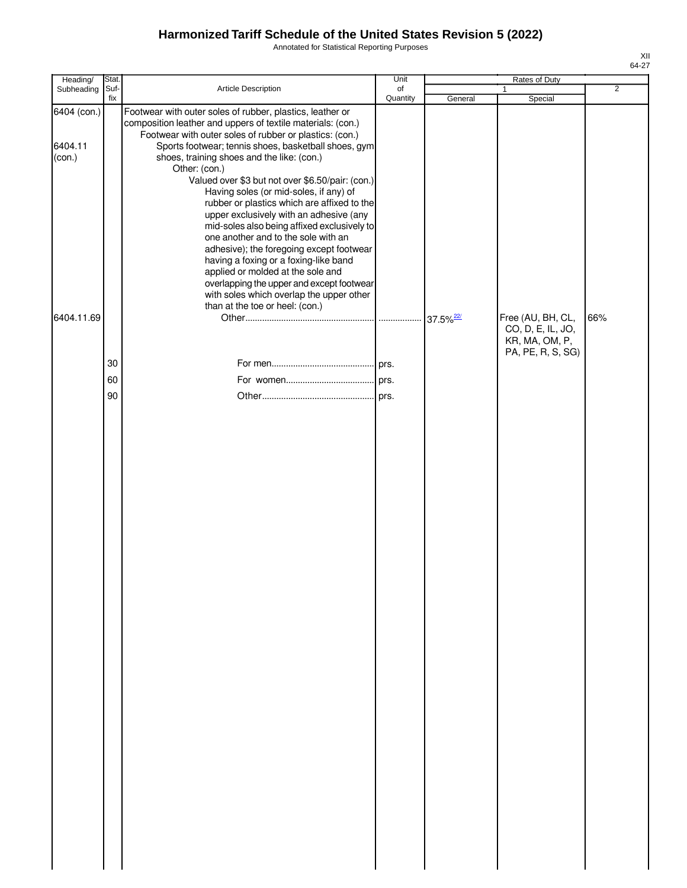# Harmonized Tariff Schedule of the United States Revision 5 (2022)

Annotated for Statistical Reporting Purposes

XII
64-27

| Heading/ Subheading | Stat. Suf- fix | Article Description | Unit of Quantity | Rates of Duty 1 General | Special | 2 |
|---|---|---|---|---|---|---|
| 6404 (con.) | | Footwear with outer soles of rubber, plastics, leather or composition leather and uppers of textile materials: (con.) | | | | |
| | | Footwear with outer soles of rubber or plastics: (con.) | | | | |
| 6404.11 (con.) | | Sports footwear; tennis shoes, basketball shoes, gym shoes, training shoes and the like: (con.) | | | | |
| | | Other: (con.) | | | | |
| | | Valued over $3 but not over $6.50/pair: (con.) | | | | |
| | | Having soles (or mid-soles, if any) of rubber or plastics which are affixed to the upper exclusively with an adhesive (any mid-soles also being affixed exclusively to one another and to the sole with an adhesive); the foregoing except footwear having a foxing or a foxing-like band applied or molded at the sole and overlapping the upper and except footwear with soles which overlap the upper other than at the toe or heel: (con.) | | | | |
| 6404.11.69 | | Other | | 37.5%[22/] | Free (AU, BH, CL, CO, D, E, IL, JO, KR, MA, OM, P, PA, PE, R, S, SG) | 66% |
| | 30 | For men | prs. | | | |
| | 60 | For women | prs. | | | |
| | 90 | Other | prs. | | | |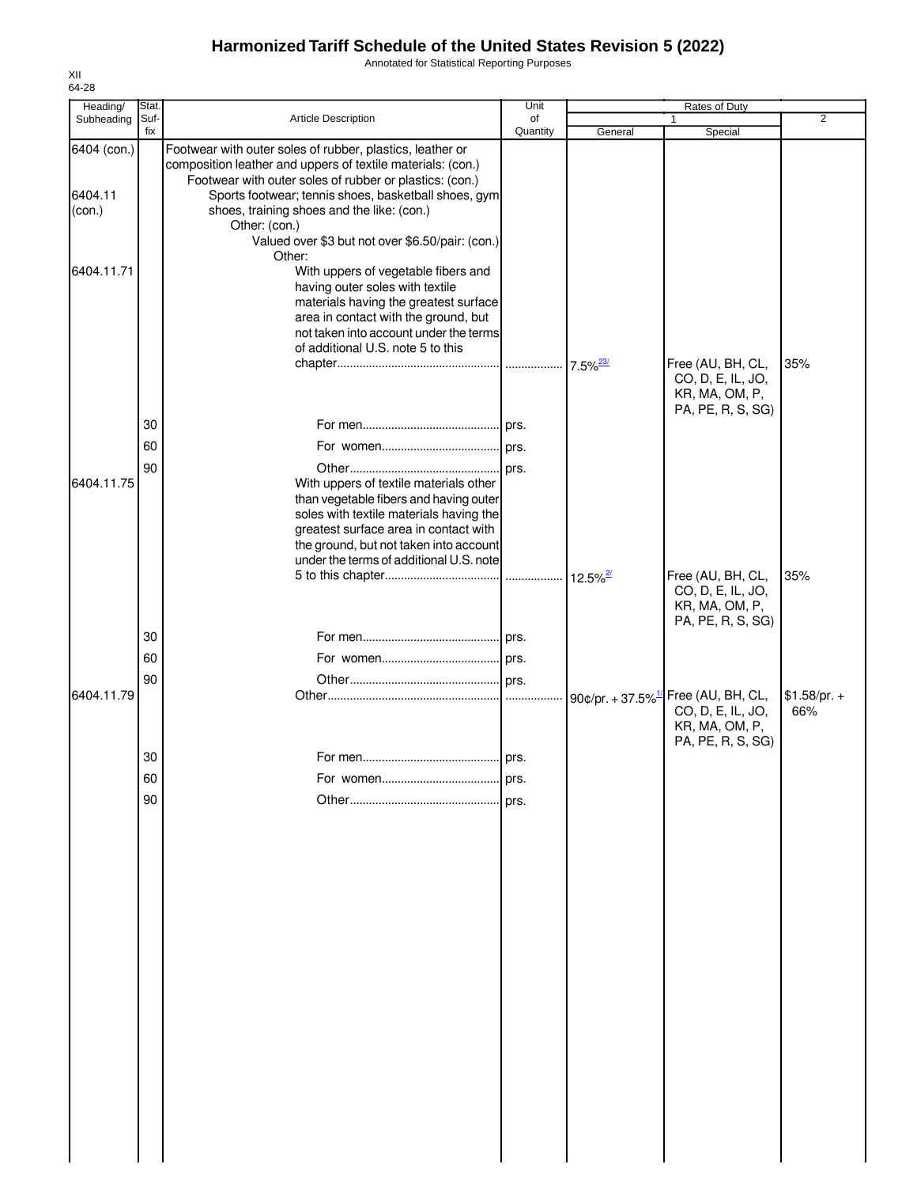# Harmonized Tariff Schedule of the United States Revision 5 (2022)

Annotated for Statistical Reporting Purposes

XII
64-28

| Heading/ Subheading | Stat. Suf- fix | Article Description | Unit of Quantity | Rates of Duty 1 General | Special | 2 |
|---|---|---|---|---|---|---|
| 6404 (con.) | | Footwear with outer soles of rubber, plastics, leather or composition leather and uppers of textile materials: (con.) | | | | |
| | | Footwear with outer soles of rubber or plastics: (con.) | | | | |
| 6404.11 (con.) | | Sports footwear; tennis shoes, basketball shoes, gym shoes, training shoes and the like: (con.) | | | | |
| | | Other: (con.) | | | | |
| | | Valued over $3 but not over $6.50/pair: (con.) | | | | |
| | | Other: | | | | |
| 6404.11.71 | | With uppers of vegetable fibers and having outer soles with textile materials having the greatest surface area in contact with the ground, but not taken into account under the terms of additional U.S. note 5 to this chapter | | 7.5%[23/] | Free (AU, BH, CL, CO, D, E, IL, JO, KR, MA, OM, P, PA, PE, R, S, SG) | 35% |
| | 30 | For men | prs. | | | |
| | 60 | For women | prs. | | | |
| | 90 | Other | prs. | | | |
| 6404.11.75 | | With uppers of textile materials other than vegetable fibers and having outer soles with textile materials having the greatest surface area in contact with the ground, but not taken into account under the terms of additional U.S. note 5 to this chapter | | 12.5%[2/] | Free (AU, BH, CL, CO, D, E, IL, JO, KR, MA, OM, P, PA, PE, R, S, SG) | 35% |
| | 30 | For men | prs. | | | |
| | 60 | For women | prs. | | | |
| | 90 | Other | prs. | | | |
| 6404.11.79 | | Other | | 90¢/pr. + 37.5%[1/] | Free (AU, BH, CL, CO, D, E, IL, JO, KR, MA, OM, P, PA, PE, R, S, SG) | $1.58/pr. + 66% |
| | 30 | For men | prs. | | | |
| | 60 | For women | prs. | | | |
| | 90 | Other | prs. | | | |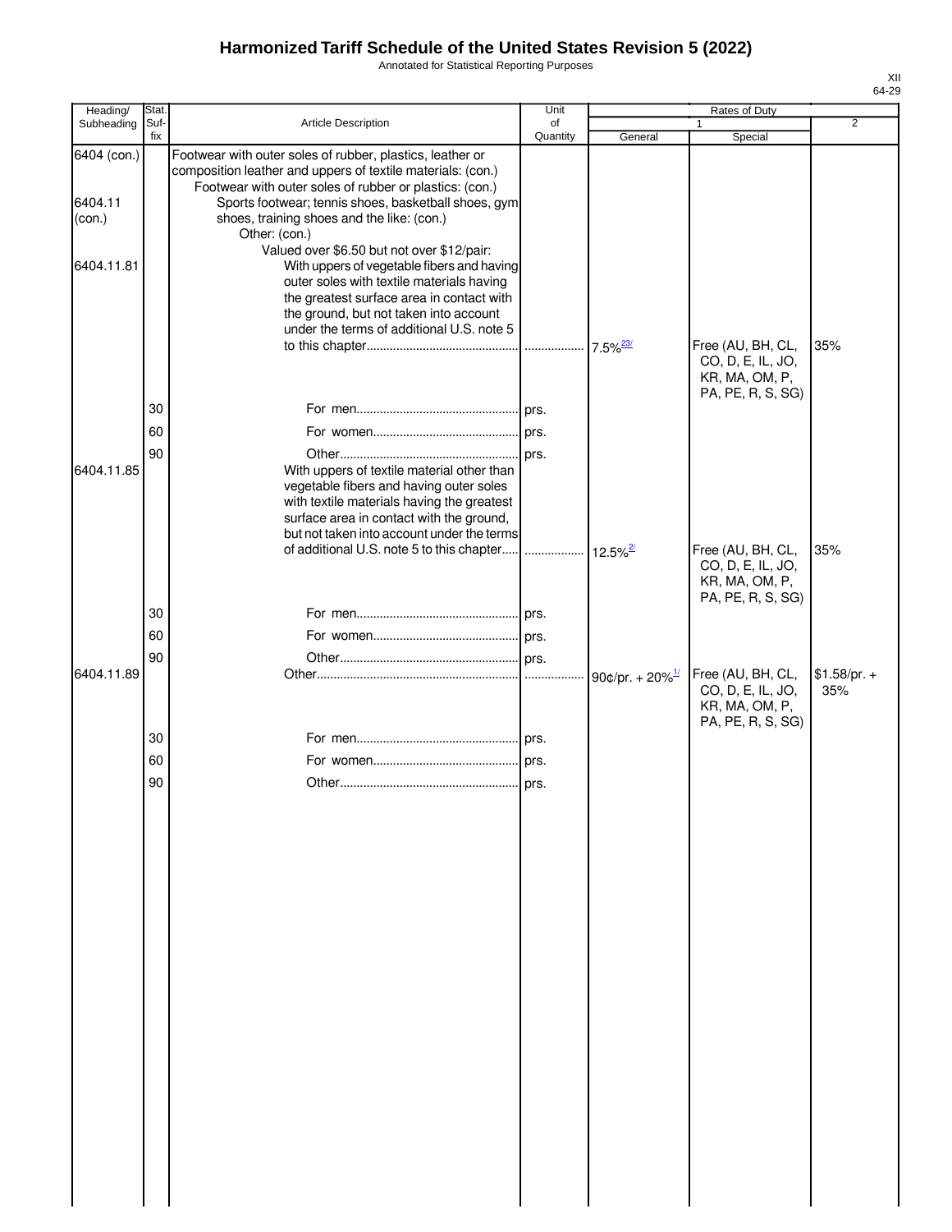# Harmonized Tariff Schedule of the United States Revision 5 (2022)

Annotated for Statistical Reporting Purposes

| Heading/ Subheading | Stat. Suf- fix | Article Description | Unit of Quantity | Rates of Duty 1 General | Rates of Duty 1 Special | Rates of Duty 2 |
|---|---|---|---|---|---|---|
| 6404 (con.) | | Footwear with outer soles of rubber, plastics, leather or composition leather and uppers of textile materials: (con.) | | | | |
| | | Footwear with outer soles of rubber or plastics: (con.) | | | | |
| 6404.11 (con.) | | Sports footwear; tennis shoes, basketball shoes, gym shoes, training shoes and the like: (con.) | | | | |
| | | Other: (con.) | | | | |
| | | Valued over $6.50 but not over $12/pair: | | | | |
| 6404.11.81 | | With uppers of vegetable fibers and having outer soles with textile materials having the greatest surface area in contact with the ground, but not taken into account under the terms of additional U.S. note 5 to this chapter | | 7.5%[23/] | Free (AU, BH, CL, CO, D, E, IL, JO, KR, MA, OM, P, PA, PE, R, S, SG) | 35% |
| | 30 | For men | prs. | | | |
| | 60 | For women | prs. | | | |
| | 90 | Other | prs. | | | |
| 6404.11.85 | | With uppers of textile material other than vegetable fibers and having outer soles with textile materials having the greatest surface area in contact with the ground, but not taken into account under the terms of additional U.S. note 5 to this chapter | | 12.5%[2/] | Free (AU, BH, CL, CO, D, E, IL, JO, KR, MA, OM, P, PA, PE, R, S, SG) | 35% |
| | 30 | For men | prs. | | | |
| | 60 | For women | prs. | | | |
| | 90 | Other | prs. | | | |
| 6404.11.89 | | Other | | 90¢/pr. + 20%[1/] | Free (AU, BH, CL, CO, D, E, IL, JO, KR, MA, OM, P, PA, PE, R, S, SG) | $1.58/pr. + 35% |
| | 30 | For men | prs. | | | |
| | 60 | For women | prs. | | | |
| | 90 | Other | prs. | | | |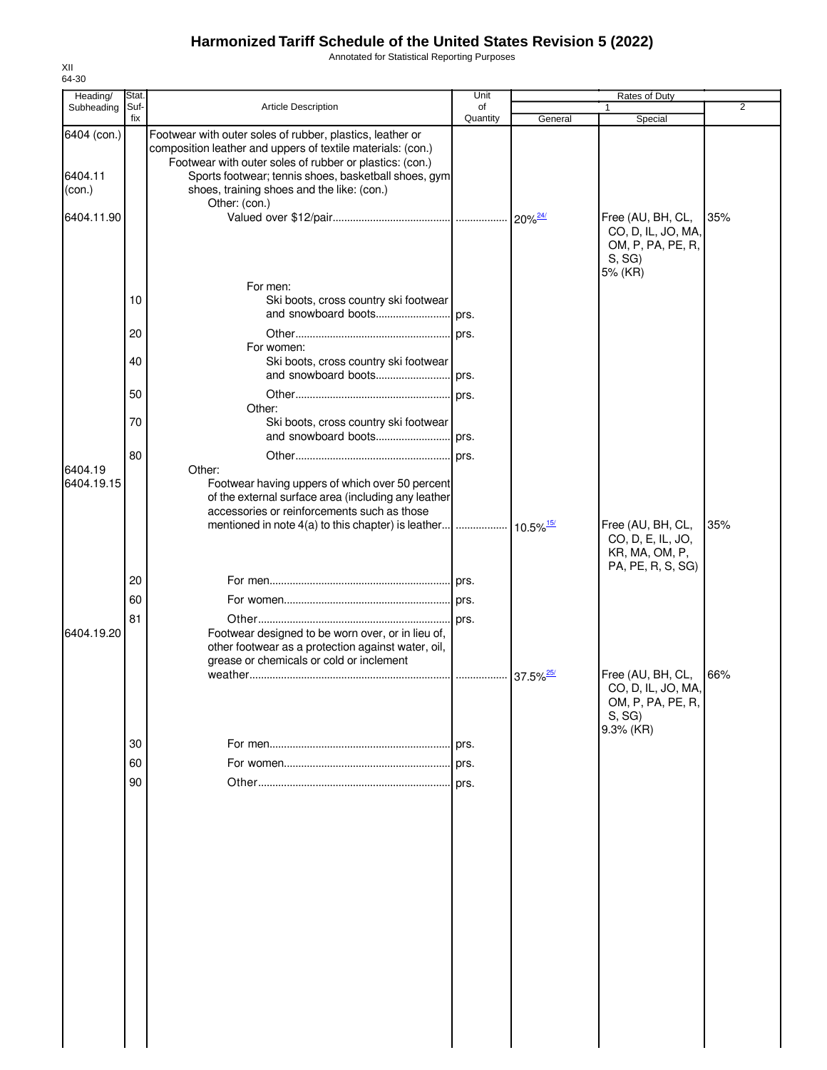# Harmonized Tariff Schedule of the United States Revision 5 (2022)

Annotated for Statistical Reporting Purposes

XII
64-30

| Heading/ Subheading | Stat. Suf- fix | Article Description | Unit of Quantity | Rates of Duty 1 General | Special | 2 |
|---|---|---|---|---|---|---|
| 6404 (con.) | | Footwear with outer soles of rubber, plastics, leather or composition leather and uppers of textile materials: (con.) | | | | |
| | | Footwear with outer soles of rubber or plastics: (con.) | | | | |
| 6404.11 (con.) | | Sports footwear; tennis shoes, basketball shoes, gym shoes, training shoes and the like: (con.) | | | | |
| | | Other: (con.) | | | | |
| 6404.11.90 | | Valued over $12/pair | | 20%[24/] | Free (AU, BH, CL, CO, D, IL, JO, MA, OM, P, PA, PE, R, S, SG) 5% (KR) | 35% |
| | | For men: | | | | |
| | 10 | Ski boots, cross country ski footwear and snowboard boots | prs. | | | |
| | 20 | Other | prs. | | | |
| | | For women: | | | | |
| | 40 | Ski boots, cross country ski footwear and snowboard boots | prs. | | | |
| | 50 | Other | prs. | | | |
| | | Other: | | | | |
| | 70 | Ski boots, cross country ski footwear and snowboard boots | prs. | | | |
| | 80 | Other | prs. | | | |
| 6404.19 | | Other: | | | | |
| 6404.19.15 | | Footwear having uppers of which over 50 percent of the external surface area (including any leather accessories or reinforcements such as those mentioned in note 4(a) to this chapter) is leather | | 10.5%[15/] | Free (AU, BH, CL, CO, D, E, IL, JO, KR, MA, OM, P, PA, PE, R, S, SG) | 35% |
| | 20 | For men | prs. | | | |
| | 60 | For women | prs. | | | |
| | 81 | Other | prs. | | | |
| 6404.19.20 | | Footwear designed to be worn over, or in lieu of, other footwear as a protection against water, oil, grease or chemicals or cold or inclement weather | | 37.5%[25/] | Free (AU, BH, CL, CO, D, IL, JO, MA, OM, P, PA, PE, R, S, SG) 9.3% (KR) | 66% |
| | 30 | For men | prs. | | | |
| | 60 | For women | prs. | | | |
| | 90 | Other | prs. | | | |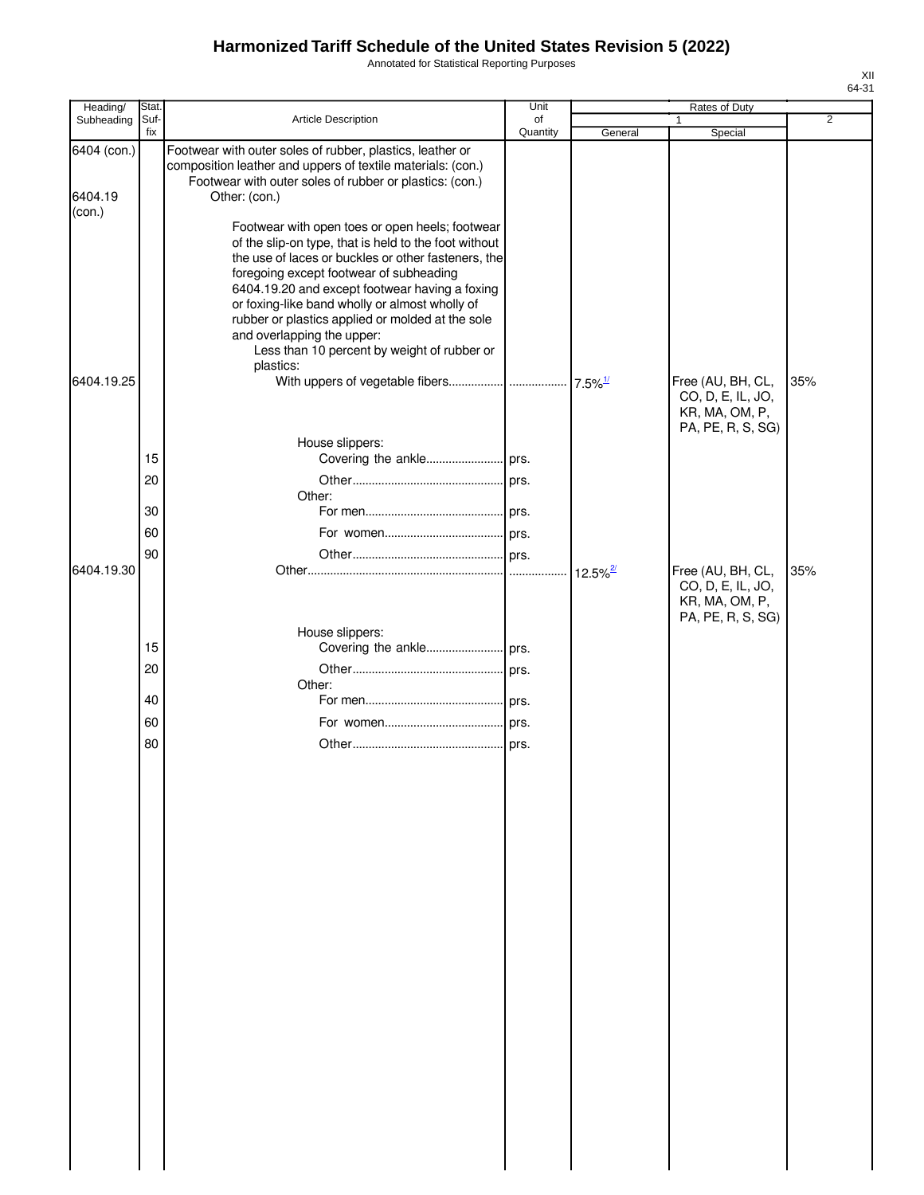# Harmonized Tariff Schedule of the United States Revision 5 (2022)

Annotated for Statistical Reporting Purposes

XII
64-31

| Heading/ Subheading | Stat. Suf- fix | Article Description | Unit of Quantity | Rates of Duty 1 General | Special | 2 |
|---|---|---|---|---|---|---|
| 6404 (con.) | | Footwear with outer soles of rubber, plastics, leather or composition leather and uppers of textile materials: (con.) | | | | |
| | | Footwear with outer soles of rubber or plastics: (con.) | | | | |
| 6404.19 (con.) | | Other: (con.) | | | | |
| | | Footwear with open toes or open heels; footwear of the slip-on type, that is held to the foot without the use of laces or buckles or other fasteners, the foregoing except footwear of subheading 6404.19.20 and except footwear having a foxing or foxing-like band wholly or almost wholly of rubber or plastics applied or molded at the sole and overlapping the upper: | | | | |
| | | Less than 10 percent by weight of rubber or plastics: | | | | |
| 6404.19.25 | | With uppers of vegetable fibers | | 7.5%[1/] | Free (AU, BH, CL, CO, D, E, IL, JO, KR, MA, OM, P, PA, PE, R, S, SG) | 35% |
| | | House slippers: | | | | |
| | 15 | Covering the ankle | prs. | | | |
| | 20 | Other | prs. | | | |
| | | Other: | | | | |
| | 30 | For men | prs. | | | |
| | 60 | For women | prs. | | | |
| | 90 | Other | prs. | | | |
| 6404.19.30 | | Other | | 12.5%[2/] | Free (AU, BH, CL, CO, D, E, IL, JO, KR, MA, OM, P, PA, PE, R, S, SG) | 35% |
| | | House slippers: | | | | |
| | 15 | Covering the ankle | prs. | | | |
| | 20 | Other | prs. | | | |
| | | Other: | | | | |
| | 40 | For men | prs. | | | |
| | 60 | For women | prs. | | | |
| | 80 | Other | prs. | | | |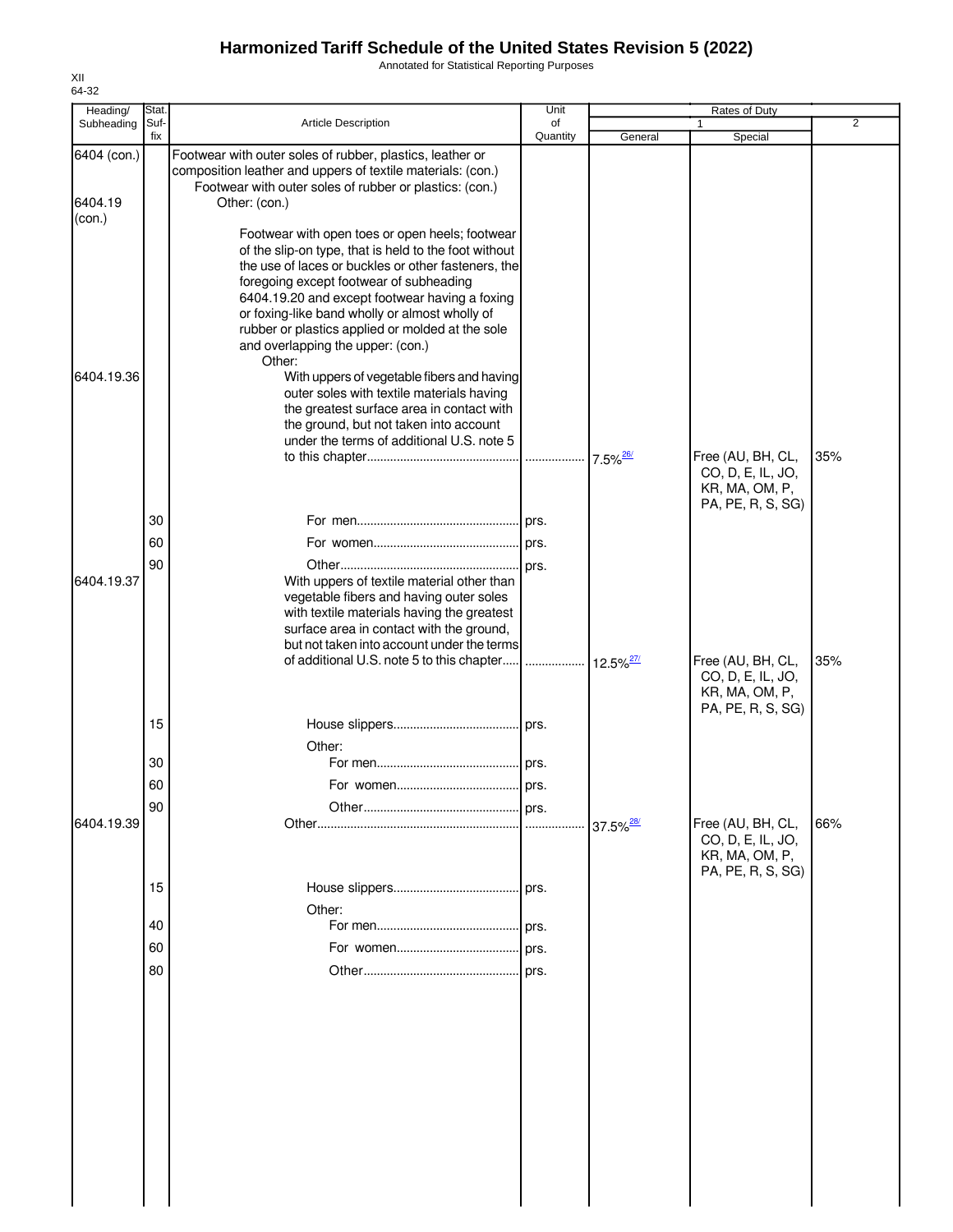# Harmonized Tariff Schedule of the United States Revision 5 (2022)

Annotated for Statistical Reporting Purposes

XII
64-32

| Heading/ Subheading | Stat. Suf- fix | Article Description | Unit of Quantity | Rates of Duty 1 General | Special | 2 |
|---|---|---|---|---|---|---|
| 6404 (con.) | | Footwear with outer soles of rubber, plastics, leather or composition leather and uppers of textile materials: (con.) | | | | |
| | | Footwear with outer soles of rubber or plastics: (con.) | | | | |
| 6404.19 (con.) | | Other: (con.) | | | | |
| | | Footwear with open toes or open heels; footwear of the slip-on type, that is held to the foot without the use of laces or buckles or other fasteners, the foregoing except footwear of subheading 6404.19.20 and except footwear having a foxing or foxing-like band wholly or almost wholly of rubber or plastics applied or molded at the sole and overlapping the upper: (con.) | | | | |
| | | Other: | | | | |
| 6404.19.36 | | With uppers of vegetable fibers and having outer soles with textile materials having the greatest surface area in contact with the ground, but not taken into account under the terms of additional U.S. note 5 to this chapter | | 7.5%[26/] | Free (AU, BH, CL, CO, D, E, IL, JO, KR, MA, OM, P, PA, PE, R, S, SG) | 35% |
| | 30 | For men | prs. | | | |
| | 60 | For women | prs. | | | |
| | 90 | Other | prs. | | | |
| 6404.19.37 | | With uppers of textile material other than vegetable fibers and having outer soles with textile materials having the greatest surface area in contact with the ground, but not taken into account under the terms of additional U.S. note 5 to this chapter | | 12.5%[27/] | Free (AU, BH, CL, CO, D, E, IL, JO, KR, MA, OM, P, PA, PE, R, S, SG) | 35% |
| | 15 | House slippers | prs. | | | |
| | | Other: | | | | |
| | 30 | For men | prs. | | | |
| | 60 | For women | prs. | | | |
| | 90 | Other | prs. | | | |
| 6404.19.39 | | Other | | 37.5%[28/] | Free (AU, BH, CL, CO, D, E, IL, JO, KR, MA, OM, P, PA, PE, R, S, SG) | 66% |
| | 15 | House slippers | prs. | | | |
| | | Other: | | | | |
| | 40 | For men | prs. | | | |
| | 60 | For women | prs. | | | |
| | 80 | Other | prs. | | | |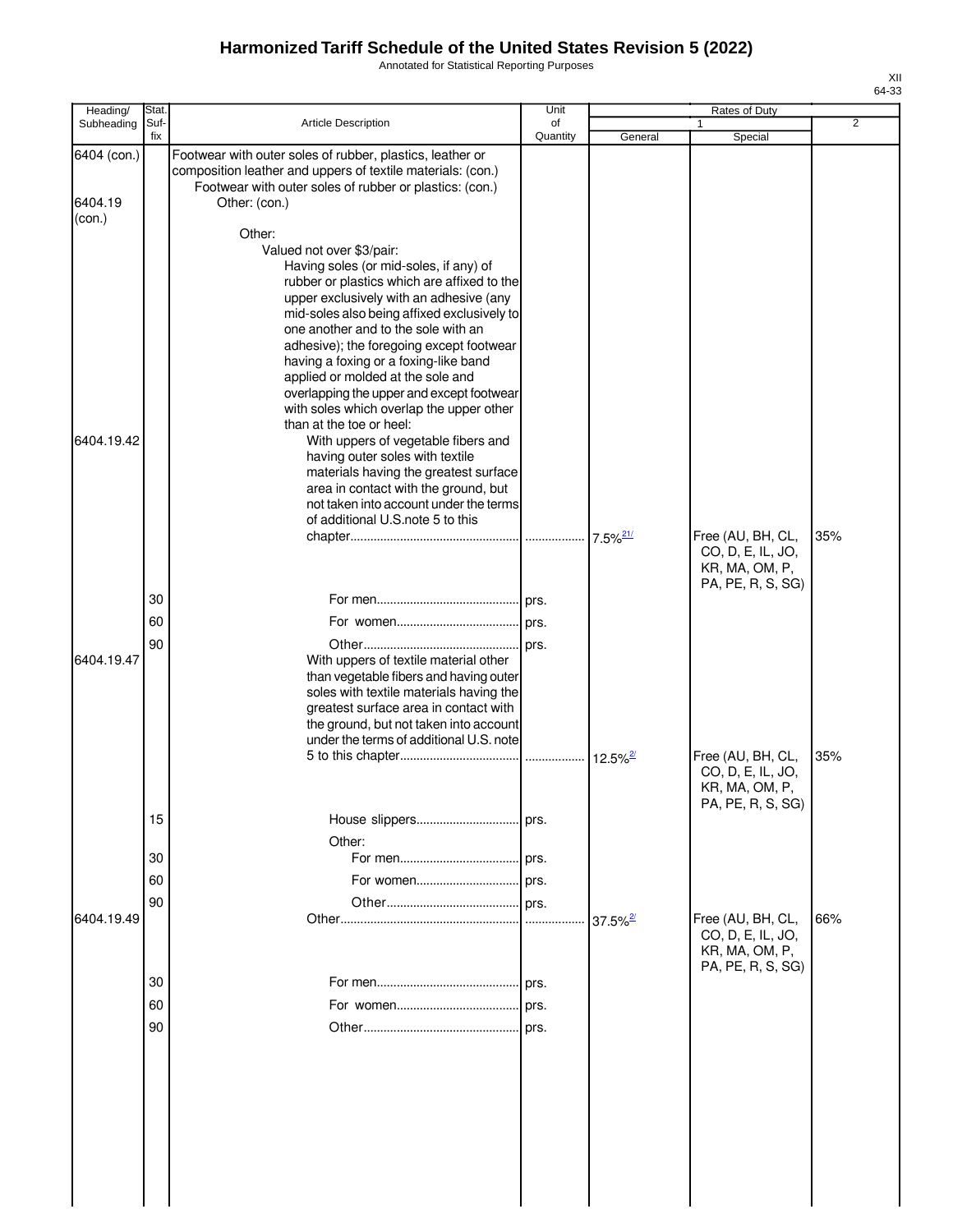# Harmonized Tariff Schedule of the United States Revision 5 (2022)

Annotated for Statistical Reporting Purposes

XII
64-33

| Heading/ Subheading | Stat. Suf- fix | Article Description | Unit of Quantity | Rates of Duty 1 General | Special | 2 |
|---|---|---|---|---|---|---|
| 6404 (con.) | | Footwear with outer soles of rubber, plastics, leather or composition leather and uppers of textile materials: (con.) | | | | |
| | | Footwear with outer soles of rubber or plastics: (con.) | | | | |
| 6404.19 (con.) | | Other: (con.) | | | | |
| | | Other: | | | | |
| | | Valued not over $3/pair: | | | | |
| | | Having soles (or mid-soles, if any) of rubber or plastics which are affixed to the upper exclusively with an adhesive (any mid-soles also being affixed exclusively to one another and to the sole with an adhesive); the foregoing except footwear having a foxing or a foxing-like band applied or molded at the sole and overlapping the upper and except footwear with soles which overlap the upper other than at the toe or heel: | | | | |
| 6404.19.42 | | With uppers of vegetable fibers and having outer soles with textile materials having the greatest surface area in contact with the ground, but not taken into account under the terms of additional U.S.note 5 to this chapter | | 7.5%[21/] | Free (AU, BH, CL, CO, D, E, IL, JO, KR, MA, OM, P, PA, PE, R, S, SG) | 35% |
| | 30 | For men | prs. | | | |
| | 60 | For women | prs. | | | |
| | 90 | Other | prs. | | | |
| 6404.19.47 | | With uppers of textile material other than vegetable fibers and having outer soles with textile materials having the greatest surface area in contact with the ground, but not taken into account under the terms of additional U.S. note 5 to this chapter | | 12.5%[2/] | Free (AU, BH, CL, CO, D, E, IL, JO, KR, MA, OM, P, PA, PE, R, S, SG) | 35% |
| | 15 | House slippers | prs. | | | |
| | | Other: | | | | |
| | 30 | For men | prs. | | | |
| | 60 | For women | prs. | | | |
| | 90 | Other | prs. | | | |
| 6404.19.49 | | Other | | 37.5%[2/] | Free (AU, BH, CL, CO, D, E, IL, JO, KR, MA, OM, P, PA, PE, R, S, SG) | 66% |
| | 30 | For men | prs. | | | |
| | 60 | For women | prs. | | | |
| | 90 | Other | prs. | | | |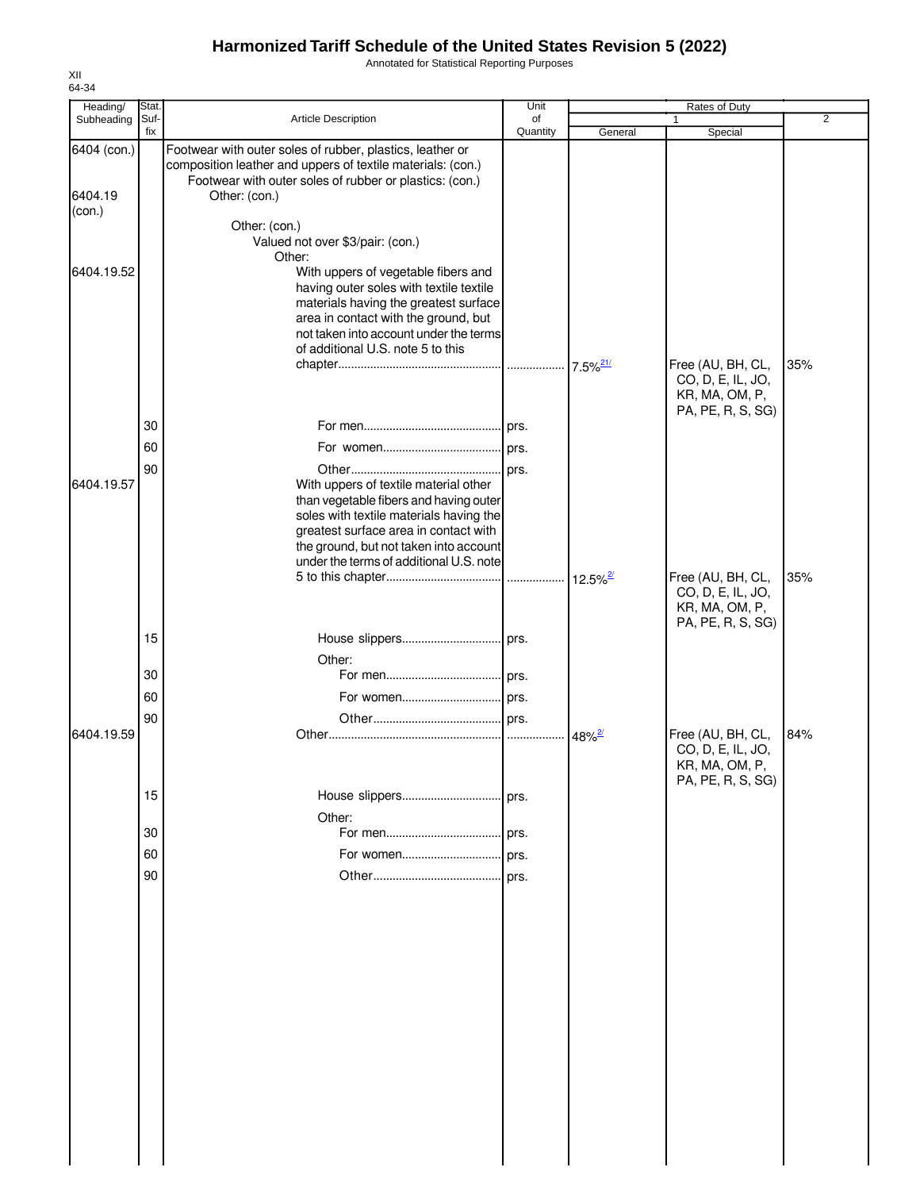# Harmonized Tariff Schedule of the United States Revision 5 (2022)

Annotated for Statistical Reporting Purposes

XII
64-34

| Heading/ Subheading | Stat. Suf-fix | Article Description | Unit of Quantity | Rates of Duty 1 General | Special | 2 |
|---|---|---|---|---|---|---|
| 6404 (con.) | | Footwear with outer soles of rubber, plastics, leather or composition leather and uppers of textile materials: (con.) | | | | |
| | | Footwear with outer soles of rubber or plastics: (con.) | | | | |
| 6404.19 (con.) | | Other: (con.) | | | | |
| | | Other: (con.) | | | | |
| | | Valued not over $3/pair: (con.) | | | | |
| | | Other: | | | | |
| 6404.19.52 | | With uppers of vegetable fibers and having outer soles with textile textile materials having the greatest surface area in contact with the ground, but not taken into account under the terms of additional U.S. note 5 to this chapter | | 7.5% [21/] | Free (AU, BH, CL, CO, D, E, IL, JO, KR, MA, OM, P, PA, PE, R, S, SG) | 35% |
| | 30 | For men | prs. | | | |
| | 60 | For women | prs. | | | |
| | 90 | Other | prs. | | | |
| 6404.19.57 | | With uppers of textile material other than vegetable fibers and having outer soles with textile materials having the greatest surface area in contact with the ground, but not taken into account under the terms of additional U.S. note 5 to this chapter | | 12.5% [2/] | Free (AU, BH, CL, CO, D, E, IL, JO, KR, MA, OM, P, PA, PE, R, S, SG) | 35% |
| | 15 | House slippers | prs. | | | |
| | | Other: | | | | |
| | 30 | For men | prs. | | | |
| | 60 | For women | prs. | | | |
| | 90 | Other | prs. | | | |
| 6404.19.59 | | Other | | 48% [2/] | Free (AU, BH, CL, CO, D, E, IL, JO, KR, MA, OM, P, PA, PE, R, S, SG) | 84% |
| | 15 | House slippers | prs. | | | |
| | | Other: | | | | |
| | 30 | For men | prs. | | | |
| | 60 | For women | prs. | | | |
| | 90 | Other | prs. | | | |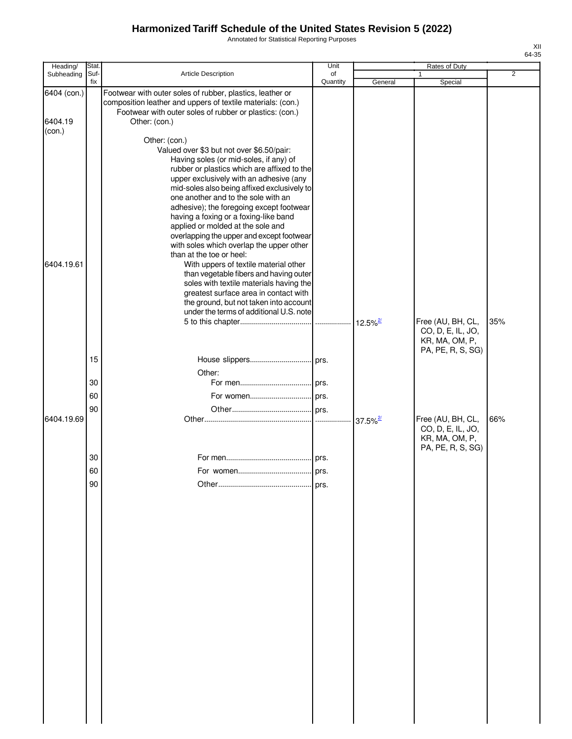# Harmonized Tariff Schedule of the United States Revision 5 (2022)

Annotated for Statistical Reporting Purposes

XII
64-35

| Heading/ Subheading | Stat. Suf-fix | Article Description | Unit of Quantity | Rates of Duty 1 General | Special | 2 |
|---|---|---|---|---|---|---|
| 6404 (con.) | | Footwear with outer soles of rubber, plastics, leather or composition leather and uppers of textile materials: (con.) | | | | |
| | | Footwear with outer soles of rubber or plastics: (con.) | | | | |
| 6404.19 (con.) | | Other: (con.) | | | | |
| | | Other: (con.) | | | | |
| | | Valued over $3 but not over $6.50/pair: | | | | |
| | | Having soles (or mid-soles, if any) of rubber or plastics which are affixed to the upper exclusively with an adhesive (any mid-soles also being affixed exclusively to one another and to the sole with an adhesive); the foregoing except footwear having a foxing or a foxing-like band applied or molded at the sole and overlapping the upper and except footwear with soles which overlap the upper other than at the toe or heel: | | | | |
| 6404.19.61 | | With uppers of textile material other than vegetable fibers and having outer soles with textile materials having the greatest surface area in contact with the ground, but not taken into account under the terms of additional U.S. note 5 to this chapter | | 12.5%[2/] | Free (AU, BH, CL, CO, D, E, IL, JO, KR, MA, OM, P, PA, PE, R, S, SG) | 35% |
| | 15 | House slippers | prs. | | | |
| | | Other: | | | | |
| | 30 | For men | prs. | | | |
| | 60 | For women | prs. | | | |
| | 90 | Other | prs. | | | |
| 6404.19.69 | | Other | | 37.5%[2/] | Free (AU, BH, CL, CO, D, E, IL, JO, KR, MA, OM, P, PA, PE, R, S, SG) | 66% |
| | 30 | For men | prs. | | | |
| | 60 | For women | prs. | | | |
| | 90 | Other | prs. | | | |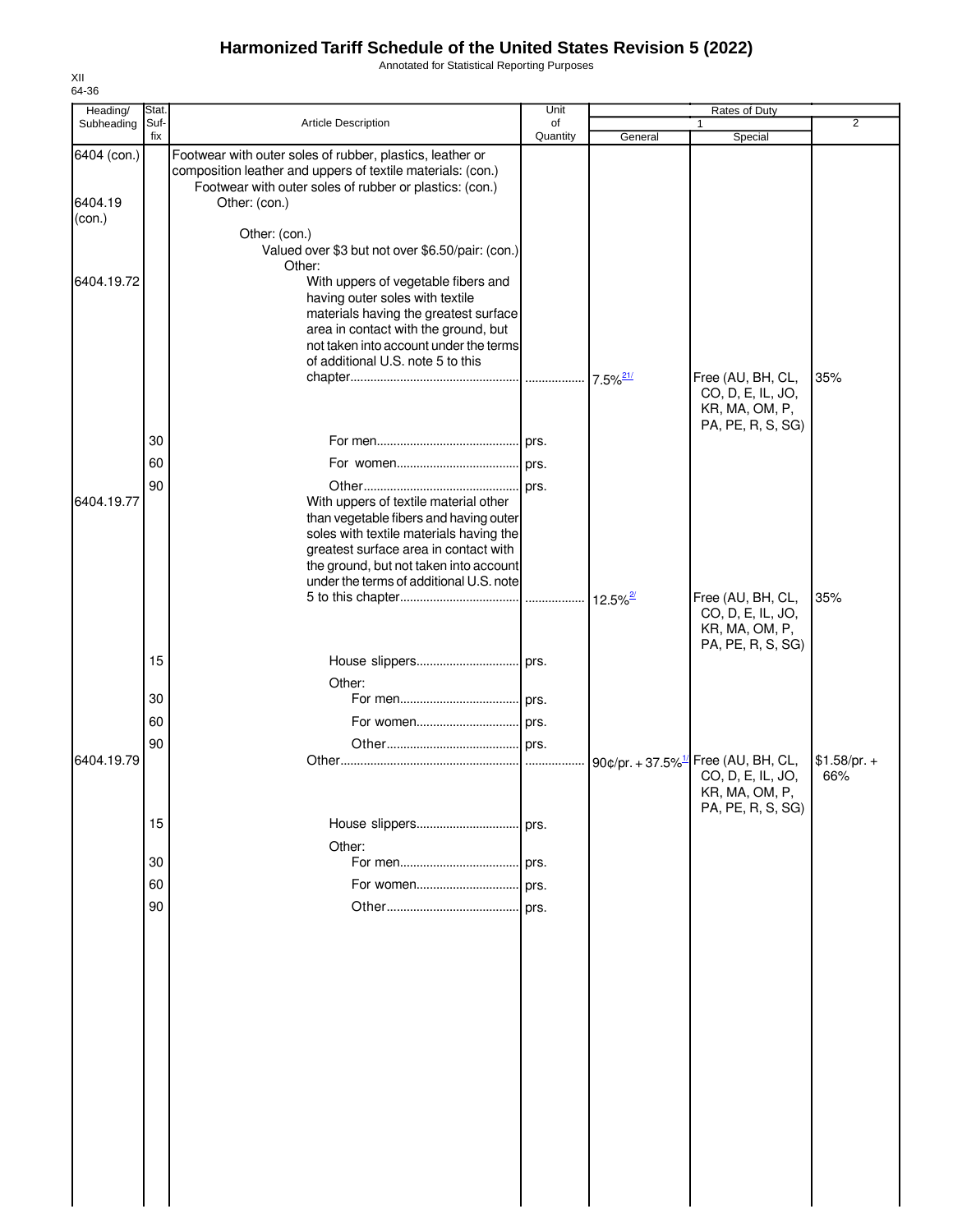# Harmonized Tariff Schedule of the United States Revision 5 (2022)

Annotated for Statistical Reporting Purposes

XII
64-36

| Heading/ Subheading | Stat. Suf- fix | Article Description | Unit of Quantity | Rates of Duty 1 General | Special | 2 |
|---|---|---|---|---|---|---|
| 6404 (con.) | | Footwear with outer soles of rubber, plastics, leather or composition leather and uppers of textile materials: (con.) | | | | |
| | | Footwear with outer soles of rubber or plastics: (con.) | | | | |
| 6404.19 (con.) | | Other: (con.) | | | | |
| | | Other: (con.) | | | | |
| | | Valued over $3 but not over $6.50/pair: (con.) | | | | |
| | | Other: | | | | |
| 6404.19.72 | | With uppers of vegetable fibers and having outer soles with textile materials having the greatest surface area in contact with the ground, but not taken into account under the terms of additional U.S. note 5 to this chapter | | 7.5%[21/] | Free (AU, BH, CL, CO, D, E, IL, JO, KR, MA, OM, P, PA, PE, R, S, SG) | 35% |
| | 30 | For men | prs. | | | |
| | 60 | For women | prs. | | | |
| | 90 | Other | prs. | | | |
| 6404.19.77 | | With uppers of textile material other than vegetable fibers and having outer soles with textile materials having the greatest surface area in contact with the ground, but not taken into account under the terms of additional U.S. note 5 to this chapter | | 12.5%[2/] | Free (AU, BH, CL, CO, D, E, IL, JO, KR, MA, OM, P, PA, PE, R, S, SG) | 35% |
| | 15 | House slippers | prs. | | | |
| | | Other: | | | | |
| | 30 | For men | prs. | | | |
| | 60 | For women | prs. | | | |
| | 90 | Other | prs. | | | |
| 6404.19.79 | | Other | | 90¢/pr. + 37.5%[1/] | Free (AU, BH, CL, CO, D, E, IL, JO, KR, MA, OM, P, PA, PE, R, S, SG) | $1.58/pr. + 66% |
| | 15 | House slippers | prs. | | | |
| | | Other: | | | | |
| | 30 | For men | prs. | | | |
| | 60 | For women | prs. | | | |
| | 90 | Other | prs. | | | |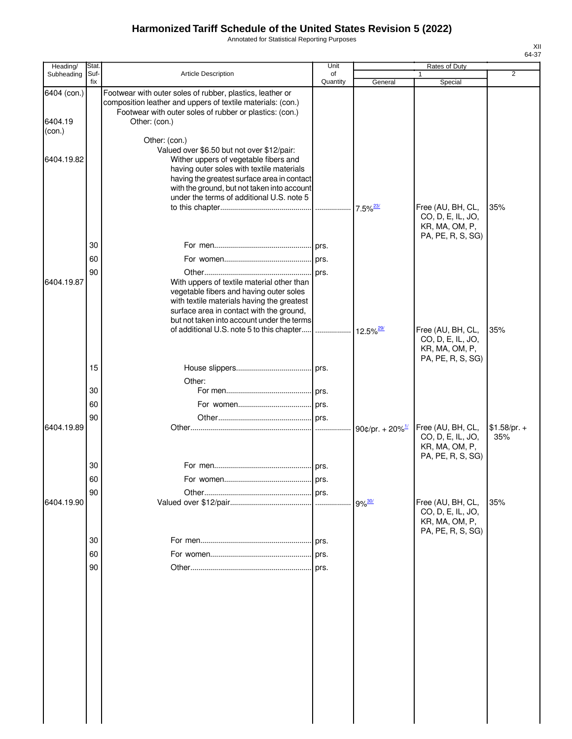# Harmonized Tariff Schedule of the United States Revision 5 (2022)

Annotated for Statistical Reporting Purposes

XII
64-37

| Heading/ Subheading | Stat. Suf- fix | Article Description | Unit of Quantity | Rates of Duty 1 General | Special | 2 |
|---|---|---|---|---|---|---|
| 6404 (con.) | | Footwear with outer soles of rubber, plastics, leather or composition leather and uppers of textile materials: (con.) | | | | |
| | | Footwear with outer soles of rubber or plastics: (con.) | | | | |
| 6404.19 (con.) | | Other: (con.) | | | | |
| | | Other: (con.) | | | | |
| | | Valued over $6.50 but not over $12/pair: | | | | |
| 6404.19.82 | | Wither uppers of vegetable fibers and having outer soles with textile materials having the greatest surface area in contact with the ground, but not taken into account under the terms of additional U.S. note 5 to this chapter | | 7.5%[23/] | Free (AU, BH, CL, CO, D, E, IL, JO, KR, MA, OM, P, PA, PE, R, S, SG) | 35% |
| | 30 | For men | prs. | | | |
| | 60 | For women | prs. | | | |
| | 90 | Other | prs. | | | |
| 6404.19.87 | | With uppers of textile material other than vegetable fibers and having outer soles with textile materials having the greatest surface area in contact with the ground, but not taken into account under the terms of additional U.S. note 5 to this chapter | | 12.5%[29/] | Free (AU, BH, CL, CO, D, E, IL, JO, KR, MA, OM, P, PA, PE, R, S, SG) | 35% |
| | 15 | House slippers | prs. | | | |
| | | Other: | | | | |
| | 30 | For men | prs. | | | |
| | 60 | For women | prs. | | | |
| | 90 | Other | prs. | | | |
| 6404.19.89 | | Other | | 90¢/pr. + 20%[1/] | Free (AU, BH, CL, CO, D, E, IL, JO, KR, MA, OM, P, PA, PE, R, S, SG) | $1.58/pr. + 35% |
| | 30 | For men | prs. | | | |
| | 60 | For women | prs. | | | |
| | 90 | Other | prs. | | | |
| 6404.19.90 | | Valued over $12/pair | | 9%[30/] | Free (AU, BH, CL, CO, D, E, IL, JO, KR, MA, OM, P, PA, PE, R, S, SG) | 35% |
| | 30 | For men | prs. | | | |
| | 60 | For women | prs. | | | |
| | 90 | Other | prs. | | | |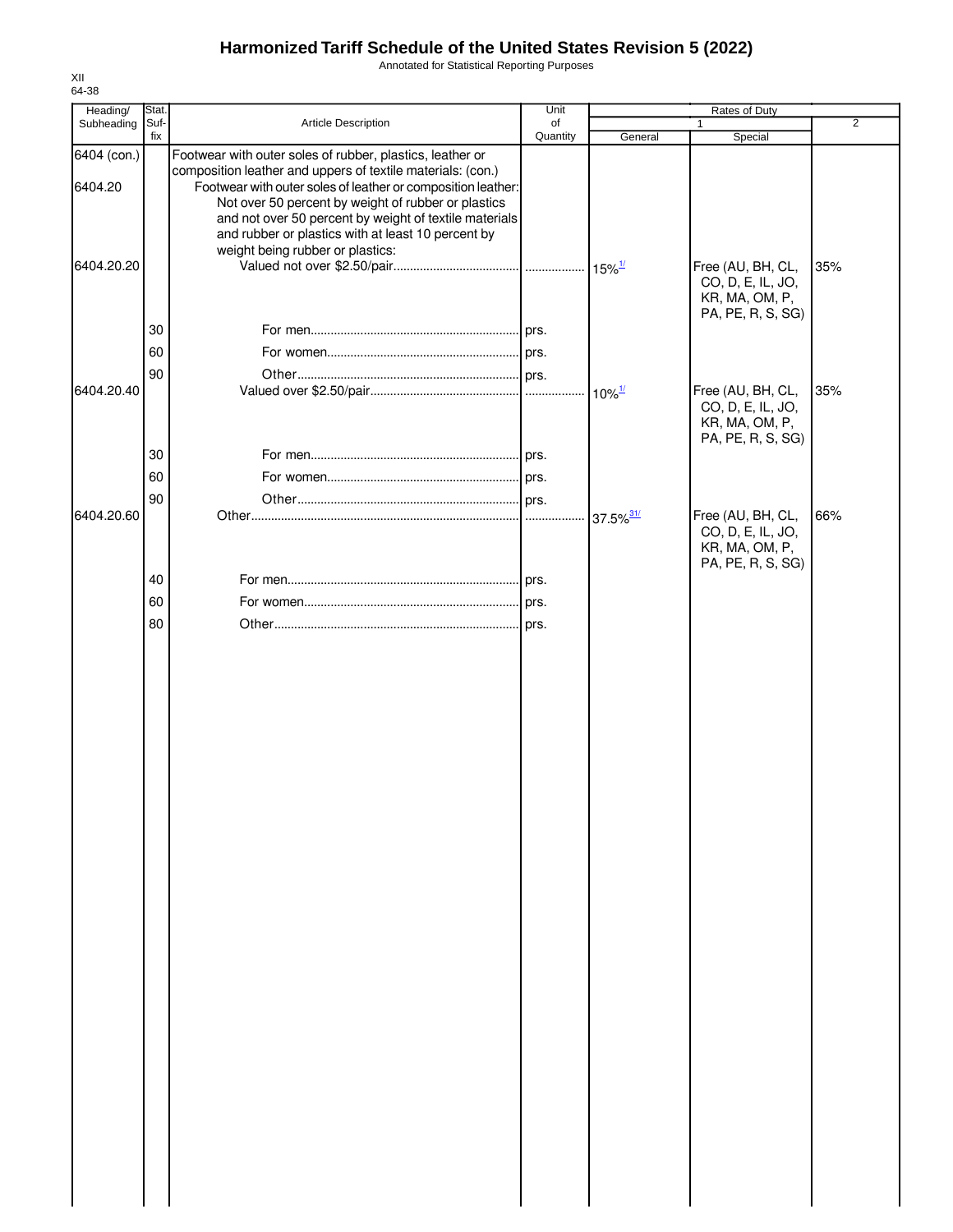# Harmonized Tariff Schedule of the United States Revision 5 (2022)

Annotated for Statistical Reporting Purposes

XII
64-38

| Heading/ Subheading | Stat. Suf- fix | Article Description | Unit of Quantity | Rates of Duty 1 General | Special | 2 |
|---|---|---|---|---|---|---|
| 6404 (con.) | | Footwear with outer soles of rubber, plastics, leather or composition leather and uppers of textile materials: (con.) | | | | |
| 6404.20 | | Footwear with outer soles of leather or composition leather: Not over 50 percent by weight of rubber or plastics and not over 50 percent by weight of textile materials and rubber or plastics with at least 10 percent by weight being rubber or plastics: | | | | |
| 6404.20.20 | | Valued not over $2.50/pair | | 15%[1/] | Free (AU, BH, CL, CO, D, E, IL, JO, KR, MA, OM, P, PA, PE, R, S, SG) | 35% |
| | 30 | For men | prs. | | | |
| | 60 | For women | prs. | | | |
| | 90 | Other | prs. | | | |
| 6404.20.40 | | Valued over $2.50/pair | | 10%[1/] | Free (AU, BH, CL, CO, D, E, IL, JO, KR, MA, OM, P, PA, PE, R, S, SG) | 35% |
| | 30 | For men | prs. | | | |
| | 60 | For women | prs. | | | |
| | 90 | Other | prs. | | | |
| 6404.20.60 | | Other | | 37.5%[31/] | Free (AU, BH, CL, CO, D, E, IL, JO, KR, MA, OM, P, PA, PE, R, S, SG) | 66% |
| | 40 | For men | prs. | | | |
| | 60 | For women | prs. | | | |
| | 80 | Other | prs. | | | |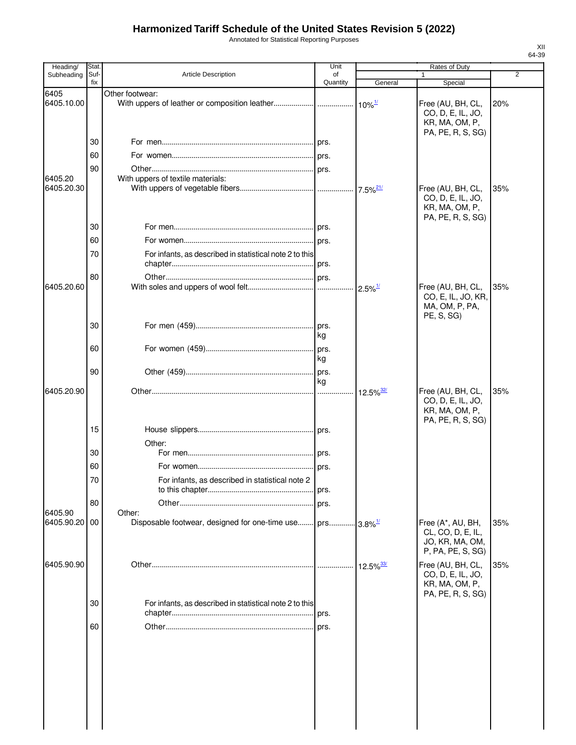# Harmonized Tariff Schedule of the United States Revision 5 (2022)

Annotated for Statistical Reporting Purposes

XII
64-39

| Heading/ Subheading | Stat. Suf- fix | Article Description | Unit of Quantity | Rates of Duty 1 General | Rates of Duty 1 Special | Rates of Duty 2 |
|---|---|---|---|---|---|---|
| 6405 | | Other footwear: | | | | |
| 6405.10.00 | | With uppers of leather or composition leather | | 10%[1/] | Free (AU, BH, CL, CO, D, E, IL, JO, KR, MA, OM, P, PA, PE, R, S, SG) | 20% |
| | 30 | For men | prs. | | | |
| | 60 | For women | prs. | | | |
| | 90 | Other | prs. | | | |
| 6405.20 | | With uppers of textile materials: | | | | |
| 6405.20.30 | | With uppers of vegetable fibers | | 7.5%[21/] | Free (AU, BH, CL, CO, D, E, IL, JO, KR, MA, OM, P, PA, PE, R, S, SG) | 35% |
| | 30 | For men | prs. | | | |
| | 60 | For women | prs. | | | |
| | 70 | For infants, as described in statistical note 2 to this chapter | prs. | | | |
| | 80 | Other | prs. | | | |
| 6405.20.60 | | With soles and uppers of wool felt | | 2.5%[1/] | Free (AU, BH, CL, CO, E, IL, JO, KR, MA, OM, P, PA, PE, S, SG) | 35% |
| | 30 | For men (459) | prs. kg | | | |
| | 60 | For women (459) | prs. kg | | | |
| | 90 | Other (459) | prs. kg | | | |
| 6405.20.90 | | Other | | 12.5%[32/] | Free (AU, BH, CL, CO, D, E, IL, JO, KR, MA, OM, P, PA, PE, R, S, SG) | 35% |
| | 15 | House slippers | prs. | | | |
| | | Other: | | | | |
| | 30 | For men | prs. | | | |
| | 60 | For women | prs. | | | |
| | 70 | For infants, as described in statistical note 2 to this chapter | prs. | | | |
| | 80 | Other | prs. | | | |
| 6405.90 | | Other: | | | | |
| 6405.90.20 | 00 | Disposable footwear, designed for one-time use | prs. | 3.8%[1/] | Free (A*, AU, BH, CL, CO, D, E, IL, JO, KR, MA, OM, P, PA, PE, S, SG) | 35% |
| 6405.90.90 | | Other | | 12.5%[33/] | Free (AU, BH, CL, CO, D, E, IL, JO, KR, MA, OM, P, PA, PE, R, S, SG) | 35% |
| | 30 | For infants, as described in statistical note 2 to this chapter | prs. | | | |
| | 60 | Other | prs. | | | |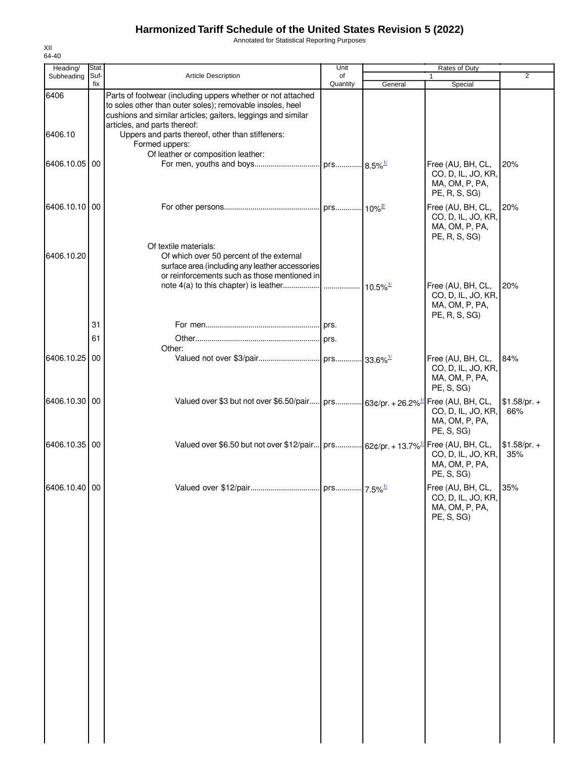# Harmonized Tariff Schedule of the United States Revision 5 (2022)

Annotated for Statistical Reporting Purposes

XII
64-40

| Heading/ Subheading | Stat. Suf- fix | Article Description | Unit of Quantity | Rates of Duty 1 General | Special | 2 |
|---|---|---|---|---|---|---|
| 6406 | | Parts of footwear (including uppers whether or not attached to soles other than outer soles); removable insoles, heel cushions and similar articles; gaiters, leggings and similar articles, and parts thereof: | | | | |
| 6406.10 | | Uppers and parts thereof, other than stiffeners: | | | | |
| | | Formed uppers: | | | | |
| | | Of leather or composition leather: | | | | |
| 6406.10.05 | 00 | For men, youths and boys | prs. | 8.5%[1/] | Free (AU, BH, CL, CO, D, IL, JO, KR, MA, OM, P, PA, PE, R, S, SG) | 20% |
| 6406.10.10 | 00 | For other persons | prs. | 10%[2/] | Free (AU, BH, CL, CO, D, IL, JO, KR, MA, OM, P, PA, PE, R, S, SG) | 20% |
| | | Of textile materials: | | | | |
| 6406.10.20 | | Of which over 50 percent of the external surface area (including any leather accessories or reinforcements such as those mentioned in note 4(a) to this chapter) is leather | | 10.5%[1/] | Free (AU, BH, CL, CO, D, IL, JO, KR, MA, OM, P, PA, PE, R, S, SG) | 20% |
| | 31 | For men | prs. | | | |
| | 61 | Other | prs. | | | |
| | | Other: | | | | |
| 6406.10.25 | 00 | Valued not over $3/pair | prs. | 33.6%[1/] | Free (AU, BH, CL, CO, D, IL, JO, KR, MA, OM, P, PA, PE, S, SG) | 84% |
| 6406.10.30 | 00 | Valued over $3 but not over $6.50/pair | prs. | 63¢/pr. + 26.2%[1/] | Free (AU, BH, CL, CO, D, IL, JO, KR, MA, OM, P, PA, PE, S, SG) | $1.58/pr. + 66% |
| 6406.10.35 | 00 | Valued over $6.50 but not over $12/pair | prs. | 62¢/pr. + 13.7%[1/] | Free (AU, BH, CL, CO, D, IL, JO, KR, MA, OM, P, PA, PE, S, SG) | $1.58/pr. + 35% |
| 6406.10.40 | 00 | Valued over $12/pair | prs. | 7.5%[1/] | Free (AU, BH, CL, CO, D, IL, JO, KR, MA, OM, P, PA, PE, S, SG) | 35% |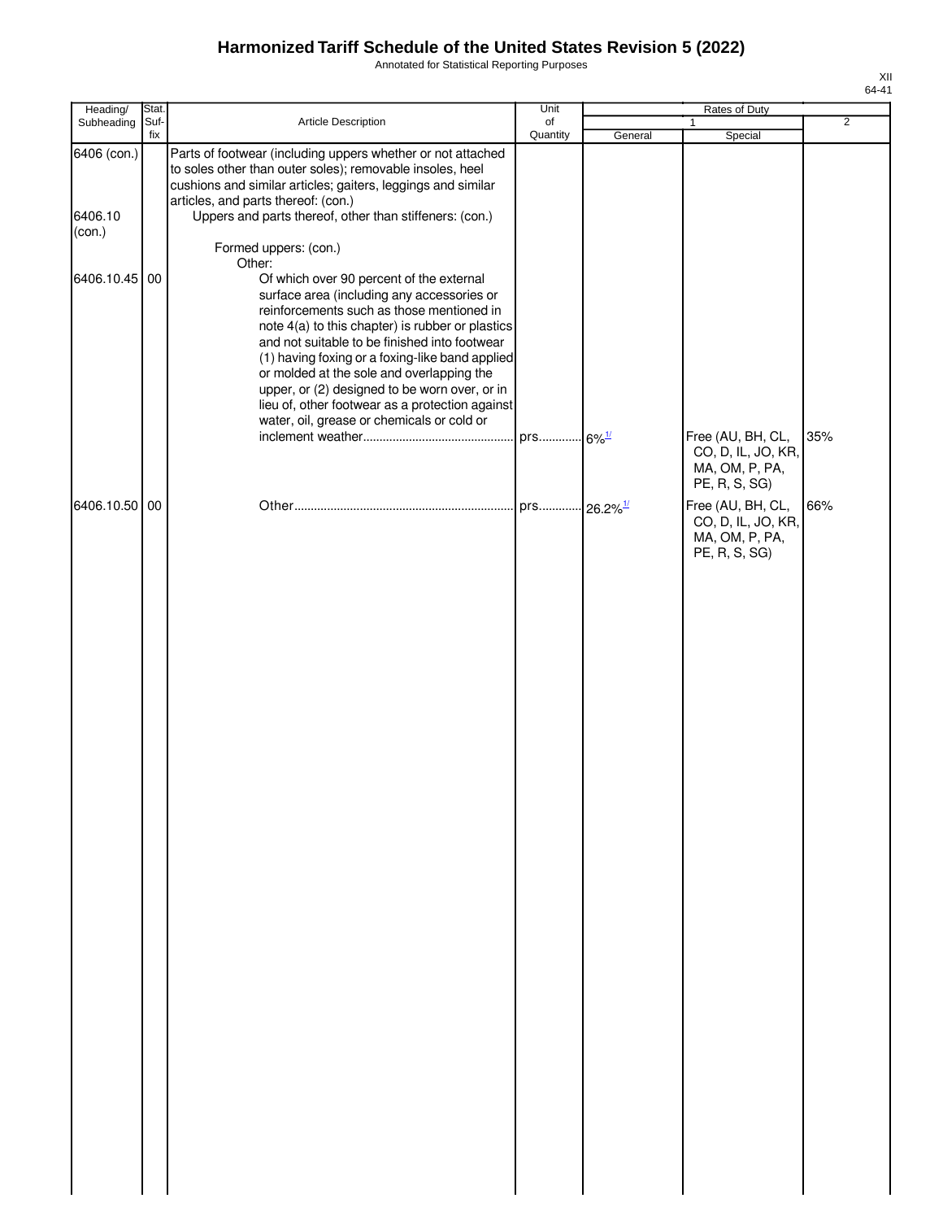# Harmonized Tariff Schedule of the United States Revision 5 (2022)

Annotated for Statistical Reporting Purposes

XII
64-41

| Heading/ Subheading | Stat. Suf-fix | Article Description | Unit of Quantity | Rates of Duty | | |
|---|---|---|---|---|---|---|
| | | | | 1 | | 2 |
| | | | | General | Special | |
| 6406 (con.) | | Parts of footwear (including uppers whether or not attached to soles other than outer soles); removable insoles, heel cushions and similar articles; gaiters, leggings and similar articles, and parts thereof: (con.) | | | | |
| 6406.10 (con.) | | Uppers and parts thereof, other than stiffeners: (con.) | | | | |
| | | Formed uppers: (con.) | | | | |
| | | Other: | | | | |
| 6406.10.45 | 00 | Of which over 90 percent of the external surface area (including any accessories or reinforcements such as those mentioned in note 4(a) to this chapter) is rubber or plastics and not suitable to be finished into footwear (1) having foxing or a foxing-like band applied or molded at the sole and overlapping the upper, or (2) designed to be worn over, or in lieu of, other footwear as a protection against water, oil, grease or chemicals or cold or inclement weather | prs | 6%[1/] | Free (AU, BH, CL, CO, D, IL, JO, KR, MA, OM, P, PA, PE, R, S, SG) | 35% |
| 6406.10.50 | 00 | Other | prs | 26.2%[1/] | Free (AU, BH, CL, CO, D, IL, JO, KR, MA, OM, P, PA, PE, R, S, SG) | 66% |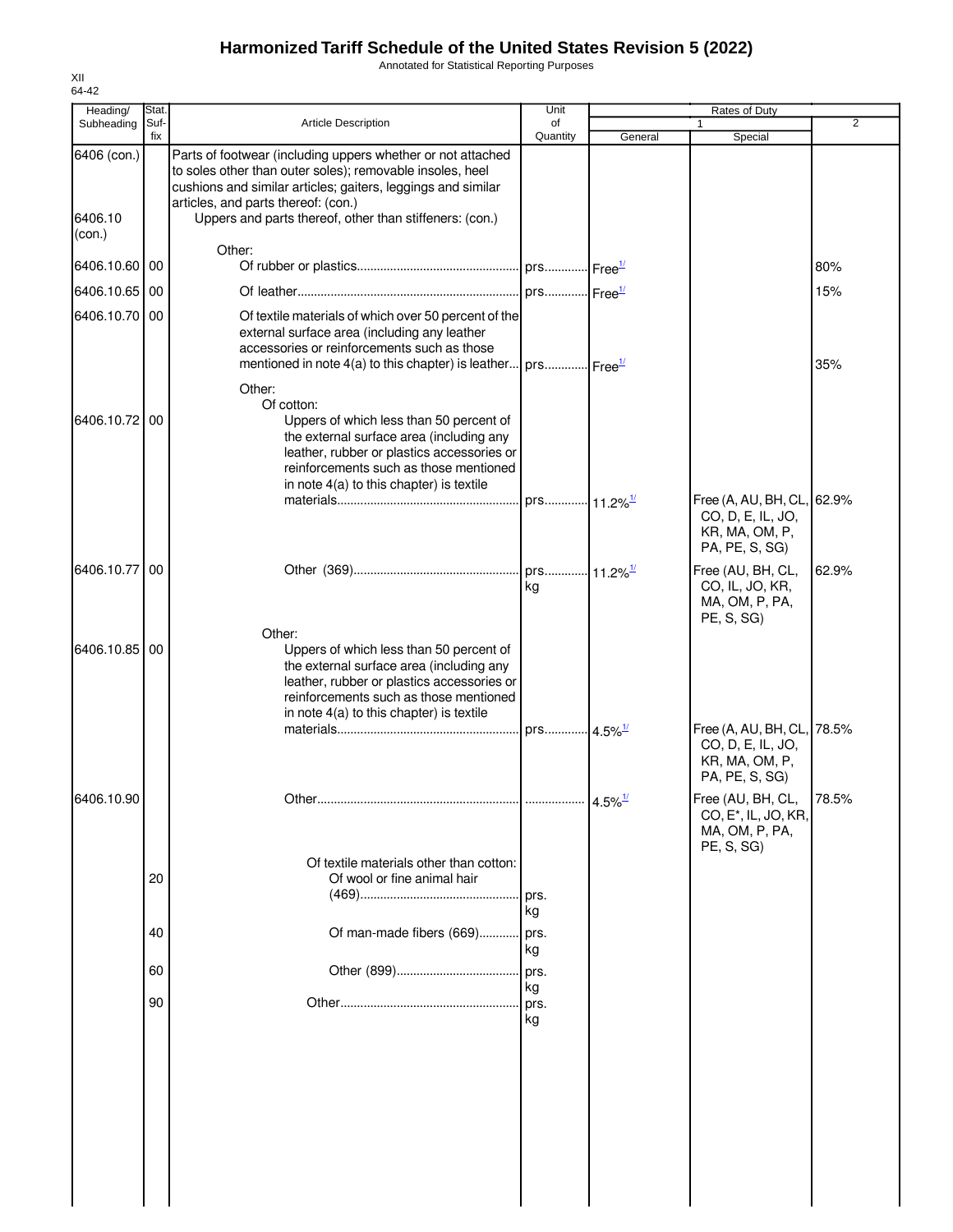# Harmonized Tariff Schedule of the United States Revision 5 (2022)

Annotated for Statistical Reporting Purposes

XII
64-42

| Heading/ Subheading | Stat. Suf- fix | Article Description | Unit of Quantity | Rates of Duty 1 General | Special | 2 |
|---|---|---|---|---|---|---|
| 6406 (con.) | | Parts of footwear (including uppers whether or not attached to soles other than outer soles); removable insoles, heel cushions and similar articles; gaiters, leggings and similar articles, and parts thereof: (con.) | | | | |
| 6406.10 (con.) | | Uppers and parts thereof, other than stiffeners: (con.) | | | | |
| | | Other: | | | | |
| 6406.10.60 | 00 | Of rubber or plastics | prs. | Free[1/] | | 80% |
| 6406.10.65 | 00 | Of leather | prs. | Free[1/] | | 15% |
| 6406.10.70 | 00 | Of textile materials of which over 50 percent of the external surface area (including any leather accessories or reinforcements such as those mentioned in note 4(a) to this chapter) is leather | prs. | Free[1/] | | 35% |
| | | Other: | | | | |
| | | Of cotton: | | | | |
| 6406.10.72 | 00 | Uppers of which less than 50 percent of the external surface area (including any leather, rubber or plastics accessories or reinforcements such as those mentioned in note 4(a) to this chapter) is textile materials | prs. | 11.2%[1/] | Free (A, AU, BH, CL, CO, D, E, IL, JO, KR, MA, OM, P, PA, PE, S, SG) | 62.9% |
| 6406.10.77 | 00 | Other (369) | prs. kg | 11.2%[1/] | Free (AU, BH, CL, CO, IL, JO, KR, MA, OM, P, PA, PE, S, SG) | 62.9% |
| | | Other: | | | | |
| 6406.10.85 | 00 | Uppers of which less than 50 percent of the external surface area (including any leather, rubber or plastics accessories or reinforcements such as those mentioned in note 4(a) to this chapter) is textile materials | prs. | 4.5%[1/] | Free (A, AU, BH, CL, CO, D, E, IL, JO, KR, MA, OM, P, PA, PE, S, SG) | 78.5% |
| 6406.10.90 | | Other | | 4.5%[1/] | Free (AU, BH, CL, CO, E*, IL, JO, KR, MA, OM, P, PA, PE, S, SG) | 78.5% |
| | | Of textile materials other than cotton: | | | | |
| | 20 | Of wool or fine animal hair (469) | prs. kg | | | |
| | 40 | Of man-made fibers (669) | prs. kg | | | |
| | 60 | Other (899) | prs. kg | | | |
| | 90 | Other | prs. kg | | | |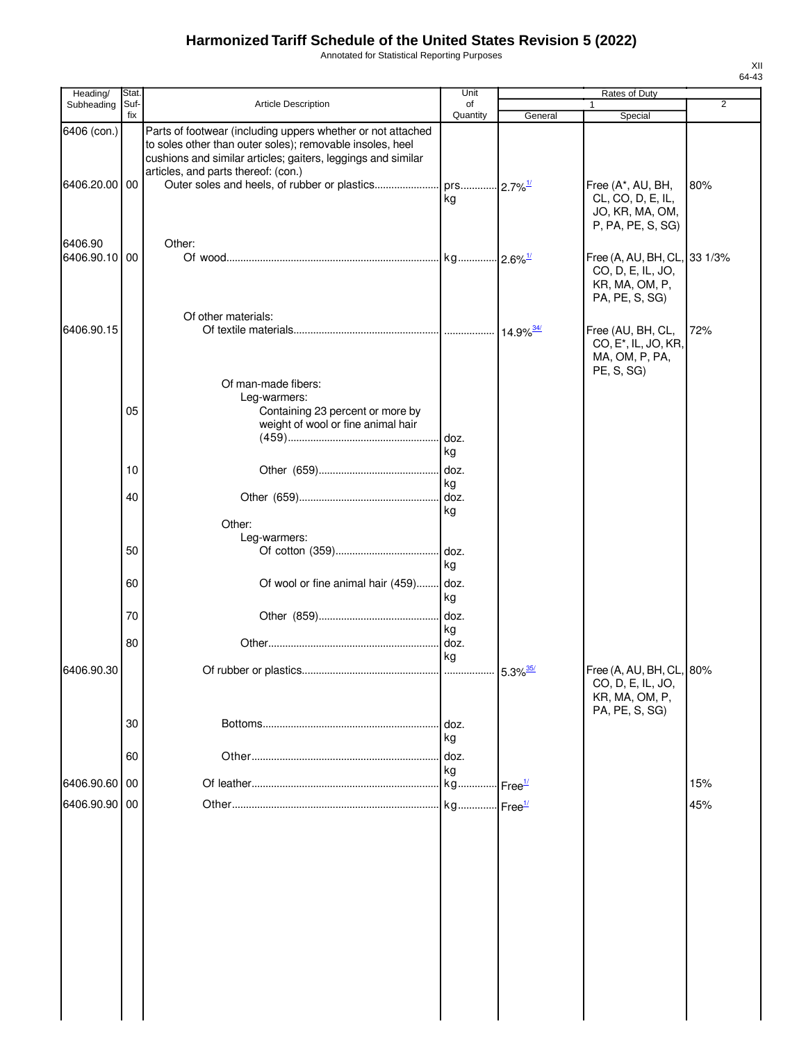# Harmonized Tariff Schedule of the United States Revision 5 (2022)

Annotated for Statistical Reporting Purposes

XII
64-43

| Heading/ Subheading | Stat. Suf- fix | Article Description | Unit of Quantity | Rates of Duty 1 General | Special | 2 |
|---|---|---|---|---|---|---|
| 6406 (con.) | | Parts of footwear (including uppers whether or not attached to soles other than outer soles); removable insoles, heel cushions and similar articles; gaiters, leggings and similar articles, and parts thereof: (con.) | | | | |
| 6406.20.00 | 00 | Outer soles and heels, of rubber or plastics | prs. kg | 2.7%[1/] | Free (A*, AU, BH, CL, CO, D, E, IL, JO, KR, MA, OM, P, PA, PE, S, SG) | 80% |
| 6406.90 | | Other: | | | | |
| 6406.90.10 | 00 | Of wood | kg | 2.6%[1/] | Free (A, AU, BH, CL, CO, D, E, IL, JO, KR, MA, OM, P, PA, PE, S, SG) | 33 1/3% |
| | | Of other materials: | | | | |
| 6406.90.15 | | Of textile materials | | 14.9%[34/] | Free (AU, BH, CL, CO, E*, IL, JO, KR, MA, OM, P, PA, PE, S, SG) | 72% |
| | | Of man-made fibers: | | | | |
| | | Leg-warmers: | | | | |
| | 05 | Containing 23 percent or more by weight of wool or fine animal hair (459) | doz. kg | | | |
| | 10 | Other (659) | doz. kg | | | |
| | 40 | Other (659) | doz. kg | | | |
| | | Other: | | | | |
| | | Leg-warmers: | | | | |
| | 50 | Of cotton (359) | doz. kg | | | |
| | 60 | Of wool or fine animal hair (459) | doz. kg | | | |
| | 70 | Other (859) | doz. kg | | | |
| | 80 | Other | doz. kg | | | |
| 6406.90.30 | | Of rubber or plastics | | 5.3%[35/] | Free (A, AU, BH, CL, CO, D, E, IL, JO, KR, MA, OM, P, PA, PE, S, SG) | 80% |
| | 30 | Bottoms | doz. kg | | | |
| | 60 | Other | doz. kg | | | |
| 6406.90.60 | 00 | Of leather | kg | Free[1/] | | 15% |
| 6406.90.90 | 00 | Other | kg | Free[1/] | | 45% |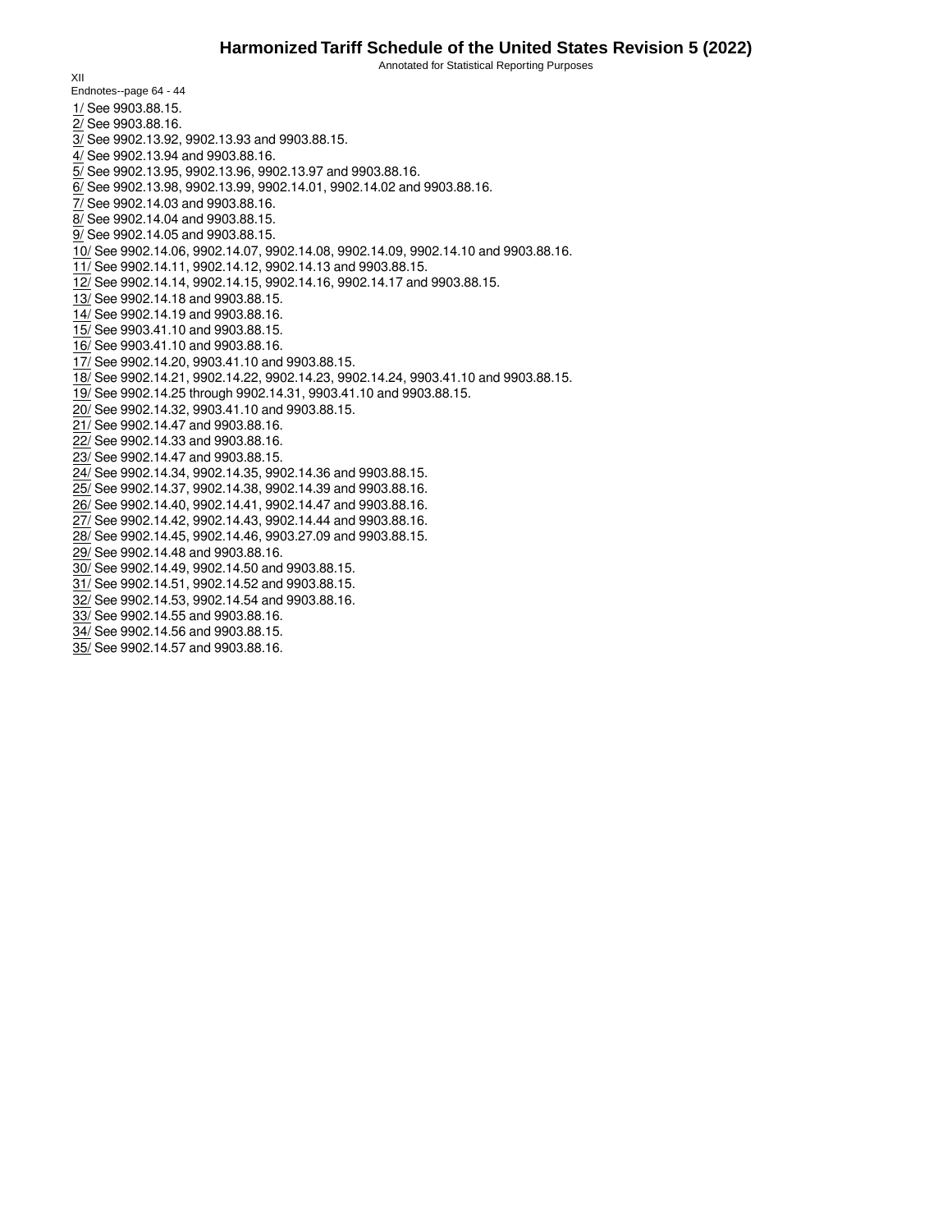XII

Endnotes--page 64 - 44

1/ See 9903.88.15.
2/ See 9903.88.16.
3/ See 9902.13.92, 9902.13.93 and 9903.88.15.
4/ See 9902.13.94 and 9903.88.16.
5/ See 9902.13.95, 9902.13.96, 9902.13.97 and 9903.88.16.
6/ See 9902.13.98, 9902.13.99, 9902.14.01, 9902.14.02 and 9903.88.16.
7/ See 9902.14.03 and 9903.88.16.
8/ See 9902.14.04 and 9903.88.15.
9/ See 9902.14.05 and 9903.88.15.
10/ See 9902.14.06, 9902.14.07, 9902.14.08, 9902.14.09, 9902.14.10 and 9903.88.16.
11/ See 9902.14.11, 9902.14.12, 9902.14.13 and 9903.88.15.
12/ See 9902.14.14, 9902.14.15, 9902.14.16, 9902.14.17 and 9903.88.15.
13/ See 9902.14.18 and 9903.88.15.
14/ See 9902.14.19 and 9903.88.16.
15/ See 9903.41.10 and 9903.88.15.
16/ See 9903.41.10 and 9903.88.16.
17/ See 9902.14.20, 9903.41.10 and 9903.88.15.
18/ See 9902.14.21, 9902.14.22, 9902.14.23, 9902.14.24, 9903.41.10 and 9903.88.15.
19/ See 9902.14.25 through 9902.14.31, 9903.41.10 and 9903.88.15.
20/ See 9902.14.32, 9903.41.10 and 9903.88.15.
21/ See 9902.14.47 and 9903.88.16.
22/ See 9902.14.33 and 9903.88.16.
23/ See 9902.14.47 and 9903.88.15.
24/ See 9902.14.34, 9902.14.35, 9902.14.36 and 9903.88.15.
25/ See 9902.14.37, 9902.14.38, 9902.14.39 and 9903.88.16.
26/ See 9902.14.40, 9902.14.41, 9902.14.47 and 9903.88.16.
27/ See 9902.14.42, 9902.14.43, 9902.14.44 and 9903.88.16.
28/ See 9902.14.45, 9902.14.46, 9903.27.09 and 9903.88.15.
29/ See 9902.14.48 and 9903.88.16.
30/ See 9902.14.49, 9902.14.50 and 9903.88.15.
31/ See 9902.14.51, 9902.14.52 and 9903.88.15.
32/ See 9902.14.53, 9902.14.54 and 9903.88.16.
33/ See 9902.14.55 and 9903.88.16.
34/ See 9902.14.56 and 9903.88.15.
35/ See 9902.14.57 and 9903.88.16.